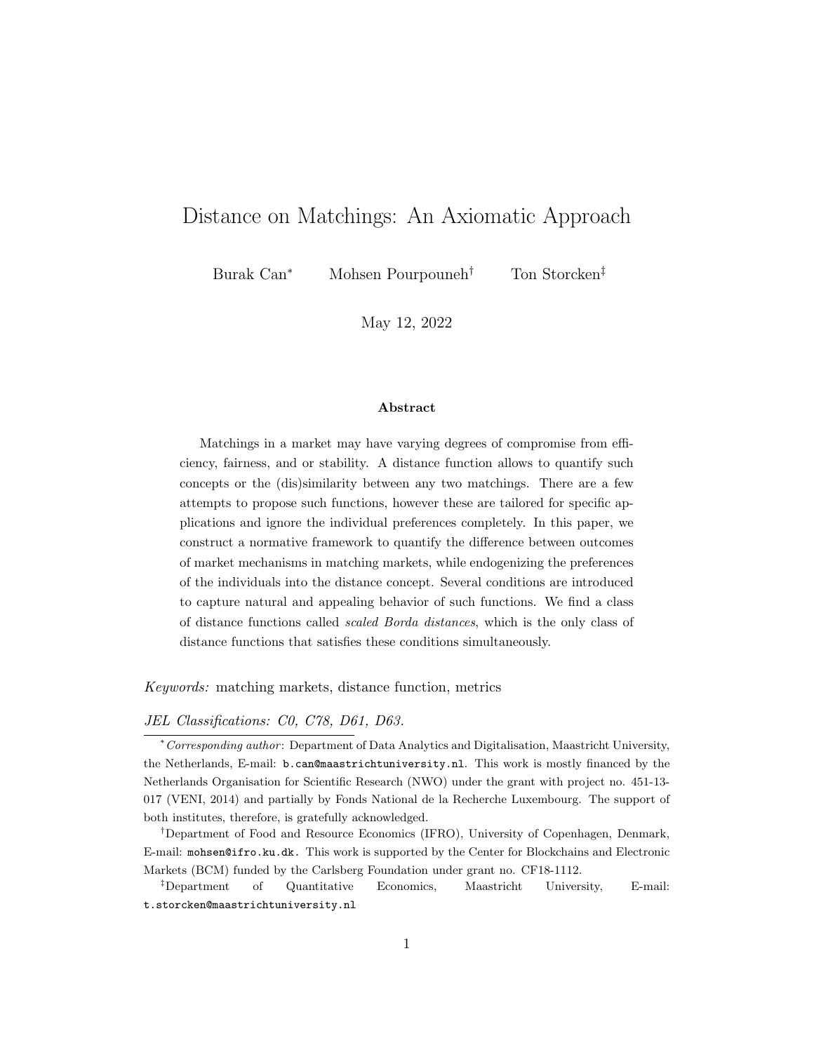# Distance on Matchings: An Axiomatic Approach

Burak Can[*] Mohsen Pourpouneh[†] Ton Storcken[‡]

May 12, 2022

### Abstract

Matchings in a market may have varying degrees of compromise from efficiency, fairness, and or stability. A distance function allows to quantify such concepts or the (dis)similarity between any two matchings. There are a few attempts to propose such functions, however these are tailored for specific applications and ignore the individual preferences completely. In this paper, we construct a normative framework to quantify the difference between outcomes of market mechanisms in matching markets, while endogenizing the preferences of the individuals into the distance concept. Several conditions are introduced to capture natural and appealing behavior of such functions. We find a class of distance functions called *scaled Borda distances*, which is the only class of distance functions that satisfies these conditions simultaneously.

*Keywords:* matching markets, distance function, metrics

*JEL Classifications: C0, C78, D61, D63.*

---

[*] *Corresponding author*: Department of Data Analytics and Digitalisation, Maastricht University, the Netherlands, E-mail: `b.can@maastrichtuniversity.nl`. This work is mostly financed by the Netherlands Organisation for Scientific Research (NWO) under the grant with project no. 451-13-017 (VENI, 2014) and partially by Fonds National de la Recherche Luxembourg. The support of both institutes, therefore, is gratefully acknowledged.

[†] Department of Food and Resource Economics (IFRO), University of Copenhagen, Denmark, E-mail: `mohsen@ifro.ku.dk.` This work is supported by the Center for Blockchains and Electronic Markets (BCM) funded by the Carlsberg Foundation under grant no. CF18-1112.

[‡] Department of Quantitative Economics, Maastricht University, E-mail: `t.storcken@maastrichtuniversity.nl`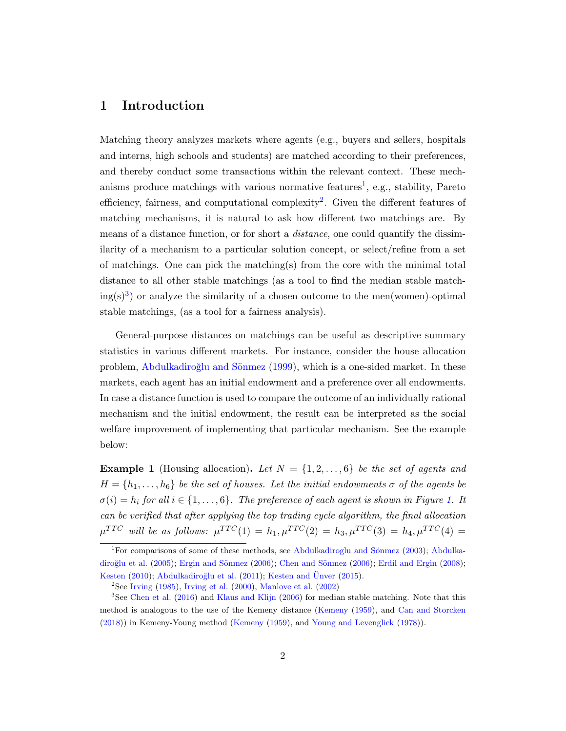# 1 Introduction

Matching theory analyzes markets where agents (e.g., buyers and sellers, hospitals and interns, high schools and students) are matched according to their preferences, and thereby conduct some transactions within the relevant context. These mechanisms produce matchings with various normative features[1], e.g., stability, Pareto efficiency, fairness, and computational complexity[2]. Given the different features of matching mechanisms, it is natural to ask how different two matchings are. By means of a distance function, or for short a *distance*, one could quantify the dissimilarity of a mechanism to a particular solution concept, or select/refine from a set of matchings. One can pick the matching(s) from the core with the minimal total distance to all other stable matchings (as a tool to find the median stable matching(s)[3]) or analyze the similarity of a chosen outcome to the men(women)-optimal stable matchings, (as a tool for a fairness analysis).

General-purpose distances on matchings can be useful as descriptive summary statistics in various different markets. For instance, consider the house allocation problem, Abdulkadiroğlu and Sönmez (1999), which is a one-sided market. In these markets, each agent has an initial endowment and a preference over all endowments. In case a distance function is used to compare the outcome of an individually rational mechanism and the initial endowment, the result can be interpreted as the social welfare improvement of implementing that particular mechanism. See the example below:

**Example 1** (Housing allocation)**.** *Let $N = \{1, 2, \ldots, 6\}$ be the set of agents and $H = \{h_1, \ldots, h_6\}$ be the set of houses. Let the initial endowments $\sigma$ of the agents be $\sigma(i) = h_i$ for all $i \in \{1, \ldots, 6\}$. The preference of each agent is shown in Figure 1. It can be verified that after applying the top trading cycle algorithm, the final allocation $\mu^{TTC}$ will be as follows: $\mu^{TTC}(1) = h_1, \mu^{TTC}(2) = h_3, \mu^{TTC}(3) = h_4, \mu^{TTC}(4) =$*

---

[1] For comparisons of some of these methods, see Abdulkadiroglu and Sönmez (2003); Abdulkadiroğlu et al. (2005); Ergin and Sönmez (2006); Chen and Sönmez (2006); Erdil and Ergin (2008); Kesten (2010); Abdulkadiroğlu et al. (2011); Kesten and Ünver (2015).

[2] See Irving (1985), Irving et al. (2000), Manlove et al. (2002)

[3] See Chen et al. (2016) and Klaus and Klijn (2006) for median stable matching. Note that this method is analogous to the use of the Kemeny distance (Kemeny (1959), and Can and Storcken (2018)) in Kemeny-Young method (Kemeny (1959), and Young and Levenglick (1978)).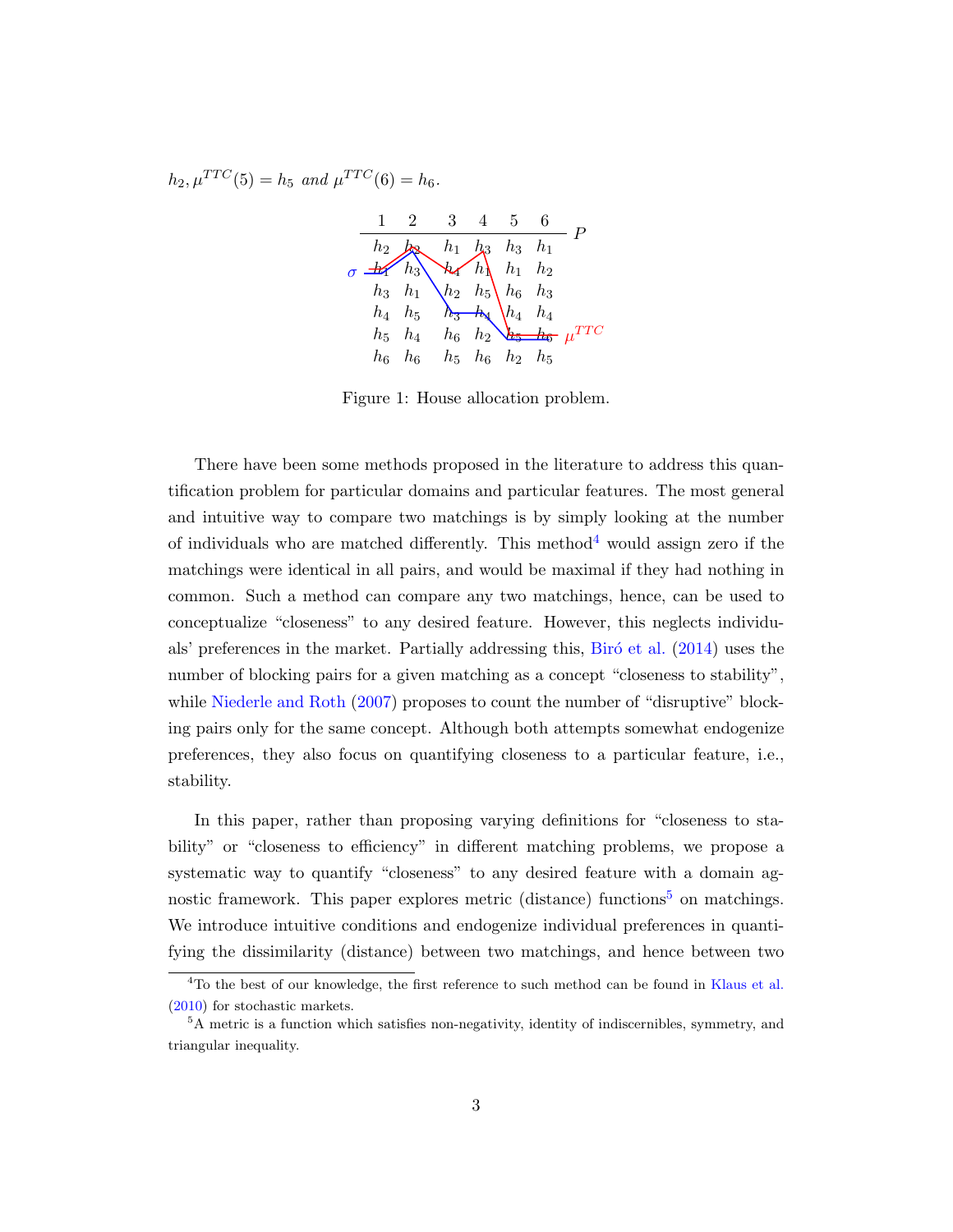$h_2, \mu^{TTC}(5) = h_5$ *and* $\mu^{TTC}(6) = h_6$.

| 1 | 2 | 3 | 4 | 5 | 6 |
|---|---|---|---|---|---|
| $h_2$ | $h_2$ | $h_1$ | $h_3$ | $h_3$ | $h_1$ |
| $h_1$ | $h_3$ | $h_4$ | $h_1$ | $h_1$ | $h_2$ |
| $h_3$ | $h_1$ | $h_2$ | $h_5$ | $h_6$ | $h_3$ |
| $h_4$ | $h_5$ | $h_3$ | $h_4$ | $h_4$ | $h_4$ |
| $h_5$ | $h_4$ | $h_6$ | $h_2$ | $h_5$ | $h_6$ |
| $h_6$ | $h_6$ | $h_5$ | $h_6$ | $h_2$ | $h_5$ |

Figure 1: House allocation problem.

There have been some methods proposed in the literature to address this quantification problem for particular domains and particular features. The most general and intuitive way to compare two matchings is by simply looking at the number of individuals who are matched differently. This method[4] would assign zero if the matchings were identical in all pairs, and would be maximal if they had nothing in common. Such a method can compare any two matchings, hence, can be used to conceptualize "closeness" to any desired feature. However, this neglects individuals' preferences in the market. Partially addressing this, Biró et al. (2014) uses the number of blocking pairs for a given matching as a concept "closeness to stability", while Niederle and Roth (2007) proposes to count the number of "disruptive" blocking pairs only for the same concept. Although both attempts somewhat endogenize preferences, they also focus on quantifying closeness to a particular feature, i.e., stability.

In this paper, rather than proposing varying definitions for "closeness to stability" or "closeness to efficiency" in different matching problems, we propose a systematic way to quantify "closeness" to any desired feature with a domain agnostic framework. This paper explores metric (distance) functions[5] on matchings. We introduce intuitive conditions and endogenize individual preferences in quantifying the dissimilarity (distance) between two matchings, and hence between two

[4] To the best of our knowledge, the first reference to such method can be found in Klaus et al. (2010) for stochastic markets.

[5] A metric is a function which satisfies non-negativity, identity of indiscernibles, symmetry, and triangular inequality.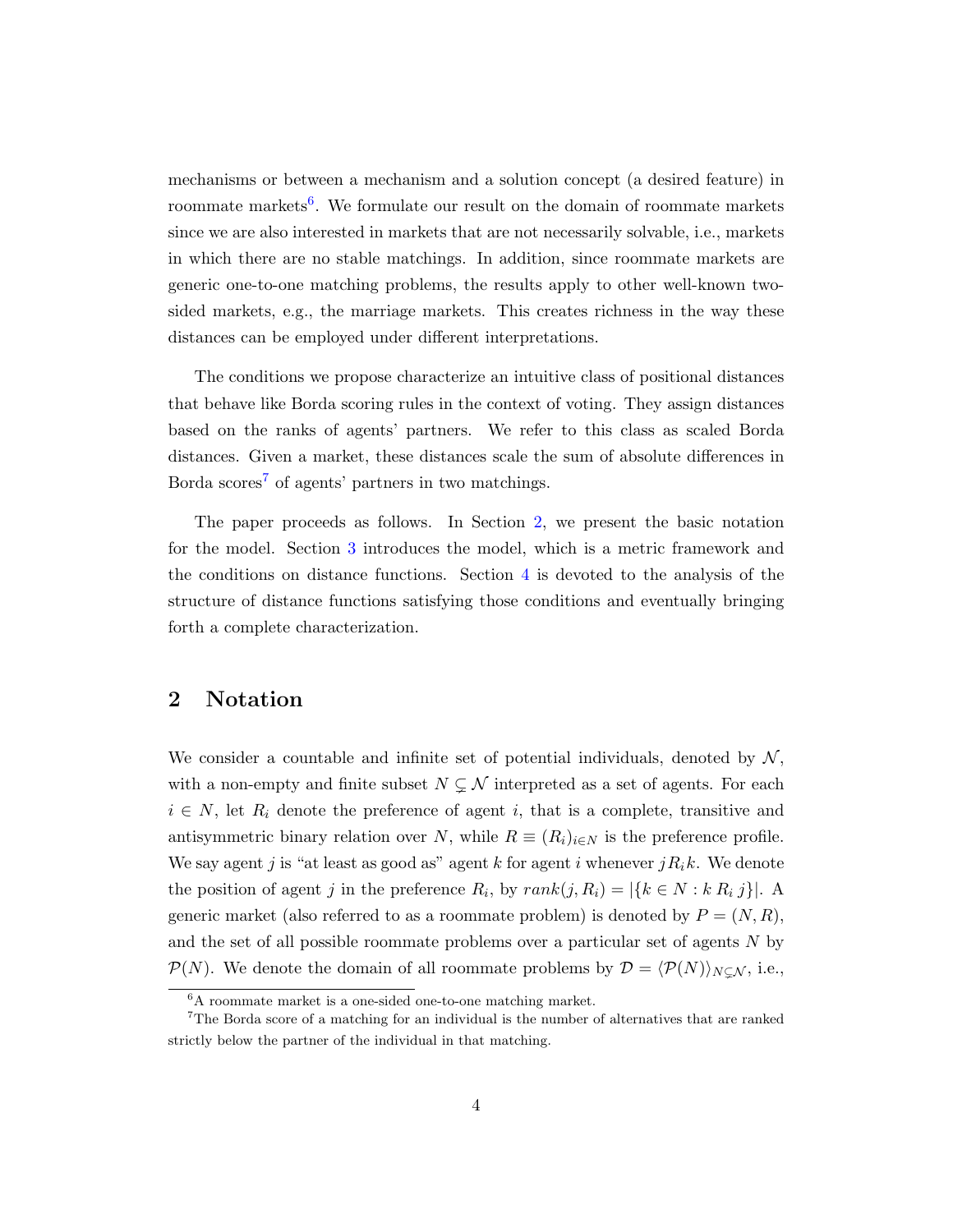mechanisms or between a mechanism and a solution concept (a desired feature) in roommate markets[6]. We formulate our result on the domain of roommate markets since we are also interested in markets that are not necessarily solvable, i.e., markets in which there are no stable matchings. In addition, since roommate markets are generic one-to-one matching problems, the results apply to other well-known two-sided markets, e.g., the marriage markets. This creates richness in the way these distances can be employed under different interpretations.

The conditions we propose characterize an intuitive class of positional distances that behave like Borda scoring rules in the context of voting. They assign distances based on the ranks of agents' partners. We refer to this class as scaled Borda distances. Given a market, these distances scale the sum of absolute differences in Borda scores[7] of agents' partners in two matchings.

The paper proceeds as follows. In Section 2, we present the basic notation for the model. Section 3 introduces the model, which is a metric framework and the conditions on distance functions. Section 4 is devoted to the analysis of the structure of distance functions satisfying those conditions and eventually bringing forth a complete characterization.

## 2 Notation

We consider a countable and infinite set of potential individuals, denoted by $\mathcal{N}$, with a non-empty and finite subset $N \subsetneq \mathcal{N}$ interpreted as a set of agents. For each $i \in N$, let $R_i$ denote the preference of agent $i$, that is a complete, transitive and antisymmetric binary relation over $N$, while $R \equiv (R_i)_{i \in N}$ is the preference profile. We say agent $j$ is "at least as good as" agent $k$ for agent $i$ whenever $j R_i k$. We denote the position of agent $j$ in the preference $R_i$, by $rank(j, R_i) = |\{k \in N : k \; R_i \; j\}|$. A generic market (also referred to as a roommate problem) is denoted by $P = (N, R)$, and the set of all possible roommate problems over a particular set of agents $N$ by $\mathcal{P}(N)$. We denote the domain of all roommate problems by $\mathcal{D} = \langle \mathcal{P}(N) \rangle_{N \subsetneq \mathcal{N}}$, i.e.,

[6] A roommate market is a one-sided one-to-one matching market.

[7] The Borda score of a matching for an individual is the number of alternatives that are ranked strictly below the partner of the individual in that matching.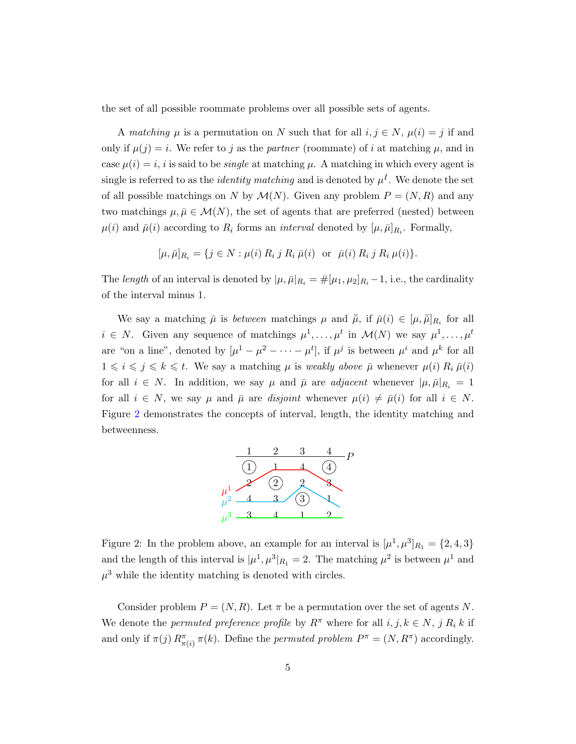the set of all possible roommate problems over all possible sets of agents.

A *matching* $\mu$ is a permutation on $N$ such that for all $i, j \in N$, $\mu(i) = j$ if and only if $\mu(j) = i$. We refer to $j$ as the *partner* (roommate) of $i$ at matching $\mu$, and in case $\mu(i) = i$, $i$ is said to be *single* at matching $\mu$. A matching in which every agent is single is referred to as the *identity matching* and is denoted by $\mu^I$. We denote the set of all possible matchings on $N$ by $\mathcal{M}(N)$. Given any problem $P = (N, R)$ and any two matchings $\mu, \bar{\mu} \in \mathcal{M}(N)$, the set of agents that are preferred (nested) between $\mu(i)$ and $\bar{\mu}(i)$ according to $R_i$ forms an *interval* denoted by $[\mu, \bar{\mu}]_{R_i}$. Formally,

$$[\mu, \bar{\mu}]_{R_i} = \{j \in N : \mu(i) \; R_i \; j \; R_i \; \bar{\mu}(i) \;\; \text{or} \;\; \bar{\mu}(i) \; R_i \; j \; R_i \; \mu(i)\}.$$

The *length* of an interval is denoted by $|\mu, \bar{\mu}|_{R_i} = \#[\mu_1, \mu_2]_{R_i} - 1$, i.e., the cardinality of the interval minus 1.

We say a matching $\bar{\mu}$ is *between* matchings $\mu$ and $\bar{\bar{\mu}}$, if $\bar{\mu}(i) \in [\mu, \bar{\bar{\mu}}]_{R_i}$ for all $i \in N$. Given any sequence of matchings $\mu^1, \ldots, \mu^t$ in $\mathcal{M}(N)$ we say $\mu^1, \ldots, \mu^t$ are "on a line", denoted by $[\mu^1 - \mu^2 - \cdots - \mu^t]$, if $\mu^j$ is between $\mu^i$ and $\mu^k$ for all $1 \leqslant i \leqslant j \leqslant k \leqslant t$. We say a matching $\mu$ is *weakly above* $\bar{\mu}$ whenever $\mu(i) \; R_i \; \bar{\mu}(i)$ for all $i \in N$. In addition, we say $\mu$ and $\bar{\mu}$ are *adjacent* whenever $|\mu, \bar{\mu}|_{R_i} = 1$ for all $i \in N$, we say $\mu$ and $\bar{\mu}$ are *disjoint* whenever $\mu(i) \neq \bar{\mu}(i)$ for all $i \in N$. Figure 2 demonstrates the concepts of interval, length, the identity matching and betweenness.

| 1 | 2 | 3 | 4 |
|---|---|---|---|
| (1) | 1 | 4 | (4) |
| 2 | (2) | 2 | 3 |
| 4 | 3 | (3) | 1 |
| 3 | 4 | 1 | 2 |

Figure 2: In the problem above, an example for an interval is $[\mu^1, \mu^3]_{R_1} = \{2, 4, 3\}$ and the length of this interval is $|\mu^1, \mu^3|_{R_1} = 2$. The matching $\mu^2$ is between $\mu^1$ and $\mu^3$ while the identity matching is denoted with circles.

Consider problem $P = (N, R)$. Let $\pi$ be a permutation over the set of agents $N$. We denote the *permuted preference profile* by $R^\pi$ where for all $i, j, k \in N$, $j \; R_i \; k$ if and only if $\pi(j) \; R^\pi_{\pi(i)} \; \pi(k)$. Define the *permuted problem* $P^\pi = (N, R^\pi)$ accordingly.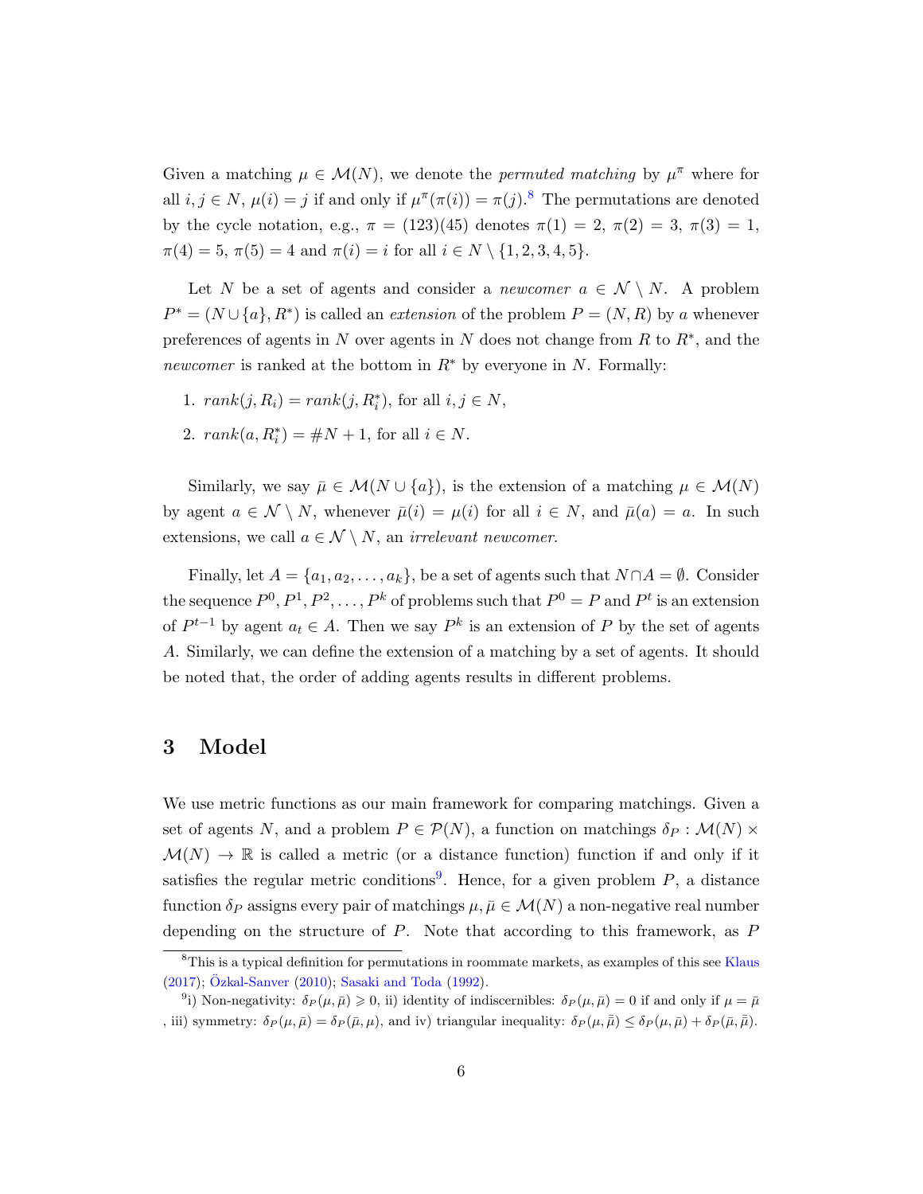Given a matching $\mu \in \mathcal{M}(N)$, we denote the *permuted matching* by $\mu^\pi$ where for all $i, j \in N$, $\mu(i) = j$ if and only if $\mu^\pi(\pi(i)) = \pi(j)$.[8] The permutations are denoted by the cycle notation, e.g., $\pi = (123)(45)$ denotes $\pi(1) = 2$, $\pi(2) = 3$, $\pi(3) = 1$, $\pi(4) = 5$, $\pi(5) = 4$ and $\pi(i) = i$ for all $i \in N \setminus \{1, 2, 3, 4, 5\}$.

Let $N$ be a set of agents and consider a *newcomer* $a \in \mathcal{N} \setminus N$. A problem $P^* = (N \cup \{a\}, R^*)$ is called an *extension* of the problem $P = (N, R)$ by $a$ whenever preferences of agents in $N$ over agents in $N$ does not change from $R$ to $R^*$, and the *newcomer* is ranked at the bottom in $R^*$ by everyone in $N$. Formally:

1. $rank(j, R_i) = rank(j, R_i^*)$, for all $i, j \in N$,
2. $rank(a, R_i^*) = \#N + 1$, for all $i \in N$.

Similarly, we say $\bar{\mu} \in \mathcal{M}(N \cup \{a\})$, is the extension of a matching $\mu \in \mathcal{M}(N)$ by agent $a \in \mathcal{N} \setminus N$, whenever $\bar{\mu}(i) = \mu(i)$ for all $i \in N$, and $\bar{\mu}(a) = a$. In such extensions, we call $a \in \mathcal{N} \setminus N$, an *irrelevant newcomer*.

Finally, let $A = \{a_1, a_2, \dots, a_k\}$, be a set of agents such that $N \cap A = \emptyset$. Consider the sequence $P^0, P^1, P^2, \dots, P^k$ of problems such that $P^0 = P$ and $P^t$ is an extension of $P^{t-1}$ by agent $a_t \in A$. Then we say $P^k$ is an extension of $P$ by the set of agents $A$. Similarly, we can define the extension of a matching by a set of agents. It should be noted that, the order of adding agents results in different problems.

# 3 Model

We use metric functions as our main framework for comparing matchings. Given a set of agents $N$, and a problem $P \in \mathcal{P}(N)$, a function on matchings $\delta_P : \mathcal{M}(N) \times \mathcal{M}(N) \to \mathbb{R}$ is called a metric (or a distance function) function if and only if it satisfies the regular metric conditions[9]. Hence, for a given problem $P$, a distance function $\delta_P$ assigns every pair of matchings $\mu, \bar{\mu} \in \mathcal{M}(N)$ a non-negative real number depending on the structure of $P$. Note that according to this framework, as $P$

---

[8] This is a typical definition for permutations in roommate markets, as examples of this see Klaus (2017); Özkal-Sanver (2010); Sasaki and Toda (1992).

[9] i) Non-negativity: $\delta_P(\mu, \bar{\mu}) \geqslant 0$, ii) identity of indiscernibles: $\delta_P(\mu, \bar{\mu}) = 0$ if and only if $\mu = \bar{\mu}$ , iii) symmetry: $\delta_P(\mu, \bar{\mu}) = \delta_P(\bar{\mu}, \mu)$, and iv) triangular inequality: $\delta_P(\mu, \bar{\bar{\mu}}) \leq \delta_P(\mu, \bar{\mu}) + \delta_P(\bar{\mu}, \bar{\bar{\mu}})$.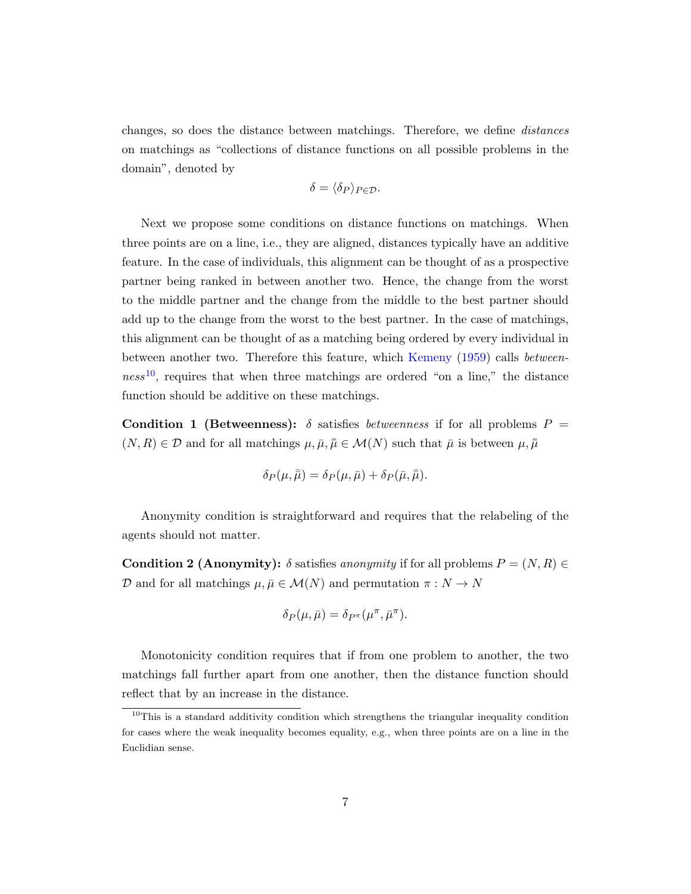changes, so does the distance between matchings. Therefore, we define *distances* on matchings as "collections of distance functions on all possible problems in the domain", denoted by

$$\delta = \langle \delta_P \rangle_{P \in \mathcal{D}}.$$

Next we propose some conditions on distance functions on matchings. When three points are on a line, i.e., they are aligned, distances typically have an additive feature. In the case of individuals, this alignment can be thought of as a prospective partner being ranked in between another two. Hence, the change from the worst to the middle partner and the change from the middle to the best partner should add up to the change from the worst to the best partner. In the case of matchings, this alignment can be thought of as a matching being ordered by every individual in between another two. Therefore this feature, which Kemeny (1959) calls *betweenness*[10], requires that when three matchings are ordered "on a line," the distance function should be additive on these matchings.

**Condition 1 (Betweenness):** $\delta$ satisfies *betweenness* if for all problems $P = (N, R) \in \mathcal{D}$ and for all matchings $\mu, \bar{\mu}, \bar{\bar{\mu}} \in \mathcal{M}(N)$ such that $\bar{\mu}$ is between $\mu, \bar{\bar{\mu}}$

$$\delta_P(\mu, \bar{\bar{\mu}}) = \delta_P(\mu, \bar{\mu}) + \delta_P(\bar{\mu}, \bar{\bar{\mu}}).$$

Anonymity condition is straightforward and requires that the relabeling of the agents should not matter.

**Condition 2 (Anonymity):** $\delta$ satisfies *anonymity* if for all problems $P = (N, R) \in \mathcal{D}$ and for all matchings $\mu, \bar{\mu} \in \mathcal{M}(N)$ and permutation $\pi : N \to N$

$$\delta_P(\mu, \bar{\mu}) = \delta_{P^\pi}(\mu^\pi, \bar{\mu}^\pi).$$

Monotonicity condition requires that if from one problem to another, the two matchings fall further apart from one another, then the distance function should reflect that by an increase in the distance.

[10] This is a standard additivity condition which strengthens the triangular inequality condition for cases where the weak inequality becomes equality, e.g., when three points are on a line in the Euclidian sense.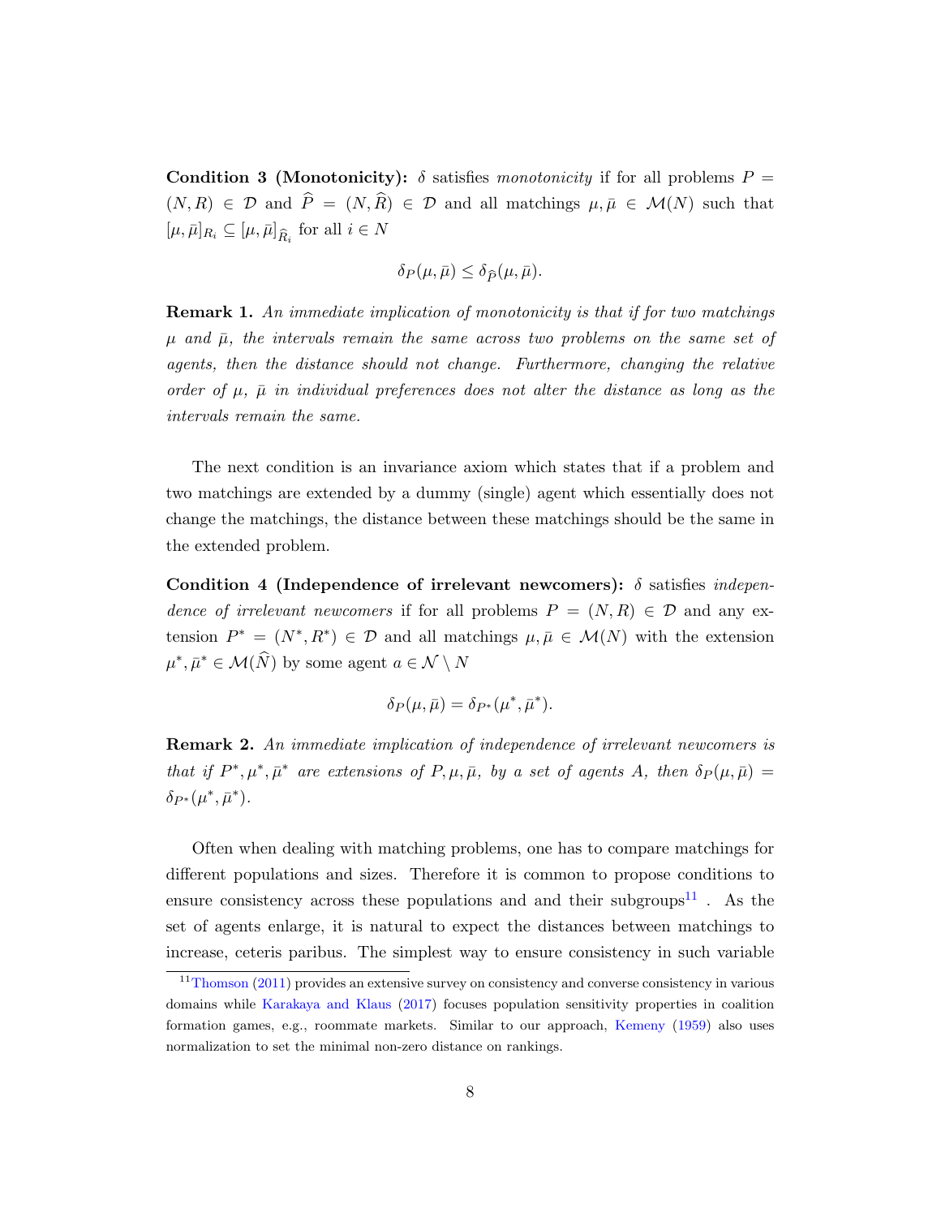**Condition 3 (Monotonicity):** $\delta$ satisfies *monotonicity* if for all problems $P = (N, R) \in \mathcal{D}$ and $\widehat{P} = (N, \widehat{R}) \in \mathcal{D}$ and all matchings $\mu, \bar{\mu} \in \mathcal{M}(N)$ such that $[\mu, \bar{\mu}]_{R_i} \subseteq [\mu, \bar{\mu}]_{\widehat{R}_i}$ for all $i \in N$

$$\delta_P(\mu, \bar{\mu}) \leq \delta_{\widehat{P}}(\mu, \bar{\mu}).$$

**Remark 1.** *An immediate implication of monotonicity is that if for two matchings $\mu$ and $\bar{\mu}$, the intervals remain the same across two problems on the same set of agents, then the distance should not change. Furthermore, changing the relative order of $\mu$, $\bar{\mu}$ in individual preferences does not alter the distance as long as the intervals remain the same.*

The next condition is an invariance axiom which states that if a problem and two matchings are extended by a dummy (single) agent which essentially does not change the matchings, the distance between these matchings should be the same in the extended problem.

**Condition 4 (Independence of irrelevant newcomers):** $\delta$ satisfies *independence of irrelevant newcomers* if for all problems $P = (N, R) \in \mathcal{D}$ and any extension $P^* = (N^*, R^*) \in \mathcal{D}$ and all matchings $\mu, \bar{\mu} \in \mathcal{M}(N)$ with the extension $\mu^*, \bar{\mu}^* \in \mathcal{M}(\widehat{N})$ by some agent $a \in \mathcal{N} \setminus N$

$$\delta_P(\mu, \bar{\mu}) = \delta_{P^*}(\mu^*, \bar{\mu}^*).$$

**Remark 2.** *An immediate implication of independence of irrelevant newcomers is that if $P^*, \mu^*, \bar{\mu}^*$ are extensions of $P, \mu, \bar{\mu}$, by a set of agents $A$, then $\delta_P(\mu, \bar{\mu}) = \delta_{P^*}(\mu^*, \bar{\mu}^*)$.*

Often when dealing with matching problems, one has to compare matchings for different populations and sizes. Therefore it is common to propose conditions to ensure consistency across these populations and and their subgroups[11] . As the set of agents enlarge, it is natural to expect the distances between matchings to increase, ceteris paribus. The simplest way to ensure consistency in such variable

[11] Thomson (2011) provides an extensive survey on consistency and converse consistency in various domains while Karakaya and Klaus (2017) focuses population sensitivity properties in coalition formation games, e.g., roommate markets. Similar to our approach, Kemeny (1959) also uses normalization to set the minimal non-zero distance on rankings.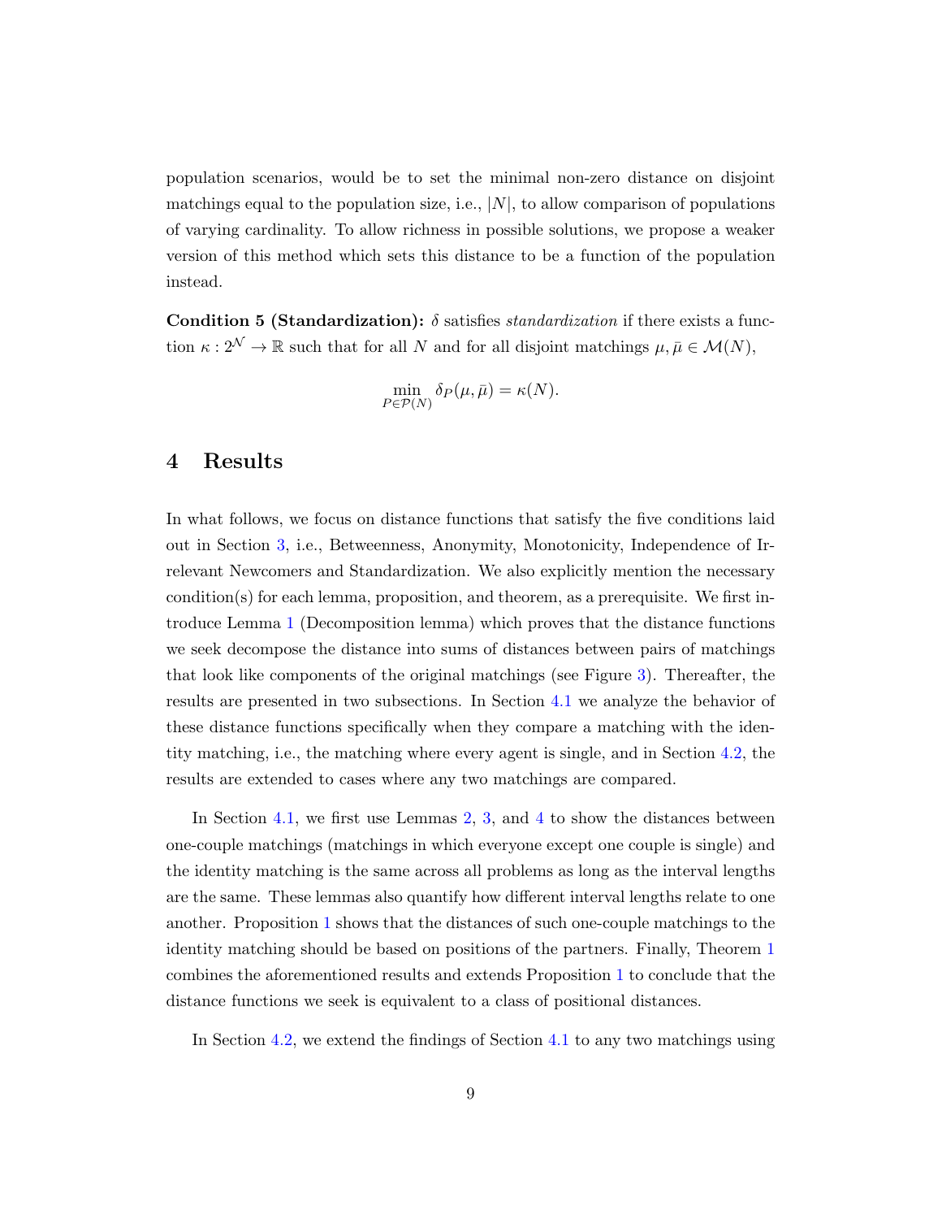population scenarios, would be to set the minimal non-zero distance on disjoint matchings equal to the population size, i.e., $|N|$, to allow comparison of populations of varying cardinality. To allow richness in possible solutions, we propose a weaker version of this method which sets this distance to be a function of the population instead.

**Condition 5 (Standardization):** $\delta$ satisfies *standardization* if there exists a function $\kappa : 2^{\mathcal{N}} \to \mathbb{R}$ such that for all $N$ and for all disjoint matchings $\mu, \bar{\mu} \in \mathcal{M}(N)$,

$$\min_{P \in \mathcal{P}(N)} \delta_P(\mu, \bar{\mu}) = \kappa(N).$$

# 4 Results

In what follows, we focus on distance functions that satisfy the five conditions laid out in Section 3, i.e., Betweenness, Anonymity, Monotonicity, Independence of Irrelevant Newcomers and Standardization. We also explicitly mention the necessary condition(s) for each lemma, proposition, and theorem, as a prerequisite. We first introduce Lemma 1 (Decomposition lemma) which proves that the distance functions we seek decompose the distance into sums of distances between pairs of matchings that look like components of the original matchings (see Figure 3). Thereafter, the results are presented in two subsections. In Section 4.1 we analyze the behavior of these distance functions specifically when they compare a matching with the identity matching, i.e., the matching where every agent is single, and in Section 4.2, the results are extended to cases where any two matchings are compared.

In Section 4.1, we first use Lemmas 2, 3, and 4 to show the distances between one-couple matchings (matchings in which everyone except one couple is single) and the identity matching is the same across all problems as long as the interval lengths are the same. These lemmas also quantify how different interval lengths relate to one another. Proposition 1 shows that the distances of such one-couple matchings to the identity matching should be based on positions of the partners. Finally, Theorem 1 combines the aforementioned results and extends Proposition 1 to conclude that the distance functions we seek is equivalent to a class of positional distances.

In Section 4.2, we extend the findings of Section 4.1 to any two matchings using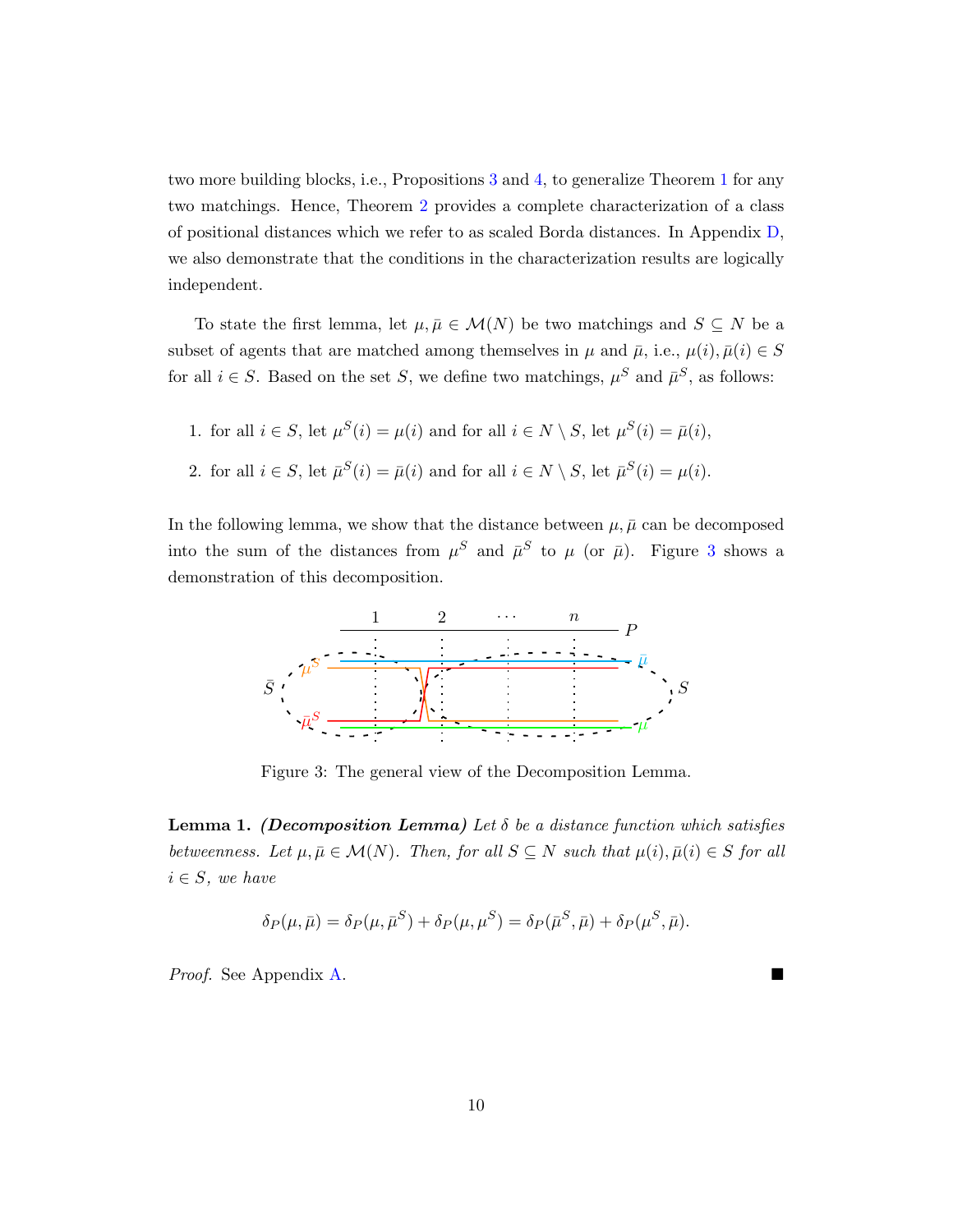two more building blocks, i.e., Propositions 3 and 4, to generalize Theorem 1 for any two matchings. Hence, Theorem 2 provides a complete characterization of a class of positional distances which we refer to as scaled Borda distances. In Appendix D, we also demonstrate that the conditions in the characterization results are logically independent.

To state the first lemma, let $\mu, \bar{\mu} \in \mathcal{M}(N)$ be two matchings and $S \subseteq N$ be a subset of agents that are matched among themselves in $\mu$ and $\bar{\mu}$, i.e., $\mu(i), \bar{\mu}(i) \in S$ for all $i \in S$. Based on the set $S$, we define two matchings, $\mu^S$ and $\bar{\mu}^S$, as follows:

1. for all $i \in S$, let $\mu^S(i) = \mu(i)$ and for all $i \in N \setminus S$, let $\mu^S(i) = \bar{\mu}(i)$,
2. for all $i \in S$, let $\bar{\mu}^S(i) = \bar{\mu}(i)$ and for all $i \in N \setminus S$, let $\bar{\mu}^S(i) = \mu(i)$.

In the following lemma, we show that the distance between $\mu, \bar{\mu}$ can be decomposed into the sum of the distances from $\mu^S$ and $\bar{\mu}^S$ to $\mu$ (or $\bar{\mu}$). Figure 3 shows a demonstration of this decomposition.

Figure 3: The general view of the Decomposition Lemma.

**Lemma 1.** ***(Decomposition Lemma)*** *Let $\delta$ be a distance function which satisfies betweenness. Let $\mu, \bar{\mu} \in \mathcal{M}(N)$. Then, for all $S \subseteq N$ such that $\mu(i), \bar{\mu}(i) \in S$ for all $i \in S$, we have*

$$\delta_P(\mu, \bar{\mu}) = \delta_P(\mu, \bar{\mu}^S) + \delta_P(\mu, \mu^S) = \delta_P(\bar{\mu}^S, \bar{\mu}) + \delta_P(\mu^S, \bar{\mu}).$$

*Proof.* See Appendix A. ∎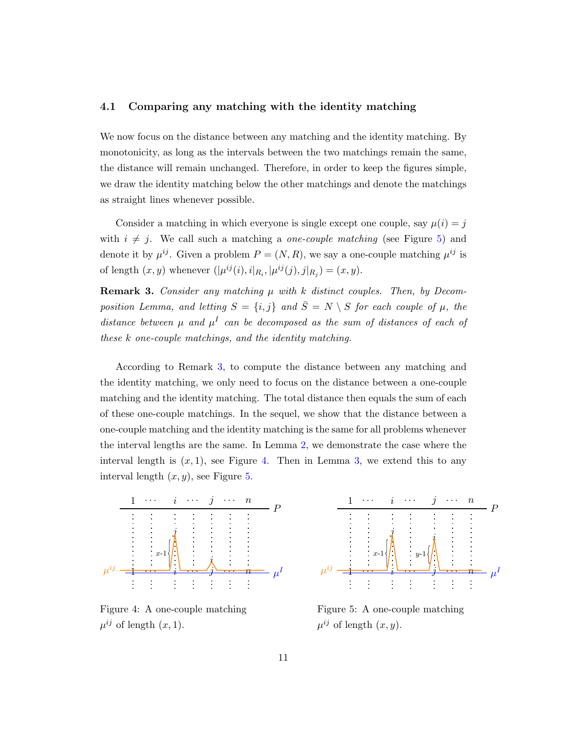### 4.1 Comparing any matching with the identity matching

We now focus on the distance between any matching and the identity matching. By monotonicity, as long as the intervals between the two matchings remain the same, the distance will remain unchanged. Therefore, in order to keep the figures simple, we draw the identity matching below the other matchings and denote the matchings as straight lines whenever possible.

Consider a matching in which everyone is single except one couple, say $\mu(i) = j$ with $i \neq j$. We call such a matching a *one-couple matching* (see Figure 5) and denote it by $\mu^{ij}$. Given a problem $P = (N, R)$, we say a one-couple matching $\mu^{ij}$ is of length $(x, y)$ whenever $(|\mu^{ij}(i), i|_{R_i}, |\mu^{ij}(j), j|_{R_j}) = (x, y)$.

**Remark 3.** *Consider any matching $\mu$ with $k$ distinct couples. Then, by Decomposition Lemma, and letting $S = \{i, j\}$ and $\bar{S} = N \setminus S$ for each couple of $\mu$, the distance between $\mu$ and $\mu^I$ can be decomposed as the sum of distances of each of these $k$ one-couple matchings, and the identity matching.*

According to Remark 3, to compute the distance between any matching and the identity matching, we only need to focus on the distance between a one-couple matching and the identity matching. The total distance then equals the sum of each of these one-couple matchings. In the sequel, we show that the distance between a one-couple matching and the identity matching is the same for all problems whenever the interval lengths are the same. In Lemma 2, we demonstrate the case where the interval length is $(x, 1)$, see Figure 4. Then in Lemma 3, we extend this to any interval length $(x, y)$, see Figure 5.

Figure 4: A one-couple matching $\mu^{ij}$ of length $(x, 1)$.

Figure 5: A one-couple matching $\mu^{ij}$ of length $(x, y)$.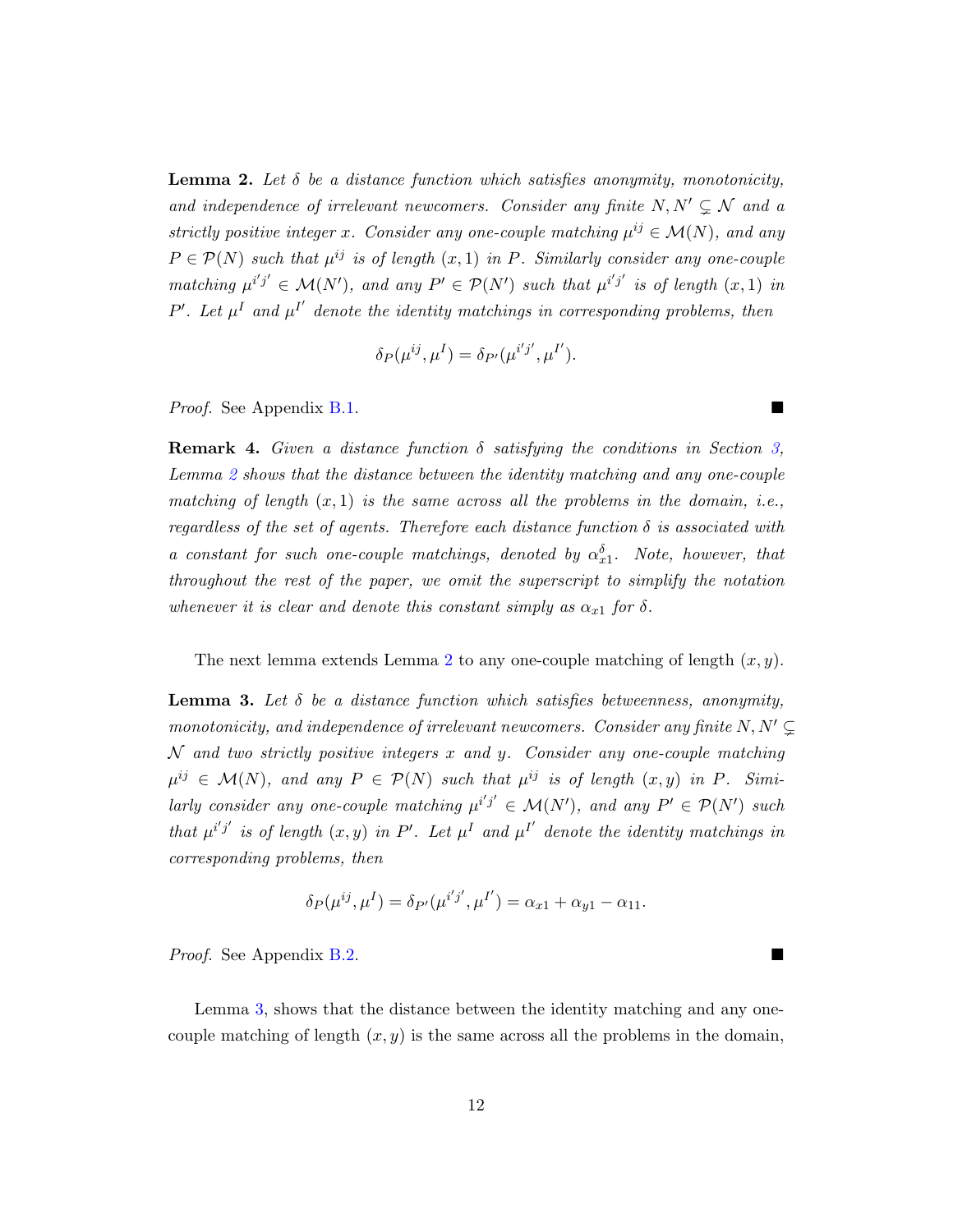**Lemma 2.** *Let $\delta$ be a distance function which satisfies anonymity, monotonicity, and independence of irrelevant newcomers. Consider any finite $N, N' \subsetneq \mathcal{N}$ and a strictly positive integer $x$. Consider any one-couple matching $\mu^{ij} \in \mathcal{M}(N)$, and any $P \in \mathcal{P}(N)$ such that $\mu^{ij}$ is of length $(x, 1)$ in $P$. Similarly consider any one-couple matching $\mu^{i'j'} \in \mathcal{M}(N')$, and any $P' \in \mathcal{P}(N')$ such that $\mu^{i'j'}$ is of length $(x, 1)$ in $P'$. Let $\mu^I$ and $\mu^{I'}$ denote the identity matchings in corresponding problems, then*

$$\delta_P(\mu^{ij}, \mu^I) = \delta_{P'}(\mu^{i'j'}, \mu^{I'}).$$

*Proof.* See Appendix B.1. ■

**Remark 4.** *Given a distance function $\delta$ satisfying the conditions in Section 3, Lemma 2 shows that the distance between the identity matching and any one-couple matching of length $(x, 1)$ is the same across all the problems in the domain, i.e., regardless of the set of agents. Therefore each distance function $\delta$ is associated with a constant for such one-couple matchings, denoted by $\alpha^{\delta}_{x1}$. Note, however, that throughout the rest of the paper, we omit the superscript to simplify the notation whenever it is clear and denote this constant simply as $\alpha_{x1}$ for $\delta$.*

The next lemma extends Lemma 2 to any one-couple matching of length $(x, y)$.

**Lemma 3.** *Let $\delta$ be a distance function which satisfies betweenness, anonymity, monotonicity, and independence of irrelevant newcomers. Consider any finite $N, N' \subsetneq \mathcal{N}$ and two strictly positive integers $x$ and $y$. Consider any one-couple matching $\mu^{ij} \in \mathcal{M}(N)$, and any $P \in \mathcal{P}(N)$ such that $\mu^{ij}$ is of length $(x, y)$ in $P$. Similarly consider any one-couple matching $\mu^{i'j'} \in \mathcal{M}(N')$, and any $P' \in \mathcal{P}(N')$ such that $\mu^{i'j'}$ is of length $(x, y)$ in $P'$. Let $\mu^I$ and $\mu^{I'}$ denote the identity matchings in corresponding problems, then*

$$\delta_P(\mu^{ij}, \mu^I) = \delta_{P'}(\mu^{i'j'}, \mu^{I'}) = \alpha_{x1} + \alpha_{y1} - \alpha_{11}.$$

*Proof.* See Appendix B.2. ■

Lemma 3, shows that the distance between the identity matching and any one-couple matching of length $(x, y)$ is the same across all the problems in the domain,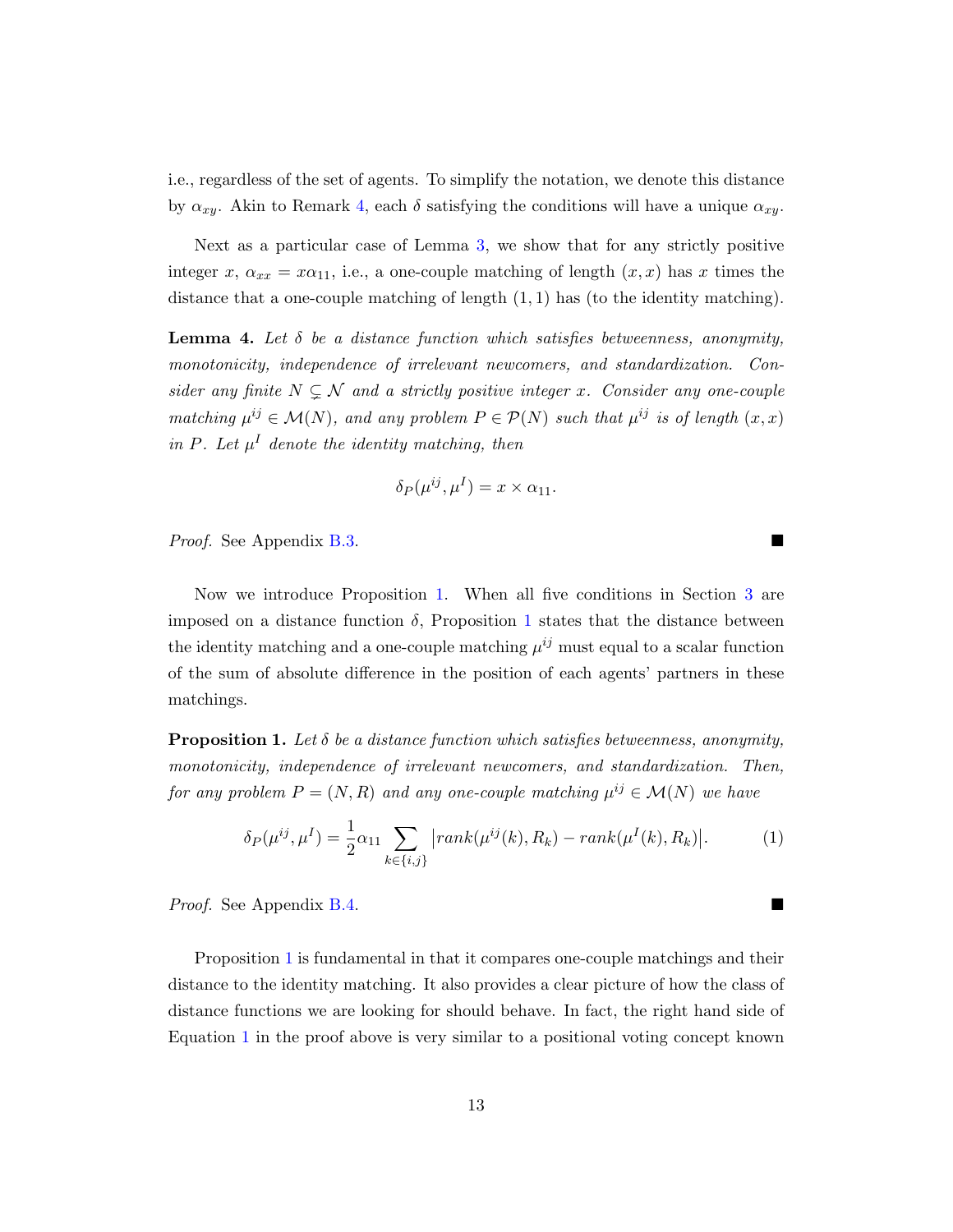i.e., regardless of the set of agents. To simplify the notation, we denote this distance by $\alpha_{xy}$. Akin to Remark 4, each $\delta$ satisfying the conditions will have a unique $\alpha_{xy}$.

Next as a particular case of Lemma 3, we show that for any strictly positive integer $x$, $\alpha_{xx} = x\alpha_{11}$, i.e., a one-couple matching of length $(x, x)$ has $x$ times the distance that a one-couple matching of length $(1, 1)$ has (to the identity matching).

**Lemma 4.** *Let $\delta$ be a distance function which satisfies betweenness, anonymity, monotonicity, independence of irrelevant newcomers, and standardization. Consider any finite $N \subsetneq \mathcal{N}$ and a strictly positive integer $x$. Consider any one-couple matching $\mu^{ij} \in \mathcal{M}(N)$, and any problem $P \in \mathcal{P}(N)$ such that $\mu^{ij}$ is of length $(x, x)$ in $P$. Let $\mu^I$ denote the identity matching, then*

$$\delta_P(\mu^{ij}, \mu^I) = x \times \alpha_{11}.$$

*Proof.* See Appendix B.3. ■

Now we introduce Proposition 1. When all five conditions in Section 3 are imposed on a distance function $\delta$, Proposition 1 states that the distance between the identity matching and a one-couple matching $\mu^{ij}$ must equal to a scalar function of the sum of absolute difference in the position of each agents' partners in these matchings.

**Proposition 1.** *Let $\delta$ be a distance function which satisfies betweenness, anonymity, monotonicity, independence of irrelevant newcomers, and standardization. Then, for any problem $P = (N, R)$ and any one-couple matching $\mu^{ij} \in \mathcal{M}(N)$ we have*

$$\delta_P(\mu^{ij}, \mu^I) = \frac{1}{2}\alpha_{11} \sum_{k \in \{i,j\}} \left| rank(\mu^{ij}(k), R_k) - rank(\mu^I(k), R_k) \right|. \tag{1}$$

*Proof.* See Appendix B.4. ■

Proposition 1 is fundamental in that it compares one-couple matchings and their distance to the identity matching. It also provides a clear picture of how the class of distance functions we are looking for should behave. In fact, the right hand side of Equation 1 in the proof above is very similar to a positional voting concept known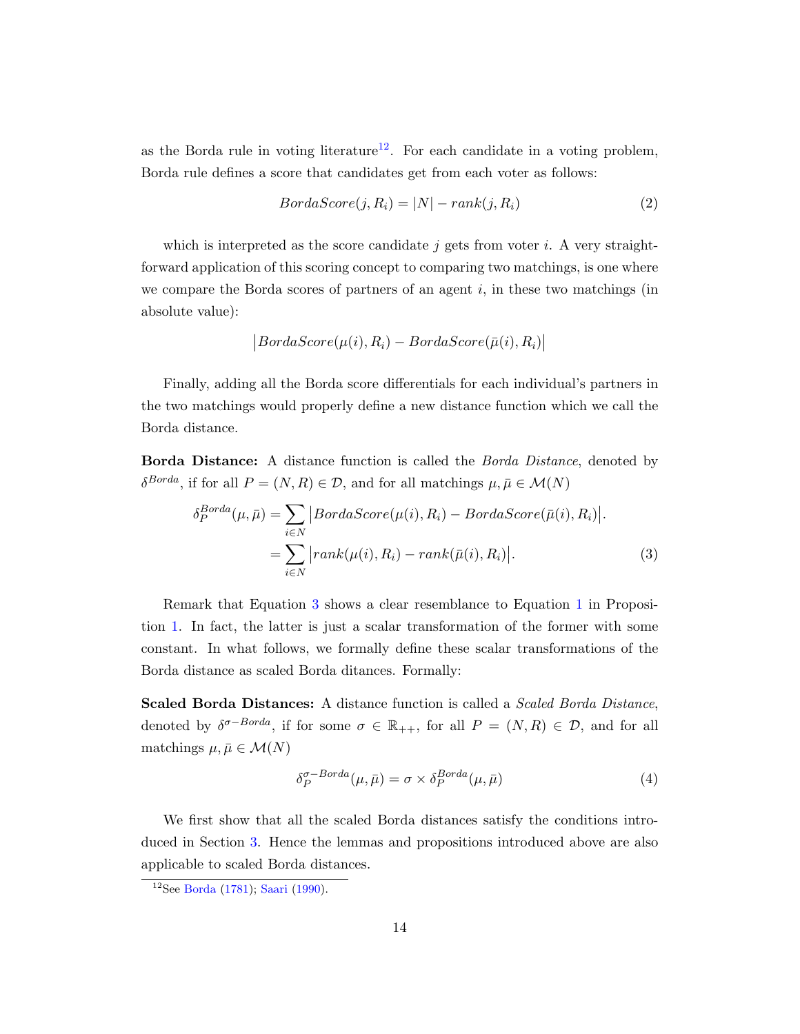as the Borda rule in voting literature[12]. For each candidate in a voting problem, Borda rule defines a score that candidates get from each voter as follows:

$$BordaScore(j, R_i) = |N| - rank(j, R_i) \tag{2}$$

which is interpreted as the score candidate $j$ gets from voter $i$. A very straightforward application of this scoring concept to comparing two matchings, is one where we compare the Borda scores of partners of an agent $i$, in these two matchings (in absolute value):

$$\big|BordaScore(\mu(i), R_i) - BordaScore(\bar{\mu}(i), R_i)\big|$$

Finally, adding all the Borda score differentials for each individual's partners in the two matchings would properly define a new distance function which we call the Borda distance.

**Borda Distance:** A distance function is called the *Borda Distance*, denoted by $\delta^{Borda}$, if for all $P = (N, R) \in \mathcal{D}$, and for all matchings $\mu, \bar{\mu} \in \mathcal{M}(N)$

$$\begin{aligned}
\delta_P^{Borda}(\mu, \bar{\mu}) &= \sum_{i \in N} \big|BordaScore(\mu(i), R_i) - BordaScore(\bar{\mu}(i), R_i)\big|. \\
&= \sum_{i \in N} \big|rank(\mu(i), R_i) - rank(\bar{\mu}(i), R_i)\big|.
\end{aligned} \tag{3}$$

Remark that Equation 3 shows a clear resemblance to Equation 1 in Proposition 1. In fact, the latter is just a scalar transformation of the former with some constant. In what follows, we formally define these scalar transformations of the Borda distance as scaled Borda ditances. Formally:

**Scaled Borda Distances:** A distance function is called a *Scaled Borda Distance*, denoted by $\delta^{\sigma-Borda}$, if for some $\sigma \in \mathbb{R}_{++}$, for all $P = (N, R) \in \mathcal{D}$, and for all matchings $\mu, \bar{\mu} \in \mathcal{M}(N)$

$$\delta_P^{\sigma-Borda}(\mu, \bar{\mu}) = \sigma \times \delta_P^{Borda}(\mu, \bar{\mu}) \tag{4}$$

We first show that all the scaled Borda distances satisfy the conditions introduced in Section 3. Hence the lemmas and propositions introduced above are also applicable to scaled Borda distances.

[12] See Borda (1781); Saari (1990).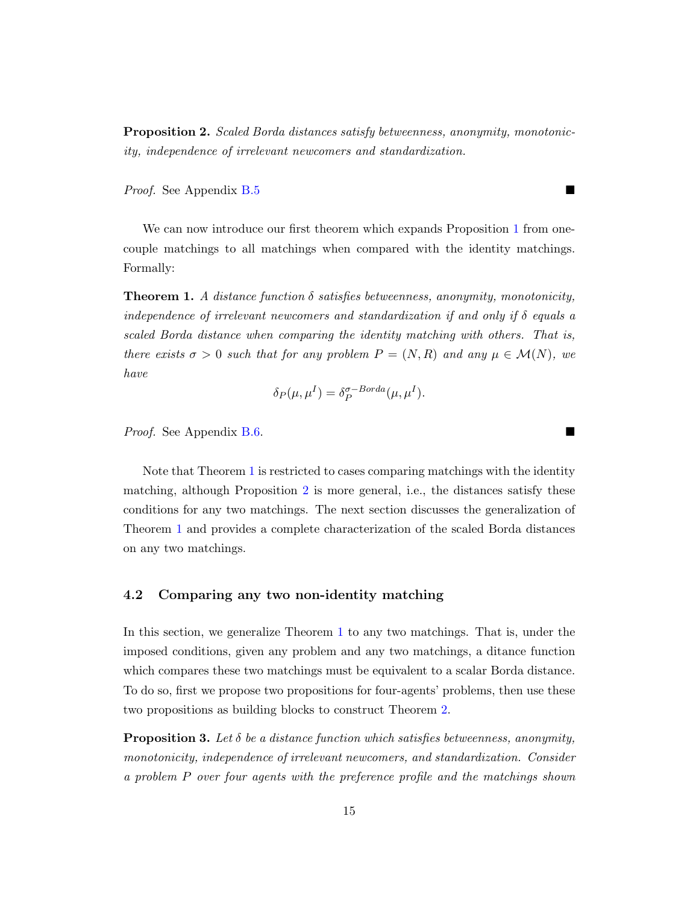**Proposition 2.** *Scaled Borda distances satisfy betweenness, anonymity, monotonicity, independence of irrelevant newcomers and standardization.*

*Proof.* See Appendix B.5 ∎

We can now introduce our first theorem which expands Proposition 1 from one-couple matchings to all matchings when compared with the identity matchings. Formally:

**Theorem 1.** *A distance function $\delta$ satisfies betweenness, anonymity, monotonicity, independence of irrelevant newcomers and standardization if and only if $\delta$ equals a scaled Borda distance when comparing the identity matching with others. That is, there exists $\sigma > 0$ such that for any problem $P = (N, R)$ and any $\mu \in \mathcal{M}(N)$, we have*

$$\delta_P(\mu, \mu^I) = \delta_P^{\sigma-Borda}(\mu, \mu^I).$$

*Proof.* See Appendix B.6. ∎

Note that Theorem 1 is restricted to cases comparing matchings with the identity matching, although Proposition 2 is more general, i.e., the distances satisfy these conditions for any two matchings. The next section discusses the generalization of Theorem 1 and provides a complete characterization of the scaled Borda distances on any two matchings.

### 4.2 Comparing any two non-identity matching

In this section, we generalize Theorem 1 to any two matchings. That is, under the imposed conditions, given any problem and any two matchings, a ditance function which compares these two matchings must be equivalent to a scalar Borda distance. To do so, first we propose two propositions for four-agents' problems, then use these two propositions as building blocks to construct Theorem 2.

**Proposition 3.** *Let $\delta$ be a distance function which satisfies betweenness, anonymity, monotonicity, independence of irrelevant newcomers, and standardization. Consider a problem $P$ over four agents with the preference profile and the matchings shown*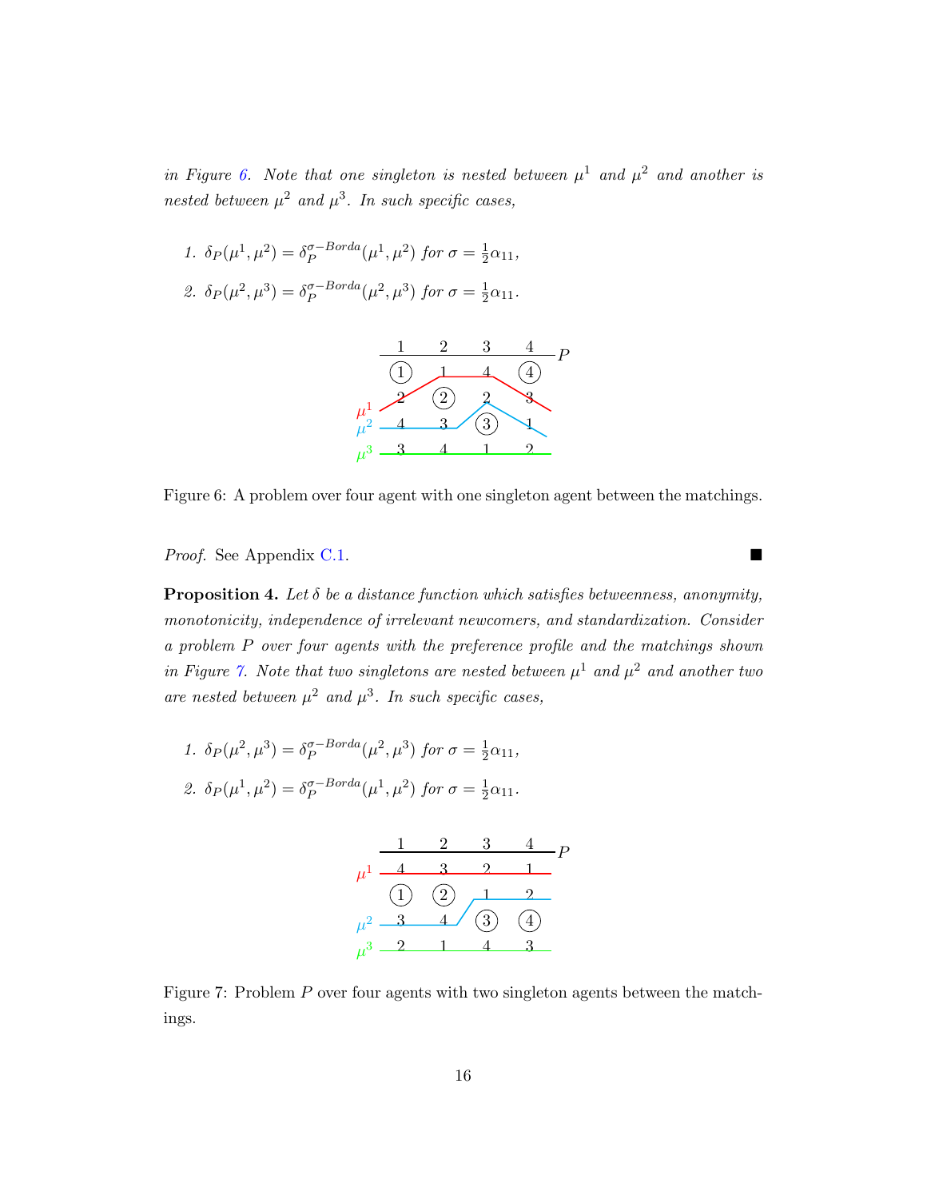*in Figure 6. Note that one singleton is nested between $\mu^1$ and $\mu^2$ and another is nested between $\mu^2$ and $\mu^3$. In such specific cases,*

1. $\delta_P(\mu^1, \mu^2) = \delta_P^{\sigma-Borda}(\mu^1, \mu^2)$ *for* $\sigma = \frac{1}{2}\alpha_{11}$,
2. $\delta_P(\mu^2, \mu^3) = \delta_P^{\sigma-Borda}(\mu^2, \mu^3)$ *for* $\sigma = \frac{1}{2}\alpha_{11}$.

| 1 | 2 | 3 | 4 |
|---|---|---|---|
| (1) | 1 | 4 | (4) |
| 2 | (2) | 2 | 3 |
| 4 | 3 | (3) | 1 |
| 3 | 4 | 1 | 2 |

Figure 6: A problem over four agent with one singleton agent between the matchings.

*Proof.* See Appendix C.1. ■

**Proposition 4.** *Let $\delta$ be a distance function which satisfies betweenness, anonymity, monotonicity, independence of irrelevant newcomers, and standardization. Consider a problem $P$ over four agents with the preference profile and the matchings shown in Figure 7. Note that two singletons are nested between $\mu^1$ and $\mu^2$ and another two are nested between $\mu^2$ and $\mu^3$. In such specific cases,*

1. $\delta_P(\mu^2, \mu^3) = \delta_P^{\sigma-Borda}(\mu^2, \mu^3)$ *for* $\sigma = \frac{1}{2}\alpha_{11}$,
2. $\delta_P(\mu^1, \mu^2) = \delta_P^{\sigma-Borda}(\mu^1, \mu^2)$ *for* $\sigma = \frac{1}{2}\alpha_{11}$.

| 1 | 2 | 3 | 4 |
|---|---|---|---|
| 4 | 3 | 2 | 1 |
| (1) | (2) | 1 | 2 |
| 3 | 4 | (3) | (4) |
| 2 | 1 | 4 | 3 |

Figure 7: Problem $P$ over four agents with two singleton agents between the matchings.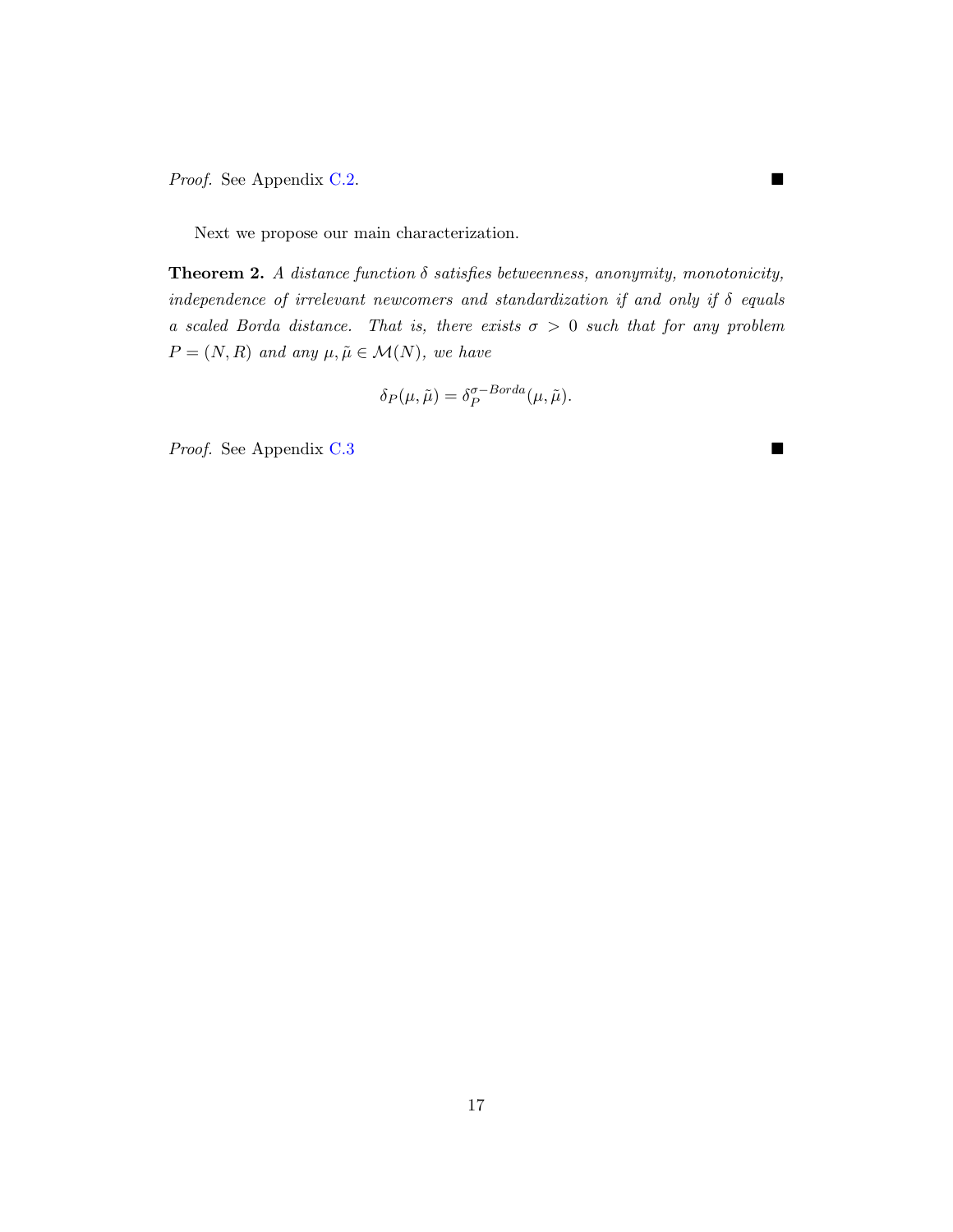*Proof.* See Appendix C.2. ■

Next we propose our main characterization.

**Theorem 2.** *A distance function $\delta$ satisfies betweenness, anonymity, monotonicity, independence of irrelevant newcomers and standardization if and only if $\delta$ equals a scaled Borda distance. That is, there exists $\sigma > 0$ such that for any problem $P = (N, R)$ and any $\mu, \tilde{\mu} \in \mathcal{M}(N)$, we have*

$$\delta_P(\mu, \tilde{\mu}) = \delta_P^{\sigma-Borda}(\mu, \tilde{\mu}).$$

*Proof.* See Appendix C.3 ■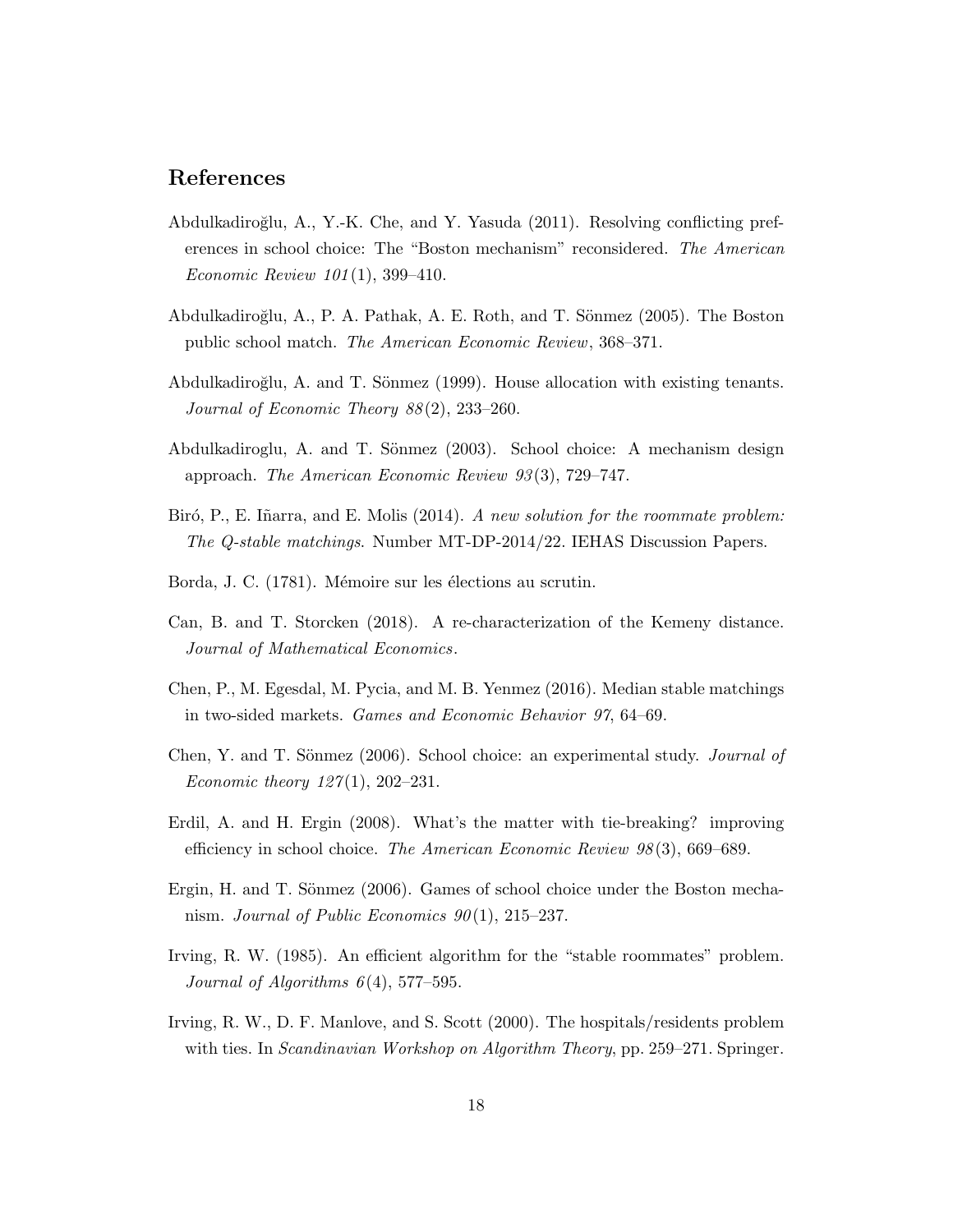## References

Abdulkadiroğlu, A., Y.-K. Che, and Y. Yasuda (2011). Resolving conflicting preferences in school choice: The "Boston mechanism" reconsidered. *The American Economic Review 101*(1), 399–410.

Abdulkadiroğlu, A., P. A. Pathak, A. E. Roth, and T. Sönmez (2005). The Boston public school match. *The American Economic Review*, 368–371.

Abdulkadiroğlu, A. and T. Sönmez (1999). House allocation with existing tenants. *Journal of Economic Theory 88*(2), 233–260.

Abdulkadiroglu, A. and T. Sönmez (2003). School choice: A mechanism design approach. *The American Economic Review 93*(3), 729–747.

Biró, P., E. Iñarra, and E. Molis (2014). *A new solution for the roommate problem: The Q-stable matchings*. Number MT-DP-2014/22. IEHAS Discussion Papers.

Borda, J. C. (1781). Mémoire sur les élections au scrutin.

Can, B. and T. Storcken (2018). A re-characterization of the Kemeny distance. *Journal of Mathematical Economics*.

Chen, P., M. Egesdal, M. Pycia, and M. B. Yenmez (2016). Median stable matchings in two-sided markets. *Games and Economic Behavior 97*, 64–69.

Chen, Y. and T. Sönmez (2006). School choice: an experimental study. *Journal of Economic theory 127*(1), 202–231.

Erdil, A. and H. Ergin (2008). What's the matter with tie-breaking? improving efficiency in school choice. *The American Economic Review 98*(3), 669–689.

Ergin, H. and T. Sönmez (2006). Games of school choice under the Boston mechanism. *Journal of Public Economics 90*(1), 215–237.

Irving, R. W. (1985). An efficient algorithm for the "stable roommates" problem. *Journal of Algorithms 6*(4), 577–595.

Irving, R. W., D. F. Manlove, and S. Scott (2000). The hospitals/residents problem with ties. In *Scandinavian Workshop on Algorithm Theory*, pp. 259–271. Springer.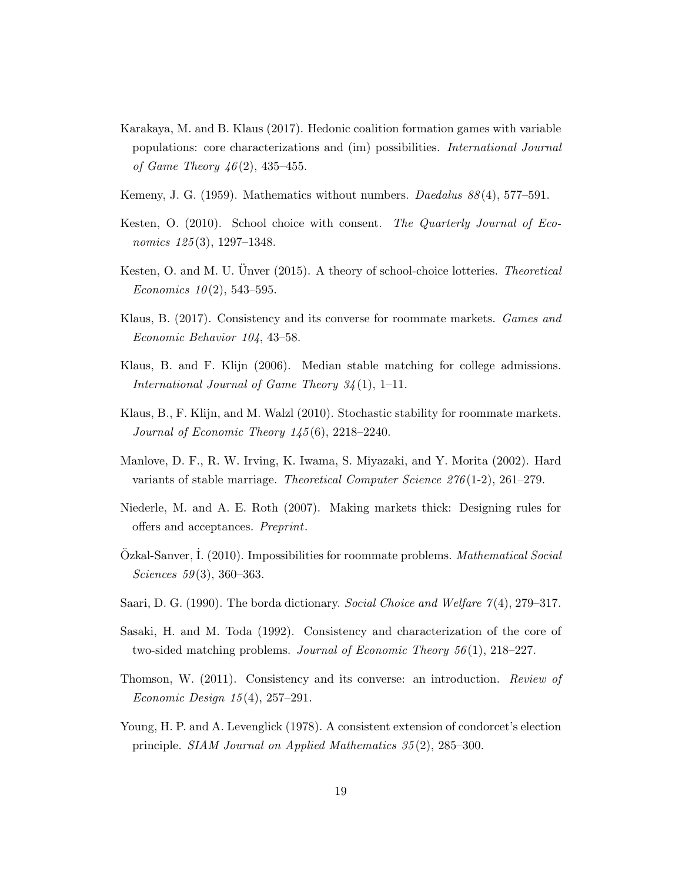Karakaya, M. and B. Klaus (2017). Hedonic coalition formation games with variable populations: core characterizations and (im) possibilities. *International Journal of Game Theory 46*(2), 435–455.

Kemeny, J. G. (1959). Mathematics without numbers. *Daedalus 88*(4), 577–591.

Kesten, O. (2010). School choice with consent. *The Quarterly Journal of Economics 125*(3), 1297–1348.

Kesten, O. and M. U. Ünver (2015). A theory of school-choice lotteries. *Theoretical Economics 10*(2), 543–595.

Klaus, B. (2017). Consistency and its converse for roommate markets. *Games and Economic Behavior 104*, 43–58.

Klaus, B. and F. Klijn (2006). Median stable matching for college admissions. *International Journal of Game Theory 34*(1), 1–11.

Klaus, B., F. Klijn, and M. Walzl (2010). Stochastic stability for roommate markets. *Journal of Economic Theory 145*(6), 2218–2240.

Manlove, D. F., R. W. Irving, K. Iwama, S. Miyazaki, and Y. Morita (2002). Hard variants of stable marriage. *Theoretical Computer Science 276*(1-2), 261–279.

Niederle, M. and A. E. Roth (2007). Making markets thick: Designing rules for offers and acceptances. *Preprint*.

Özkal-Sanver, İ. (2010). Impossibilities for roommate problems. *Mathematical Social Sciences 59*(3), 360–363.

Saari, D. G. (1990). The borda dictionary. *Social Choice and Welfare 7*(4), 279–317.

Sasaki, H. and M. Toda (1992). Consistency and characterization of the core of two-sided matching problems. *Journal of Economic Theory 56*(1), 218–227.

Thomson, W. (2011). Consistency and its converse: an introduction. *Review of Economic Design 15*(4), 257–291.

Young, H. P. and A. Levenglick (1978). A consistent extension of condorcet's election principle. *SIAM Journal on Applied Mathematics 35*(2), 285–300.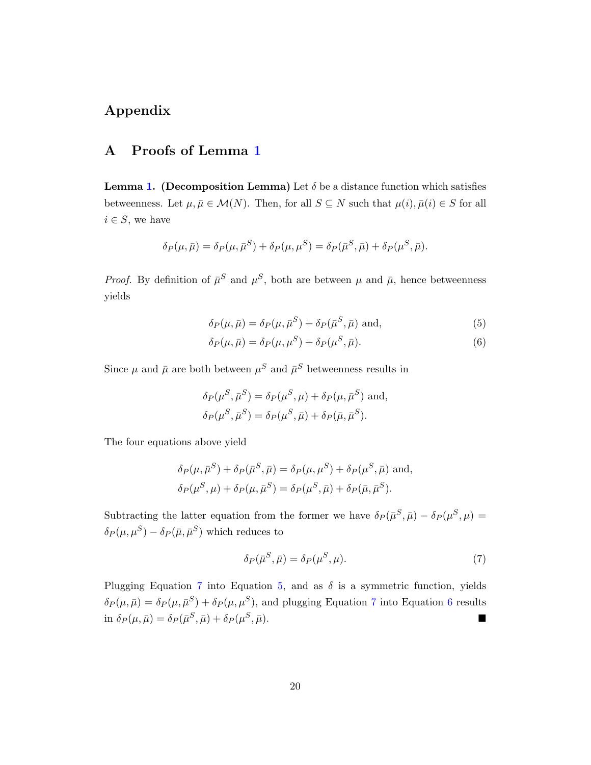# Appendix

## A Proofs of Lemma 1

**Lemma 1. (Decomposition Lemma)** Let $\delta$ be a distance function which satisfies betweenness. Let $\mu, \bar{\mu} \in \mathcal{M}(N)$. Then, for all $S \subseteq N$ such that $\mu(i), \bar{\mu}(i) \in S$ for all $i \in S$, we have

$$\delta_P(\mu, \bar{\mu}) = \delta_P(\mu, \bar{\mu}^S) + \delta_P(\mu, \mu^S) = \delta_P(\bar{\mu}^S, \bar{\mu}) + \delta_P(\mu^S, \bar{\mu}).$$

*Proof.* By definition of $\bar{\mu}^S$ and $\mu^S$, both are between $\mu$ and $\bar{\mu}$, hence betweenness yields

$$\delta_P(\mu, \bar{\mu}) = \delta_P(\mu, \bar{\mu}^S) + \delta_P(\bar{\mu}^S, \bar{\mu}) \text{ and,} \tag{5}$$

$$\delta_P(\mu, \bar{\mu}) = \delta_P(\mu, \mu^S) + \delta_P(\mu^S, \bar{\mu}). \tag{6}$$

Since $\mu$ and $\bar{\mu}$ are both between $\mu^S$ and $\bar{\mu}^S$ betweenness results in

$$\delta_P(\mu^S, \bar{\mu}^S) = \delta_P(\mu^S, \mu) + \delta_P(\mu, \bar{\mu}^S) \text{ and,}$$
$$\delta_P(\mu^S, \bar{\mu}^S) = \delta_P(\mu^S, \bar{\mu}) + \delta_P(\bar{\mu}, \bar{\mu}^S).$$

The four equations above yield

$$\delta_P(\mu, \bar{\mu}^S) + \delta_P(\bar{\mu}^S, \bar{\mu}) = \delta_P(\mu, \mu^S) + \delta_P(\mu^S, \bar{\mu}) \text{ and,}$$
$$\delta_P(\mu^S, \mu) + \delta_P(\mu, \bar{\mu}^S) = \delta_P(\mu^S, \bar{\mu}) + \delta_P(\bar{\mu}, \bar{\mu}^S).$$

Subtracting the latter equation from the former we have $\delta_P(\bar{\mu}^S, \bar{\mu}) - \delta_P(\mu^S, \mu) = \delta_P(\mu, \mu^S) - \delta_P(\bar{\mu}, \bar{\mu}^S)$ which reduces to

$$\delta_P(\bar{\mu}^S, \bar{\mu}) = \delta_P(\mu^S, \mu). \tag{7}$$

Plugging Equation 7 into Equation 5, and as $\delta$ is a symmetric function, yields $\delta_P(\mu, \bar{\mu}) = \delta_P(\mu, \bar{\mu}^S) + \delta_P(\mu, \mu^S)$, and plugging Equation 7 into Equation 6 results in $\delta_P(\mu, \bar{\mu}) = \delta_P(\bar{\mu}^S, \bar{\mu}) + \delta_P(\mu^S, \bar{\mu})$. ■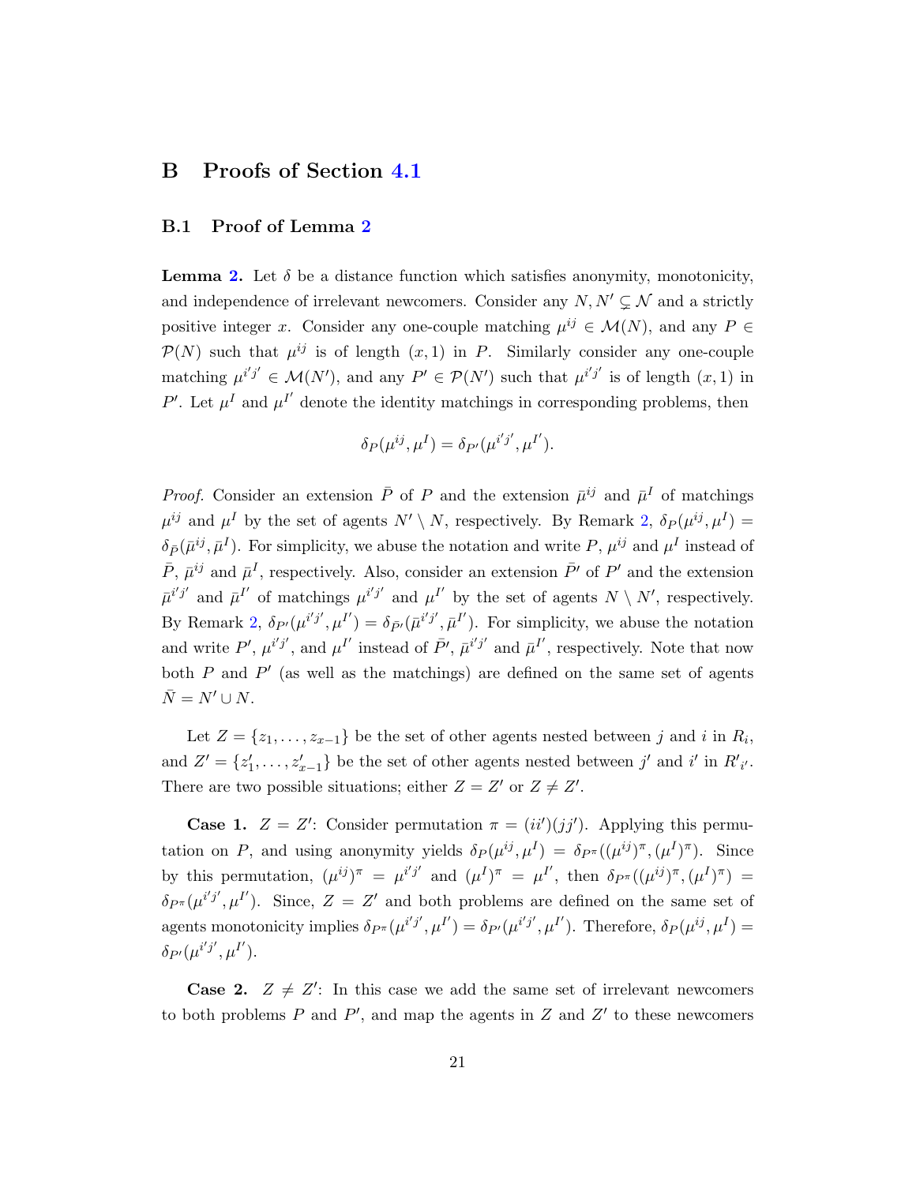# B Proofs of Section 4.1

## B.1 Proof of Lemma 2

**Lemma 2.** Let $\delta$ be a distance function which satisfies anonymity, monotonicity, and independence of irrelevant newcomers. Consider any $N, N' \subsetneq \mathcal{N}$ and a strictly positive integer $x$. Consider any one-couple matching $\mu^{ij} \in \mathcal{M}(N)$, and any $P \in \mathcal{P}(N)$ such that $\mu^{ij}$ is of length $(x, 1)$ in $P$. Similarly consider any one-couple matching $\mu^{i'j'} \in \mathcal{M}(N')$, and any $P' \in \mathcal{P}(N')$ such that $\mu^{i'j'}$ is of length $(x, 1)$ in $P'$. Let $\mu^I$ and $\mu^{I'}$ denote the identity matchings in corresponding problems, then

$$\delta_P(\mu^{ij}, \mu^I) = \delta_{P'}(\mu^{i'j'}, \mu^{I'}).$$

*Proof.* Consider an extension $\bar{P}$ of $P$ and the extension $\bar{\mu}^{ij}$ and $\bar{\mu}^I$ of matchings $\mu^{ij}$ and $\mu^I$ by the set of agents $N' \setminus N$, respectively. By Remark 2, $\delta_P(\mu^{ij}, \mu^I) = \delta_{\bar{P}}(\bar{\mu}^{ij}, \bar{\mu}^I)$. For simplicity, we abuse the notation and write $P$, $\mu^{ij}$ and $\mu^I$ instead of $\bar{P}$, $\bar{\mu}^{ij}$ and $\bar{\mu}^I$, respectively. Also, consider an extension $\bar{P}'$ of $P'$ and the extension $\bar{\mu}^{i'j'}$ and $\bar{\mu}^{I'}$ of matchings $\mu^{i'j'}$ and $\mu^{I'}$ by the set of agents $N \setminus N'$, respectively. By Remark 2, $\delta_{P'}(\mu^{i'j'}, \mu^{I'}) = \delta_{\bar{P}'}(\bar{\mu}^{i'j'}, \bar{\mu}^{I'})$. For simplicity, we abuse the notation and write $P'$, $\mu^{i'j'}$, and $\mu^{I'}$ instead of $\bar{P}'$, $\bar{\mu}^{i'j'}$ and $\bar{\mu}^{I'}$, respectively. Note that now both $P$ and $P'$ (as well as the matchings) are defined on the same set of agents $\bar{N} = N' \cup N$.

Let $Z = \{z_1, \ldots, z_{x-1}\}$ be the set of other agents nested between $j$ and $i$ in $R_i$, and $Z' = \{z'_1, \ldots, z'_{x-1}\}$ be the set of other agents nested between $j'$ and $i'$ in $R'_{i'}$. There are two possible situations; either $Z = Z'$ or $Z \neq Z'$.

**Case 1.** $Z = Z'$: Consider permutation $\pi = (ii')(jj')$. Applying this permutation on $P$, and using anonymity yields $\delta_P(\mu^{ij}, \mu^I) = \delta_{P^\pi}((\mu^{ij})^\pi, (\mu^I)^\pi)$. Since by this permutation, $(\mu^{ij})^\pi = \mu^{i'j'}$ and $(\mu^I)^\pi = \mu^{I'}$, then $\delta_{P^\pi}((\mu^{ij})^\pi, (\mu^I)^\pi) = \delta_{P^\pi}(\mu^{i'j'}, \mu^{I'})$. Since, $Z = Z'$ and both problems are defined on the same set of agents monotonicity implies $\delta_{P^\pi}(\mu^{i'j'}, \mu^{I'}) = \delta_{P'}(\mu^{i'j'}, \mu^{I'})$. Therefore, $\delta_P(\mu^{ij}, \mu^I) = \delta_{P'}(\mu^{i'j'}, \mu^{I'})$.

**Case 2.** $Z \neq Z'$: In this case we add the same set of irrelevant newcomers to both problems $P$ and $P'$, and map the agents in $Z$ and $Z'$ to these newcomers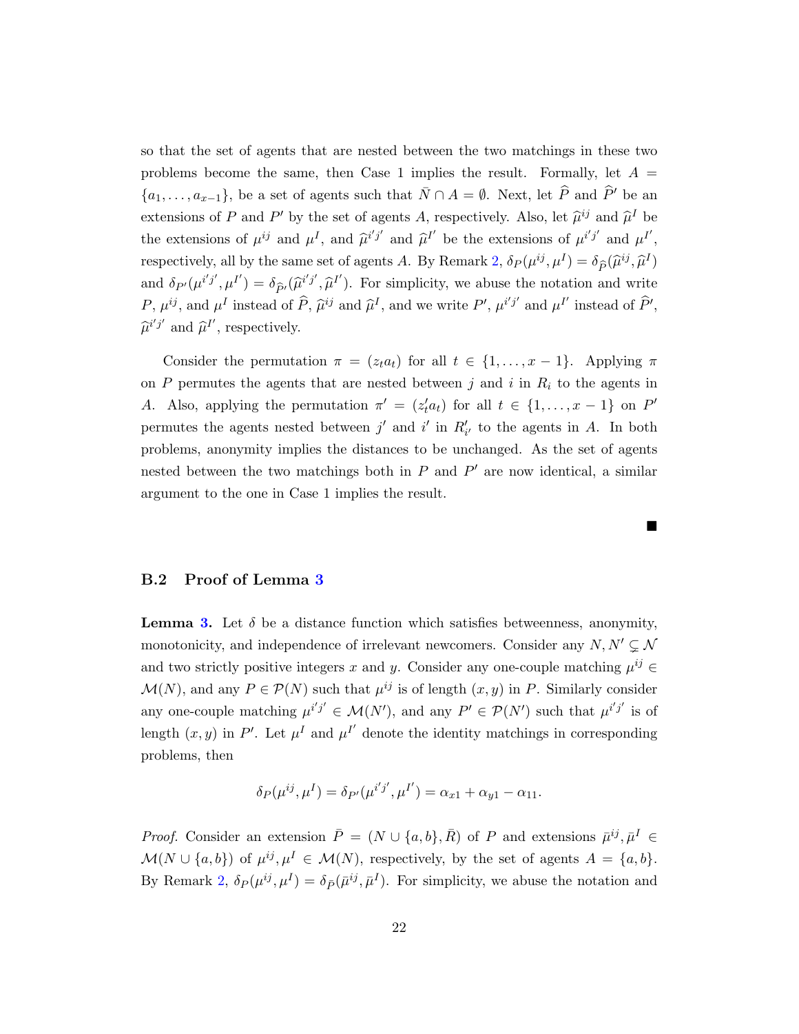so that the set of agents that are nested between the two matchings in these two problems become the same, then Case 1 implies the result. Formally, let $A = \{a_1, \ldots, a_{x-1}\}$, be a set of agents such that $\bar{N} \cap A = \emptyset$. Next, let $\widehat{P}$ and $\widehat{P}'$ be an extensions of $P$ and $P'$ by the set of agents $A$, respectively. Also, let $\widehat{\mu}^{ij}$ and $\widehat{\mu}^{I}$ be the extensions of $\mu^{ij}$ and $\mu^{I}$, and $\widehat{\mu}^{i'j'}$ and $\widehat{\mu}^{I'}$ be the extensions of $\mu^{i'j'}$ and $\mu^{I'}$, respectively, all by the same set of agents $A$. By Remark 2, $\delta_P(\mu^{ij}, \mu^I) = \delta_{\widehat{P}}(\widehat{\mu}^{ij}, \widehat{\mu}^I)$ and $\delta_{P'}(\mu^{i'j'}, \mu^{I'}) = \delta_{\widehat{P}'}(\widehat{\mu}^{i'j'}, \widehat{\mu}^{I'})$. For simplicity, we abuse the notation and write $P$, $\mu^{ij}$, and $\mu^I$ instead of $\widehat{P}$, $\widehat{\mu}^{ij}$ and $\widehat{\mu}^I$, and we write $P'$, $\mu^{i'j'}$ and $\mu^{I'}$ instead of $\widehat{P}'$, $\widehat{\mu}^{i'j'}$ and $\widehat{\mu}^{I'}$, respectively.

Consider the permutation $\pi = (z_t a_t)$ for all $t \in \{1, \ldots, x-1\}$. Applying $\pi$ on $P$ permutes the agents that are nested between $j$ and $i$ in $R_i$ to the agents in $A$. Also, applying the permutation $\pi' = (z'_t a_t)$ for all $t \in \{1, \ldots, x-1\}$ on $P'$ permutes the agents nested between $j'$ and $i'$ in $R'_{i'}$ to the agents in $A$. In both problems, anonymity implies the distances to be unchanged. As the set of agents nested between the two matchings both in $P$ and $P'$ are now identical, a similar argument to the one in Case 1 implies the result.

■

### B.2 Proof of Lemma 3

**Lemma 3.** Let $\delta$ be a distance function which satisfies betweenness, anonymity, monotonicity, and independence of irrelevant newcomers. Consider any $N, N' \subsetneq \mathcal{N}$ and two strictly positive integers $x$ and $y$. Consider any one-couple matching $\mu^{ij} \in \mathcal{M}(N)$, and any $P \in \mathcal{P}(N)$ such that $\mu^{ij}$ is of length $(x, y)$ in $P$. Similarly consider any one-couple matching $\mu^{i'j'} \in \mathcal{M}(N')$, and any $P' \in \mathcal{P}(N')$ such that $\mu^{i'j'}$ is of length $(x, y)$ in $P'$. Let $\mu^I$ and $\mu^{I'}$ denote the identity matchings in corresponding problems, then

$$\delta_P(\mu^{ij}, \mu^I) = \delta_{P'}(\mu^{i'j'}, \mu^{I'}) = \alpha_{x1} + \alpha_{y1} - \alpha_{11}.$$

*Proof.* Consider an extension $\bar{P} = (N \cup \{a, b\}, \bar{R})$ of $P$ and extensions $\bar{\mu}^{ij}, \bar{\mu}^I \in \mathcal{M}(N \cup \{a, b\})$ of $\mu^{ij}, \mu^I \in \mathcal{M}(N)$, respectively, by the set of agents $A = \{a, b\}$. By Remark 2, $\delta_P(\mu^{ij}, \mu^I) = \delta_{\bar{P}}(\bar{\mu}^{ij}, \bar{\mu}^I)$. For simplicity, we abuse the notation and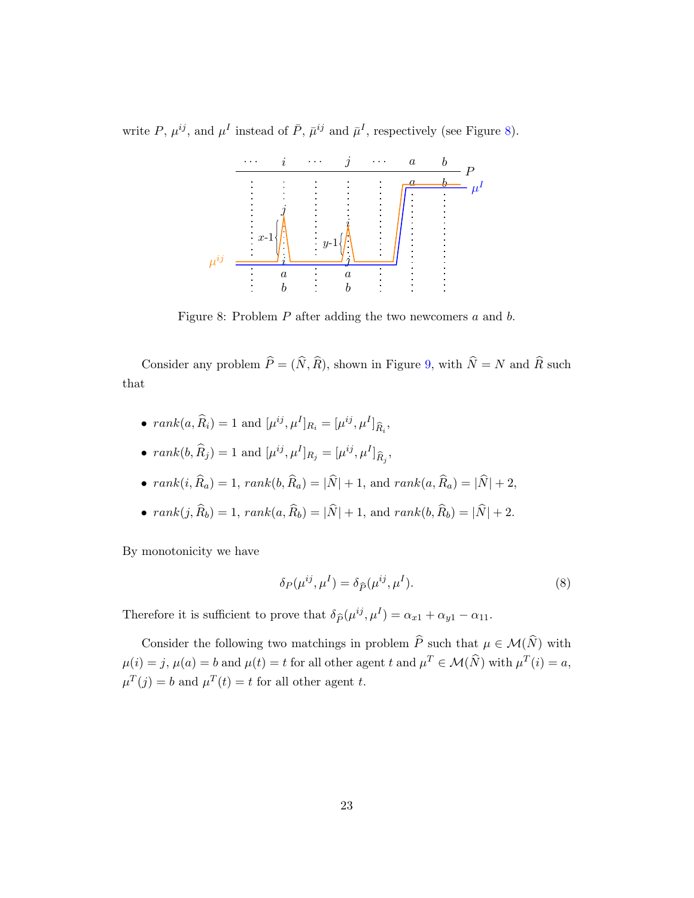write $P$, $\mu^{ij}$, and $\mu^I$ instead of $\bar{P}$, $\bar{\mu}^{ij}$ and $\bar{\mu}^I$, respectively (see Figure 8).

Figure 8: Problem $P$ after adding the two newcomers $a$ and $b$.

Consider any problem $\widehat{P} = (\widehat{N}, \widehat{R})$, shown in Figure 9, with $\widehat{N} = N$ and $\widehat{R}$ such that

- $rank(a, \widehat{R}_i) = 1$ and $[\mu^{ij}, \mu^I]_{R_i} = [\mu^{ij}, \mu^I]_{\widehat{R}_i}$,
- $rank(b, \widehat{R}_j) = 1$ and $[\mu^{ij}, \mu^I]_{R_j} = [\mu^{ij}, \mu^I]_{\widehat{R}_j}$,
- $rank(i, \widehat{R}_a) = 1$, $rank(b, \widehat{R}_a) = |\widehat{N}| + 1$, and $rank(a, \widehat{R}_a) = |\widehat{N}| + 2$,
- $rank(j, \widehat{R}_b) = 1$, $rank(a, \widehat{R}_b) = |\widehat{N}| + 1$, and $rank(b, \widehat{R}_b) = |\widehat{N}| + 2$.

By monotonicity we have

$$\delta_P(\mu^{ij}, \mu^I) = \delta_{\widehat{P}}(\mu^{ij}, \mu^I). \tag{8}$$

Therefore it is sufficient to prove that $\delta_{\widehat{P}}(\mu^{ij}, \mu^I) = \alpha_{x1} + \alpha_{y1} - \alpha_{11}$.

Consider the following two matchings in problem $\widehat{P}$ such that $\mu \in \mathcal{M}(\widehat{N})$ with $\mu(i) = j$, $\mu(a) = b$ and $\mu(t) = t$ for all other agent $t$ and $\mu^T \in \mathcal{M}(\widehat{N})$ with $\mu^T(i) = a$, $\mu^T(j) = b$ and $\mu^T(t) = t$ for all other agent $t$.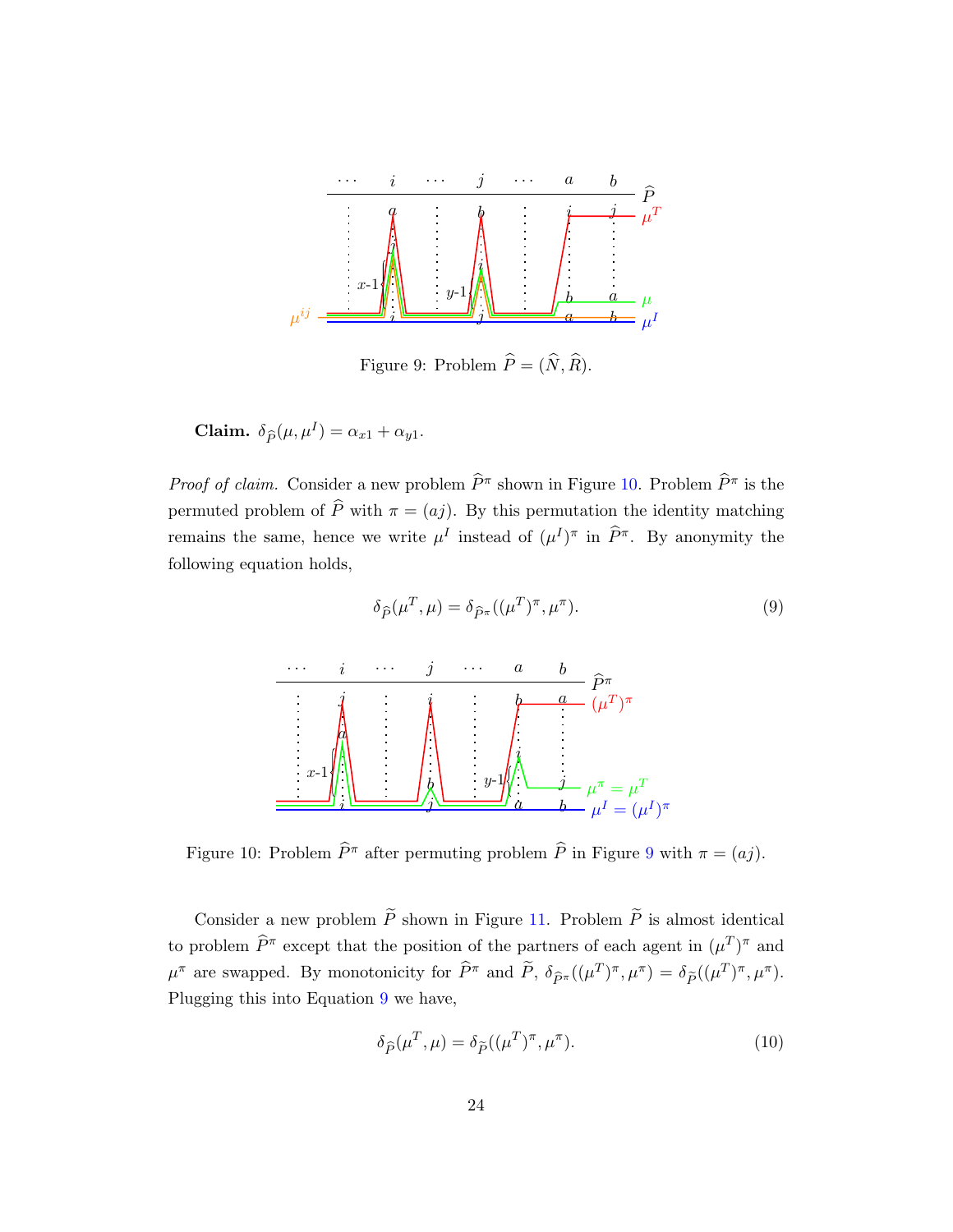Figure 9: Problem $\widehat{P} = (\widehat{N}, \widehat{R})$.

**Claim.** $\delta_{\widehat{P}}(\mu, \mu^I) = \alpha_{x1} + \alpha_{y1}$.

*Proof of claim.* Consider a new problem $\widehat{P}^\pi$ shown in Figure 10. Problem $\widehat{P}^\pi$ is the permuted problem of $\widehat{P}$ with $\pi = (aj)$. By this permutation the identity matching remains the same, hence we write $\mu^I$ instead of $(\mu^I)^\pi$ in $\widehat{P}^\pi$. By anonymity the following equation holds,

$$\delta_{\widehat{P}}(\mu^T, \mu) = \delta_{\widehat{P}^\pi}((\mu^T)^\pi, \mu^\pi). \tag{9}$$

Figure 10: Problem $\widehat{P}^\pi$ after permuting problem $\widehat{P}$ in Figure 9 with $\pi = (aj)$.

Consider a new problem $\widetilde{P}$ shown in Figure 11. Problem $\widetilde{P}$ is almost identical to problem $\widehat{P}^\pi$ except that the position of the partners of each agent in $(\mu^T)^\pi$ and $\mu^\pi$ are swapped. By monotonicity for $\widehat{P}^\pi$ and $\widetilde{P}$, $\delta_{\widehat{P}^\pi}((\mu^T)^\pi, \mu^\pi) = \delta_{\widetilde{P}}((\mu^T)^\pi, \mu^\pi)$. Plugging this into Equation 9 we have,

$$\delta_{\widehat{P}}(\mu^T, \mu) = \delta_{\widetilde{P}}((\mu^T)^\pi, \mu^\pi). \tag{10}$$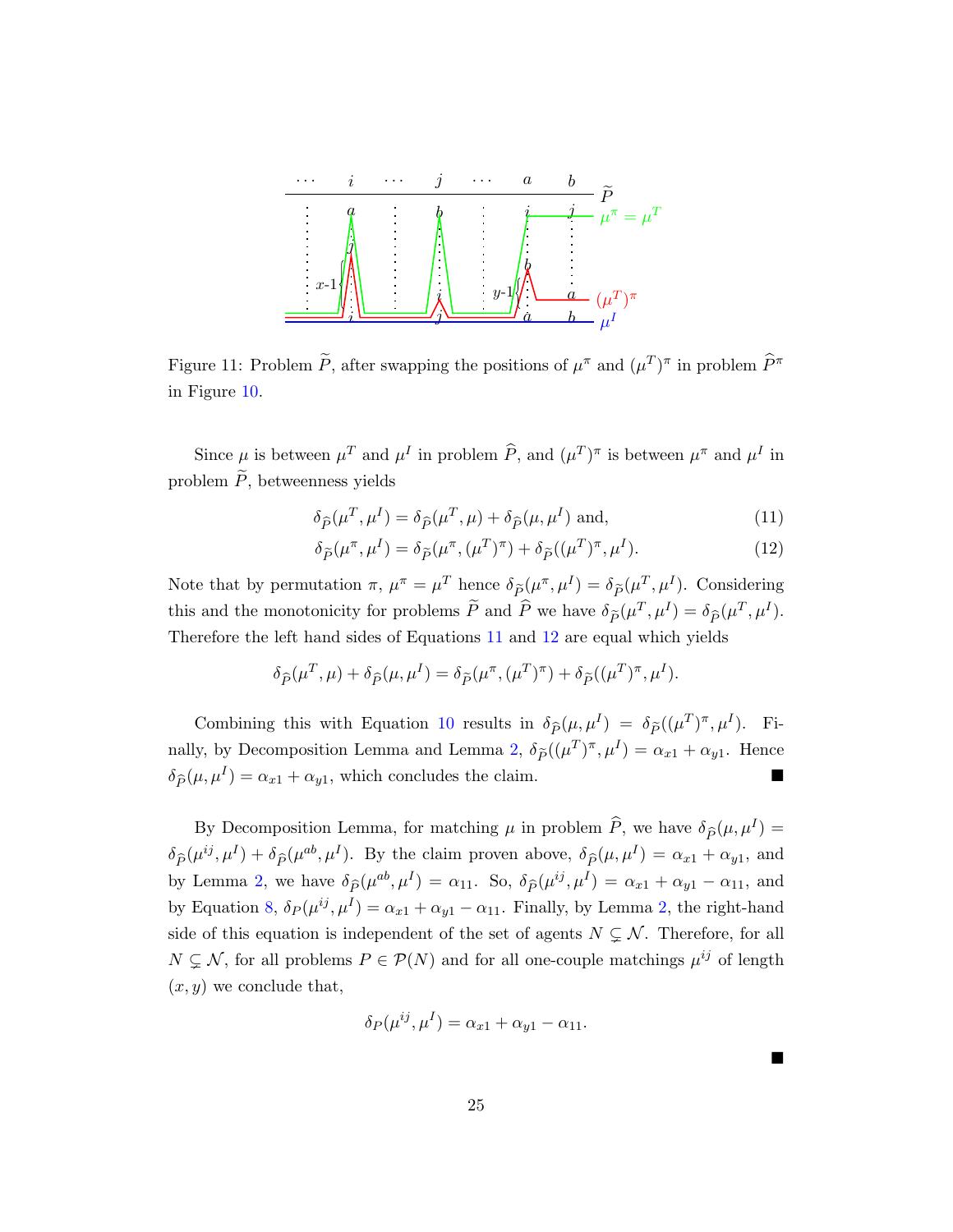Figure 11: Problem $\widetilde{P}$, after swapping the positions of $\mu^\pi$ and $(\mu^T)^\pi$ in problem $\widehat{P}^\pi$ in Figure 10.

Since $\mu$ is between $\mu^T$ and $\mu^I$ in problem $\widehat{P}$, and $(\mu^T)^\pi$ is between $\mu^\pi$ and $\mu^I$ in problem $\widetilde{P}$, betweenness yields

$$\delta_{\widehat{P}}(\mu^T, \mu^I) = \delta_{\widehat{P}}(\mu^T, \mu) + \delta_{\widehat{P}}(\mu, \mu^I) \text{ and,} \tag{11}$$

$$\delta_{\widetilde{P}}(\mu^\pi, \mu^I) = \delta_{\widetilde{P}}(\mu^\pi, (\mu^T)^\pi) + \delta_{\widetilde{P}}((\mu^T)^\pi, \mu^I). \tag{12}$$

Note that by permutation $\pi$, $\mu^\pi = \mu^T$ hence $\delta_{\widetilde{P}}(\mu^\pi, \mu^I) = \delta_{\widetilde{P}}(\mu^T, \mu^I)$. Considering this and the monotonicity for problems $\widetilde{P}$ and $\widehat{P}$ we have $\delta_{\widetilde{P}}(\mu^T, \mu^I) = \delta_{\widehat{P}}(\mu^T, \mu^I)$. Therefore the left hand sides of Equations 11 and 12 are equal which yields

$$\delta_{\widehat{P}}(\mu^T, \mu) + \delta_{\widehat{P}}(\mu, \mu^I) = \delta_{\widetilde{P}}(\mu^\pi, (\mu^T)^\pi) + \delta_{\widetilde{P}}((\mu^T)^\pi, \mu^I).$$

Combining this with Equation 10 results in $\delta_{\widehat{P}}(\mu, \mu^I) = \delta_{\widetilde{P}}((\mu^T)^\pi, \mu^I)$. Finally, by Decomposition Lemma and Lemma 2, $\delta_{\widetilde{P}}((\mu^T)^\pi, \mu^I) = \alpha_{x1} + \alpha_{y1}$. Hence $\delta_{\widehat{P}}(\mu, \mu^I) = \alpha_{x1} + \alpha_{y1}$, which concludes the claim. ■

By Decomposition Lemma, for matching $\mu$ in problem $\widehat{P}$, we have $\delta_{\widehat{P}}(\mu, \mu^I) = \delta_{\widehat{P}}(\mu^{ij}, \mu^I) + \delta_{\widehat{P}}(\mu^{ab}, \mu^I)$. By the claim proven above, $\delta_{\widehat{P}}(\mu, \mu^I) = \alpha_{x1} + \alpha_{y1}$, and by Lemma 2, we have $\delta_{\widehat{P}}(\mu^{ab}, \mu^I) = \alpha_{11}$. So, $\delta_{\widehat{P}}(\mu^{ij}, \mu^I) = \alpha_{x1} + \alpha_{y1} - \alpha_{11}$, and by Equation 8, $\delta_P(\mu^{ij}, \mu^I) = \alpha_{x1} + \alpha_{y1} - \alpha_{11}$. Finally, by Lemma 2, the right-hand side of this equation is independent of the set of agents $N \subsetneq \mathcal{N}$. Therefore, for all $N \subsetneq \mathcal{N}$, for all problems $P \in \mathcal{P}(N)$ and for all one-couple matchings $\mu^{ij}$ of length $(x, y)$ we conclude that,

$$\delta_P(\mu^{ij}, \mu^I) = \alpha_{x1} + \alpha_{y1} - \alpha_{11}.$$

■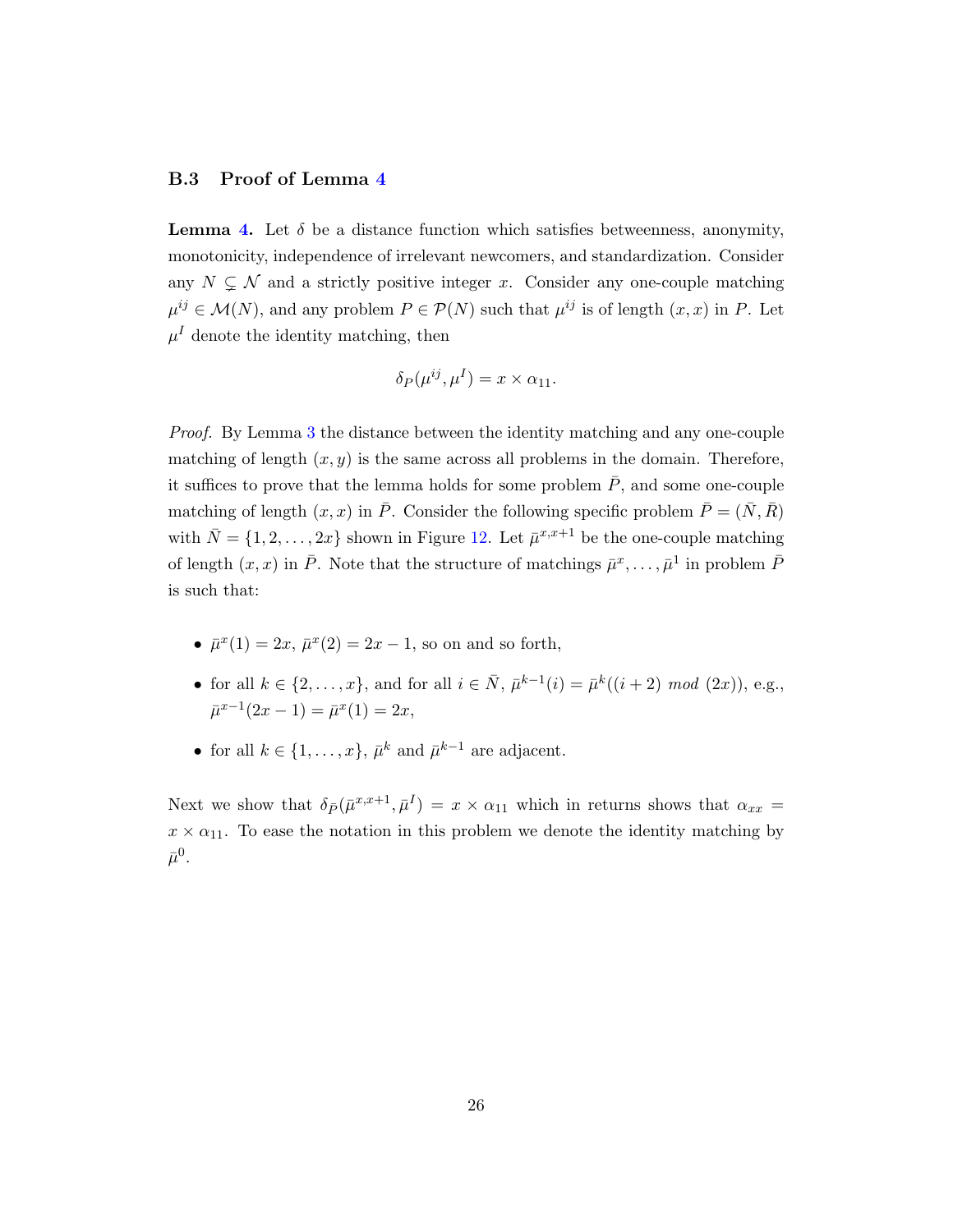### B.3 Proof of Lemma 4

**Lemma 4.** Let $\delta$ be a distance function which satisfies betweenness, anonymity, monotonicity, independence of irrelevant newcomers, and standardization. Consider any $N \subsetneq \mathcal{N}$ and a strictly positive integer $x$. Consider any one-couple matching $\mu^{ij} \in \mathcal{M}(N)$, and any problem $P \in \mathcal{P}(N)$ such that $\mu^{ij}$ is of length $(x, x)$ in $P$. Let $\mu^I$ denote the identity matching, then

$$\delta_P(\mu^{ij}, \mu^I) = x \times \alpha_{11}.$$

*Proof.* By Lemma 3 the distance between the identity matching and any one-couple matching of length $(x, y)$ is the same across all problems in the domain. Therefore, it suffices to prove that the lemma holds for some problem $\bar{P}$, and some one-couple matching of length $(x, x)$ in $\bar{P}$. Consider the following specific problem $\bar{P} = (\bar{N}, \bar{R})$ with $\bar{N} = \{1, 2, \ldots, 2x\}$ shown in Figure 12. Let $\bar{\mu}^{x,x+1}$ be the one-couple matching of length $(x, x)$ in $\bar{P}$. Note that the structure of matchings $\bar{\mu}^x, \ldots, \bar{\mu}^1$ in problem $\bar{P}$ is such that:

- $\bar{\mu}^x(1) = 2x$, $\bar{\mu}^x(2) = 2x - 1$, so on and so forth,
- for all $k \in \{2, \ldots, x\}$, and for all $i \in \bar{N}$, $\bar{\mu}^{k-1}(i) = \bar{\mu}^k((i + 2)\ mod\ (2x))$, e.g., $\bar{\mu}^{x-1}(2x - 1) = \bar{\mu}^x(1) = 2x$,
- for all $k \in \{1, \ldots, x\}$, $\bar{\mu}^k$ and $\bar{\mu}^{k-1}$ are adjacent.

Next we show that $\delta_{\bar{P}}(\bar{\mu}^{x,x+1}, \bar{\mu}^I) = x \times \alpha_{11}$ which in returns shows that $\alpha_{xx} = x \times \alpha_{11}$. To ease the notation in this problem we denote the identity matching by $\bar{\mu}^0$.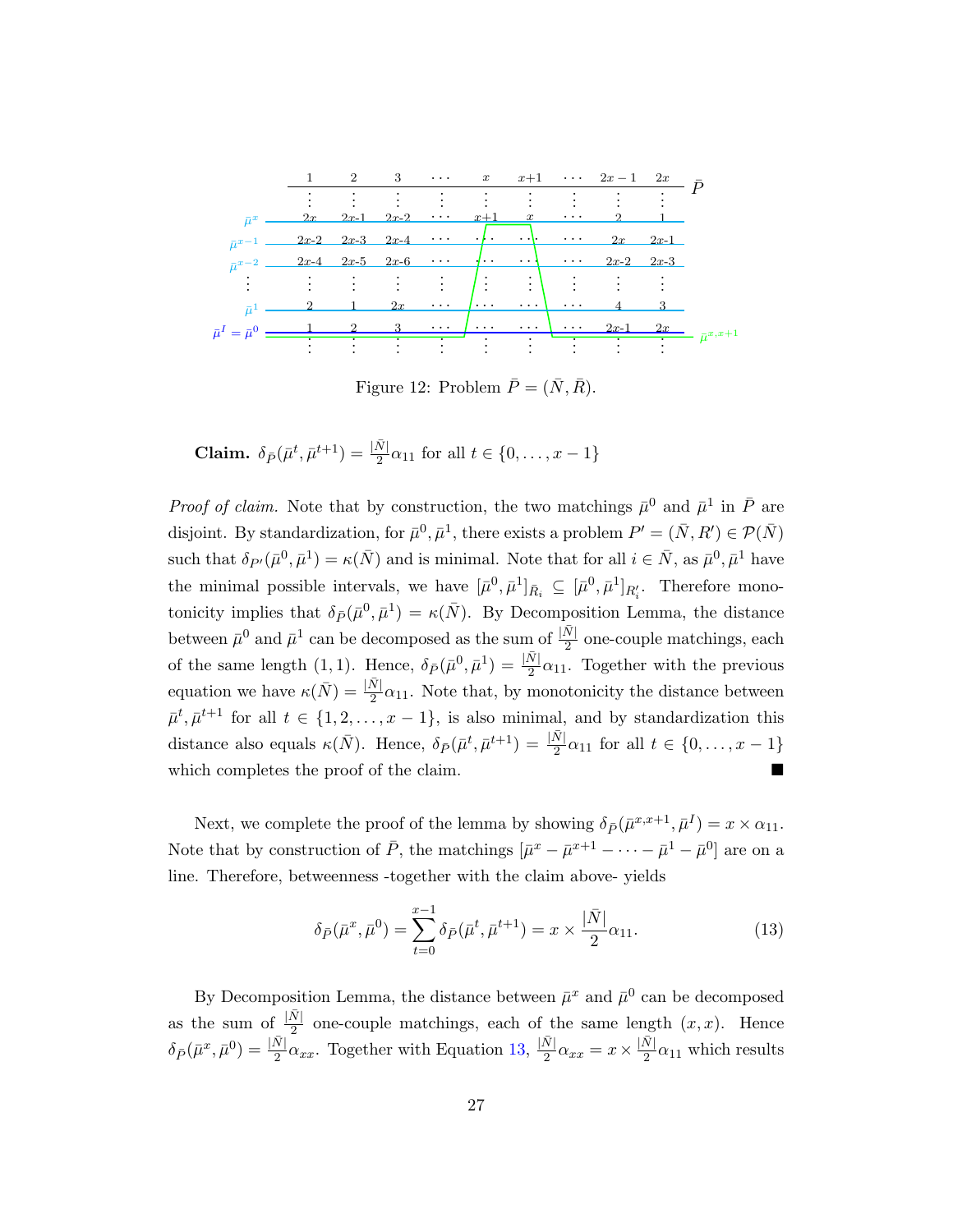Figure 12: Problem $\bar{P} = (\bar{N}, \bar{R})$.

**Claim.** $\delta_{\bar{P}}(\bar{\mu}^t, \bar{\mu}^{t+1}) = \frac{|\bar{N}|}{2}\alpha_{11}$ for all $t \in \{0, \ldots, x-1\}$

*Proof of claim.* Note that by construction, the two matchings $\bar{\mu}^0$ and $\bar{\mu}^1$ in $\bar{P}$ are disjoint. By standardization, for $\bar{\mu}^0, \bar{\mu}^1$, there exists a problem $P' = (\bar{N}, R') \in \mathcal{P}(\bar{N})$ such that $\delta_{P'}(\bar{\mu}^0, \bar{\mu}^1) = \kappa(\bar{N})$ and is minimal. Note that for all $i \in \bar{N}$, as $\bar{\mu}^0, \bar{\mu}^1$ have the minimal possible intervals, we have $[\bar{\mu}^0, \bar{\mu}^1]_{\bar{R}_i} \subseteq [\bar{\mu}^0, \bar{\mu}^1]_{R'_i}$. Therefore monotonicity implies that $\delta_{\bar{P}}(\bar{\mu}^0, \bar{\mu}^1) = \kappa(\bar{N})$. By Decomposition Lemma, the distance between $\bar{\mu}^0$ and $\bar{\mu}^1$ can be decomposed as the sum of $\frac{|\bar{N}|}{2}$ one-couple matchings, each of the same length $(1,1)$. Hence, $\delta_{\bar{P}}(\bar{\mu}^0, \bar{\mu}^1) = \frac{|\bar{N}|}{2}\alpha_{11}$. Together with the previous equation we have $\kappa(\bar{N}) = \frac{|\bar{N}|}{2}\alpha_{11}$. Note that, by monotonicity the distance between $\bar{\mu}^t, \bar{\mu}^{t+1}$ for all $t \in \{1, 2, \ldots, x-1\}$, is also minimal, and by standardization this distance also equals $\kappa(\bar{N})$. Hence, $\delta_{\bar{P}}(\bar{\mu}^t, \bar{\mu}^{t+1}) = \frac{|\bar{N}|}{2}\alpha_{11}$ for all $t \in \{0, \ldots, x-1\}$ which completes the proof of the claim. ■

Next, we complete the proof of the lemma by showing $\delta_{\bar{P}}(\bar{\mu}^{x,x+1}, \bar{\mu}^I) = x \times \alpha_{11}$. Note that by construction of $\bar{P}$, the matchings $[\bar{\mu}^x - \bar{\mu}^{x+1} - \cdots - \bar{\mu}^1 - \bar{\mu}^0]$ are on a line. Therefore, betweenness -together with the claim above- yields

$$\delta_{\bar{P}}(\bar{\mu}^x, \bar{\mu}^0) = \sum_{t=0}^{x-1} \delta_{\bar{P}}(\bar{\mu}^t, \bar{\mu}^{t+1}) = x \times \frac{|\bar{N}|}{2}\alpha_{11}. \tag{13}$$

By Decomposition Lemma, the distance between $\bar{\mu}^x$ and $\bar{\mu}^0$ can be decomposed as the sum of $\frac{|\bar{N}|}{2}$ one-couple matchings, each of the same length $(x, x)$. Hence $\delta_{\bar{P}}(\bar{\mu}^x, \bar{\mu}^0) = \frac{|\bar{N}|}{2}\alpha_{xx}$. Together with Equation 13, $\frac{|\bar{N}|}{2}\alpha_{xx} = x \times \frac{|\bar{N}|}{2}\alpha_{11}$ which results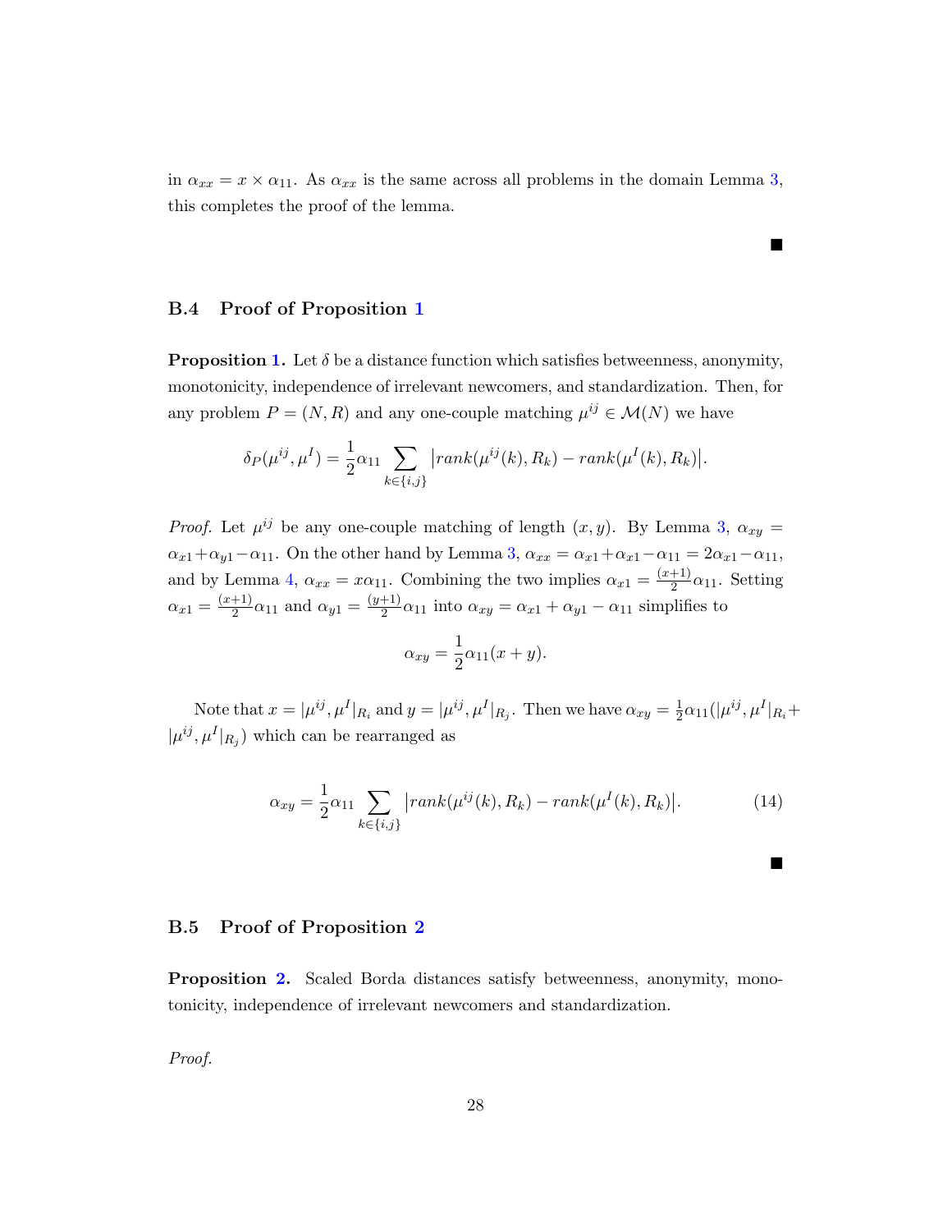in $\alpha_{xx} = x \times \alpha_{11}$. As $\alpha_{xx}$ is the same across all problems in the domain Lemma 3, this completes the proof of the lemma.

■

### B.4 Proof of Proposition 1

**Proposition 1.** Let $\delta$ be a distance function which satisfies betweenness, anonymity, monotonicity, independence of irrelevant newcomers, and standardization. Then, for any problem $P = (N, R)$ and any one-couple matching $\mu^{ij} \in \mathcal{M}(N)$ we have

$$\delta_P(\mu^{ij}, \mu^I) = \frac{1}{2}\alpha_{11} \sum_{k\in\{i,j\}} \left|rank(\mu^{ij}(k), R_k) - rank(\mu^I(k), R_k)\right|.$$

*Proof.* Let $\mu^{ij}$ be any one-couple matching of length $(x, y)$. By Lemma 3, $\alpha_{xy} = \alpha_{x1} + \alpha_{y1} - \alpha_{11}$. On the other hand by Lemma 3, $\alpha_{xx} = \alpha_{x1} + \alpha_{x1} - \alpha_{11} = 2\alpha_{x1} - \alpha_{11}$, and by Lemma 4, $\alpha_{xx} = x\alpha_{11}$. Combining the two implies $\alpha_{x1} = \frac{(x+1)}{2}\alpha_{11}$. Setting $\alpha_{x1} = \frac{(x+1)}{2}\alpha_{11}$ and $\alpha_{y1} = \frac{(y+1)}{2}\alpha_{11}$ into $\alpha_{xy} = \alpha_{x1} + \alpha_{y1} - \alpha_{11}$ simplifies to

$$\alpha_{xy} = \frac{1}{2}\alpha_{11}(x + y).$$

Note that $x = |\mu^{ij}, \mu^I|_{R_i}$ and $y = |\mu^{ij}, \mu^I|_{R_j}$. Then we have $\alpha_{xy} = \frac{1}{2}\alpha_{11}(|\mu^{ij}, \mu^I|_{R_i} + |\mu^{ij}, \mu^I|_{R_j})$ which can be rearranged as

$$\alpha_{xy} = \frac{1}{2}\alpha_{11} \sum_{k\in\{i,j\}} \left|rank(\mu^{ij}(k), R_k) - rank(\mu^I(k), R_k)\right|. \tag{14}$$

■

### B.5 Proof of Proposition 2

**Proposition 2.** Scaled Borda distances satisfy betweenness, anonymity, monotonicity, independence of irrelevant newcomers and standardization.

*Proof.*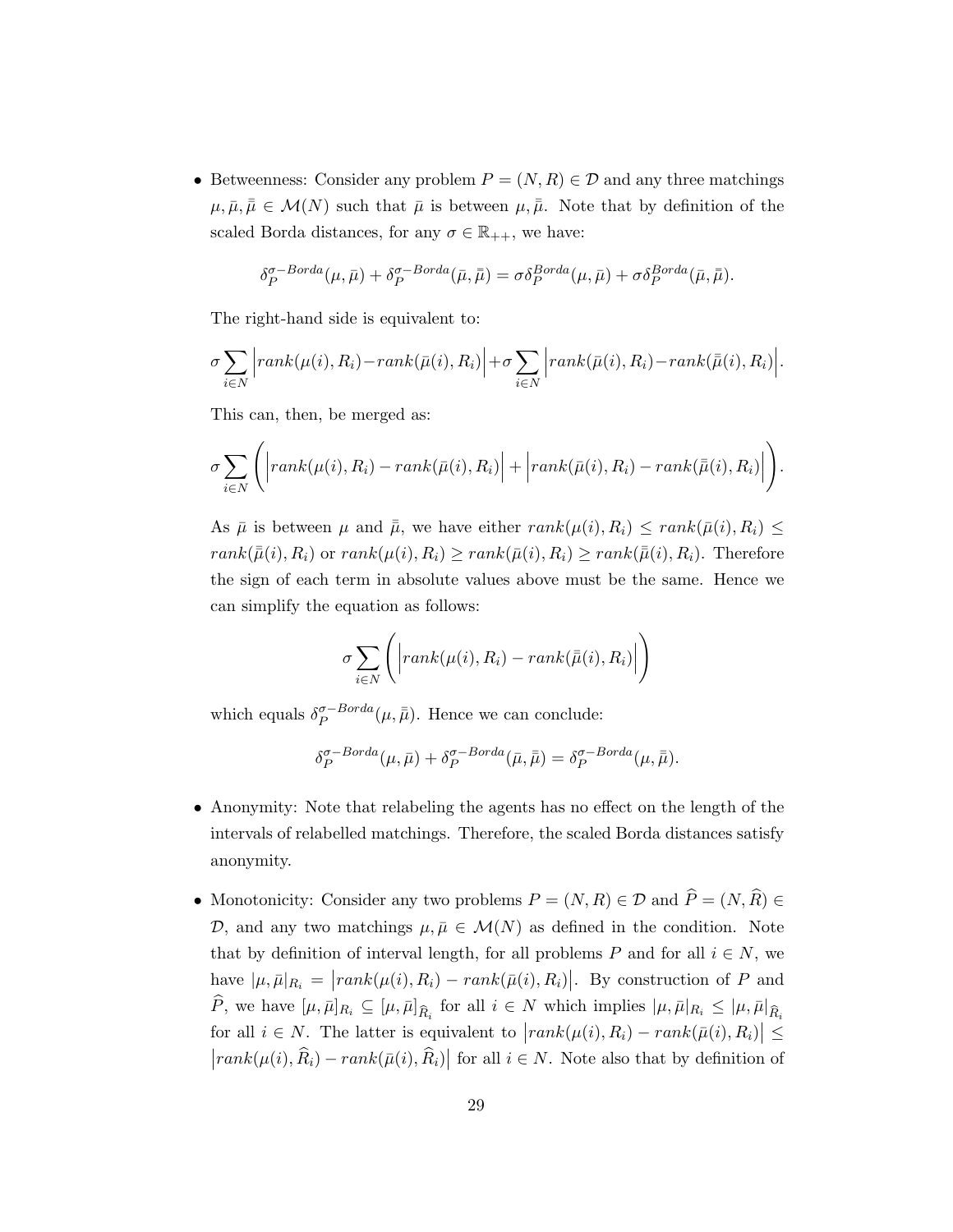- Betweenness: Consider any problem $P = (N, R) \in \mathcal{D}$ and any three matchings $\mu, \bar{\mu}, \bar{\bar{\mu}} \in \mathcal{M}(N)$ such that $\bar{\mu}$ is between $\mu, \bar{\bar{\mu}}$. Note that by definition of the scaled Borda distances, for any $\sigma \in \mathbb{R}_{++}$, we have:

$$\delta_P^{\sigma-Borda}(\mu, \bar{\mu}) + \delta_P^{\sigma-Borda}(\bar{\mu}, \bar{\bar{\mu}}) = \sigma \delta_P^{Borda}(\mu, \bar{\mu}) + \sigma \delta_P^{Borda}(\bar{\mu}, \bar{\bar{\mu}}).$$

  The right-hand side is equivalent to:

$$\sigma \sum_{i \in N} \Big| rank(\mu(i), R_i) - rank(\bar{\mu}(i), R_i) \Big| + \sigma \sum_{i \in N} \Big| rank(\bar{\mu}(i), R_i) - rank(\bar{\bar{\mu}}(i), R_i) \Big|.$$

  This can, then, be merged as:

$$\sigma \sum_{i \in N} \left( \Big| rank(\mu(i), R_i) - rank(\bar{\mu}(i), R_i) \Big| + \Big| rank(\bar{\mu}(i), R_i) - rank(\bar{\bar{\mu}}(i), R_i) \Big| \right).$$

  As $\bar{\mu}$ is between $\mu$ and $\bar{\bar{\mu}}$, we have either $rank(\mu(i), R_i) \leq rank(\bar{\mu}(i), R_i) \leq rank(\bar{\bar{\mu}}(i), R_i)$ or $rank(\mu(i), R_i) \geq rank(\bar{\mu}(i), R_i) \geq rank(\bar{\bar{\mu}}(i), R_i)$. Therefore the sign of each term in absolute values above must be the same. Hence we can simplify the equation as follows:

$$\sigma \sum_{i \in N} \left( \Big| rank(\mu(i), R_i) - rank(\bar{\bar{\mu}}(i), R_i) \Big| \right)$$

  which equals $\delta_P^{\sigma-Borda}(\mu, \bar{\bar{\mu}})$. Hence we can conclude:

$$\delta_P^{\sigma-Borda}(\mu, \bar{\mu}) + \delta_P^{\sigma-Borda}(\bar{\mu}, \bar{\bar{\mu}}) = \delta_P^{\sigma-Borda}(\mu, \bar{\bar{\mu}}).$$

- Anonymity: Note that relabeling the agents has no effect on the length of the intervals of relabelled matchings. Therefore, the scaled Borda distances satisfy anonymity.

- Monotonicity: Consider any two problems $P = (N, R) \in \mathcal{D}$ and $\widehat{P} = (N, \widehat{R}) \in \mathcal{D}$, and any two matchings $\mu, \bar{\mu} \in \mathcal{M}(N)$ as defined in the condition. Note that by definition of interval length, for all problems $P$ and for all $i \in N$, we have $|\mu, \bar{\mu}|_{R_i} = \big| rank(\mu(i), R_i) - rank(\bar{\mu}(i), R_i) \big|$. By construction of $P$ and $\widehat{P}$, we have $[\mu, \bar{\mu}]_{R_i} \subseteq [\mu, \bar{\mu}]_{\widehat{R}_i}$ for all $i \in N$ which implies $|\mu, \bar{\mu}|_{R_i} \leq |\mu, \bar{\mu}|_{\widehat{R}_i}$ for all $i \in N$. The latter is equivalent to $\big| rank(\mu(i), R_i) - rank(\bar{\mu}(i), R_i) \big| \leq \big| rank(\mu(i), \widehat{R}_i) - rank(\bar{\mu}(i), \widehat{R}_i) \big|$ for all $i \in N$. Note also that by definition of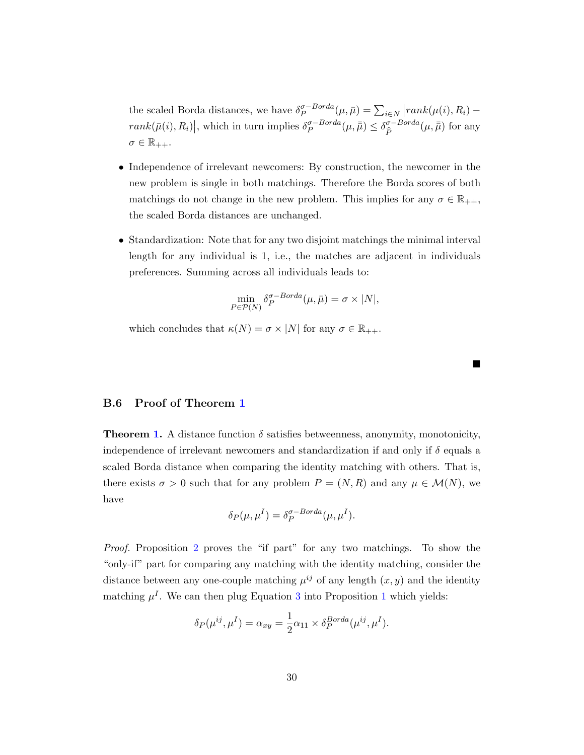the scaled Borda distances, we have $\delta_P^{\sigma-Borda}(\mu, \bar{\mu}) = \sum_{i \in N} \left| rank(\mu(i), R_i) - rank(\bar{\mu}(i), R_i) \right|$, which in turn implies $\delta_P^{\sigma-Borda}(\mu, \bar{\bar{\mu}}) \leq \delta_{\widehat{P}}^{\sigma-Borda}(\mu, \bar{\bar{\mu}})$ for any $\sigma \in \mathbb{R}_{++}$.

- Independence of irrelevant newcomers: By construction, the newcomer in the new problem is single in both matchings. Therefore the Borda scores of both matchings do not change in the new problem. This implies for any $\sigma \in \mathbb{R}_{++}$, the scaled Borda distances are unchanged.

- Standardization: Note that for any two disjoint matchings the minimal interval length for any individual is 1, i.e., the matches are adjacent in individuals preferences. Summing across all individuals leads to:

$$\min_{P \in \mathcal{P}(N)} \delta_P^{\sigma-Borda}(\mu, \bar{\mu}) = \sigma \times |N|,$$

which concludes that $\kappa(N) = \sigma \times |N|$ for any $\sigma \in \mathbb{R}_{++}$.

■

### B.6 Proof of Theorem 1

**Theorem 1.** A distance function $\delta$ satisfies betweenness, anonymity, monotonicity, independence of irrelevant newcomers and standardization if and only if $\delta$ equals a scaled Borda distance when comparing the identity matching with others. That is, there exists $\sigma > 0$ such that for any problem $P = (N, R)$ and any $\mu \in \mathcal{M}(N)$, we have

$$\delta_P(\mu, \mu^I) = \delta_P^{\sigma-Borda}(\mu, \mu^I).$$

*Proof.* Proposition 2 proves the "if part" for any two matchings. To show the "only-if" part for comparing any matching with the identity matching, consider the distance between any one-couple matching $\mu^{ij}$ of any length $(x, y)$ and the identity matching $\mu^I$. We can then plug Equation 3 into Proposition 1 which yields:

$$\delta_P(\mu^{ij}, \mu^I) = \alpha_{xy} = \frac{1}{2}\alpha_{11} \times \delta_P^{Borda}(\mu^{ij}, \mu^I).$$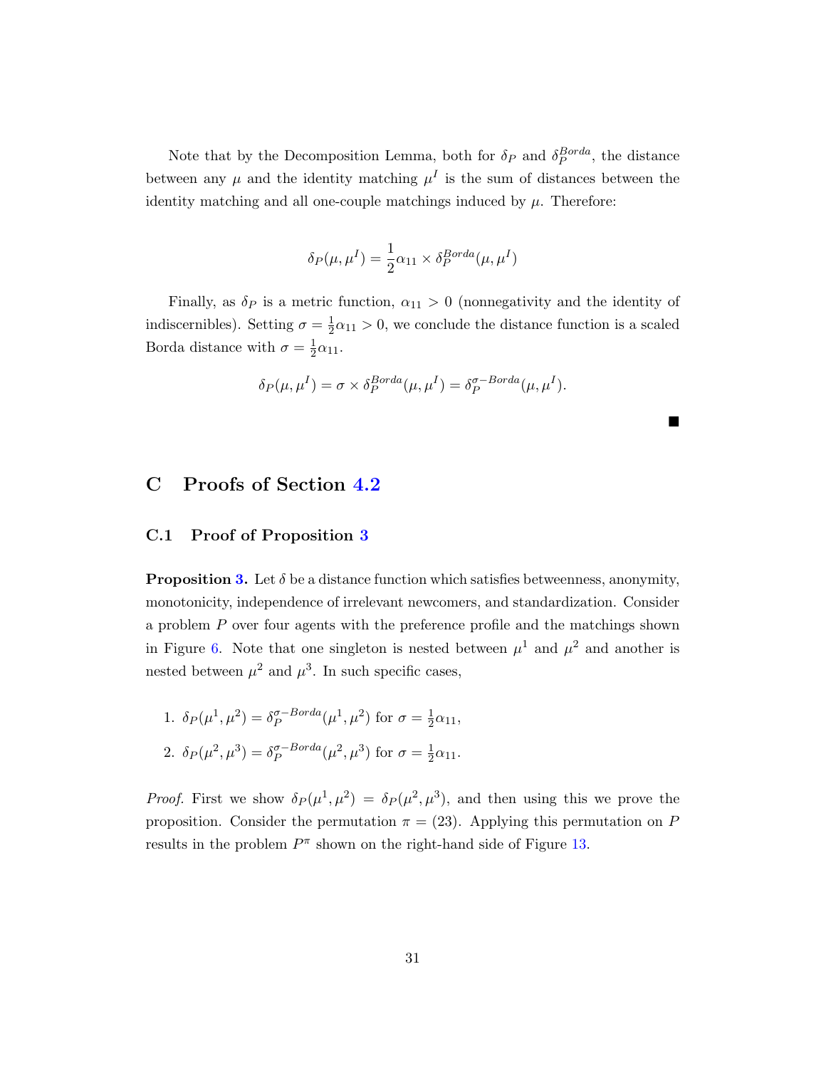Note that by the Decomposition Lemma, both for $\delta_P$ and $\delta_P^{Borda}$, the distance between any $\mu$ and the identity matching $\mu^I$ is the sum of distances between the identity matching and all one-couple matchings induced by $\mu$. Therefore:

$$\delta_P(\mu, \mu^I) = \frac{1}{2}\alpha_{11} \times \delta_P^{Borda}(\mu, \mu^I)$$

Finally, as $\delta_P$ is a metric function, $\alpha_{11} > 0$ (nonnegativity and the identity of indiscernibles). Setting $\sigma = \frac{1}{2}\alpha_{11} > 0$, we conclude the distance function is a scaled Borda distance with $\sigma = \frac{1}{2}\alpha_{11}$.

$$\delta_P(\mu, \mu^I) = \sigma \times \delta_P^{Borda}(\mu, \mu^I) = \delta_P^{\sigma-Borda}(\mu, \mu^I).$$

■

# C Proofs of Section 4.2

## C.1 Proof of Proposition 3

**Proposition 3.** Let $\delta$ be a distance function which satisfies betweenness, anonymity, monotonicity, independence of irrelevant newcomers, and standardization. Consider a problem $P$ over four agents with the preference profile and the matchings shown in Figure 6. Note that one singleton is nested between $\mu^1$ and $\mu^2$ and another is nested between $\mu^2$ and $\mu^3$. In such specific cases,

1. $\delta_P(\mu^1, \mu^2) = \delta_P^{\sigma-Borda}(\mu^1, \mu^2)$ for $\sigma = \frac{1}{2}\alpha_{11}$,
2. $\delta_P(\mu^2, \mu^3) = \delta_P^{\sigma-Borda}(\mu^2, \mu^3)$ for $\sigma = \frac{1}{2}\alpha_{11}$.

*Proof.* First we show $\delta_P(\mu^1, \mu^2) = \delta_P(\mu^2, \mu^3)$, and then using this we prove the proposition. Consider the permutation $\pi = (23)$. Applying this permutation on $P$ results in the problem $P^\pi$ shown on the right-hand side of Figure 13.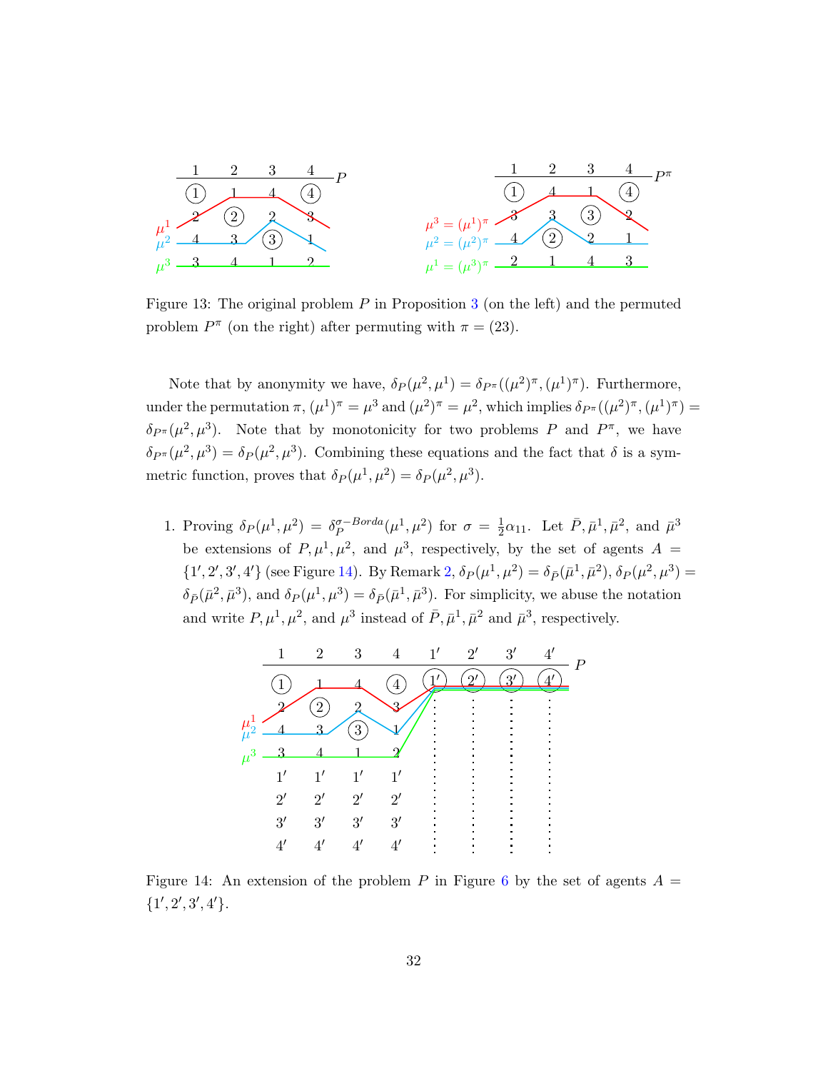Figure 13: The original problem $P$ in Proposition 3 (on the left) and the permuted problem $P^\pi$ (on the right) after permuting with $\pi = (23)$.

Note that by anonymity we have, $\delta_P(\mu^2, \mu^1) = \delta_{P^\pi}((\mu^2)^\pi, (\mu^1)^\pi)$. Furthermore, under the permutation $\pi$, $(\mu^1)^\pi = \mu^3$ and $(\mu^2)^\pi = \mu^2$, which implies $\delta_{P^\pi}((\mu^2)^\pi, (\mu^1)^\pi) = \delta_{P^\pi}(\mu^2, \mu^3)$. Note that by monotonicity for two problems $P$ and $P^\pi$, we have $\delta_{P^\pi}(\mu^2, \mu^3) = \delta_P(\mu^2, \mu^3)$. Combining these equations and the fact that $\delta$ is a symmetric function, proves that $\delta_P(\mu^1, \mu^2) = \delta_P(\mu^2, \mu^3)$.

1. Proving $\delta_P(\mu^1, \mu^2) = \delta_P^{\sigma-Borda}(\mu^1, \mu^2)$ for $\sigma = \frac{1}{2}\alpha_{11}$. Let $\bar{P}, \bar{\mu}^1, \bar{\mu}^2$, and $\bar{\mu}^3$ be extensions of $P, \mu^1, \mu^2$, and $\mu^3$, respectively, by the set of agents $A = \{1', 2', 3', 4'\}$ (see Figure 14). By Remark 2, $\delta_P(\mu^1, \mu^2) = \delta_{\bar{P}}(\bar{\mu}^1, \bar{\mu}^2)$, $\delta_P(\mu^2, \mu^3) = \delta_{\bar{P}}(\bar{\mu}^2, \bar{\mu}^3)$, and $\delta_P(\mu^1, \mu^3) = \delta_{\bar{P}}(\bar{\mu}^1, \bar{\mu}^3)$. For simplicity, we abuse the notation and write $P, \mu^1, \mu^2$, and $\mu^3$ instead of $\bar{P}, \bar{\mu}^1, \bar{\mu}^2$ and $\bar{\mu}^3$, respectively.

Figure 14: An extension of the problem $P$ in Figure 6 by the set of agents $A = \{1', 2', 3', 4'\}$.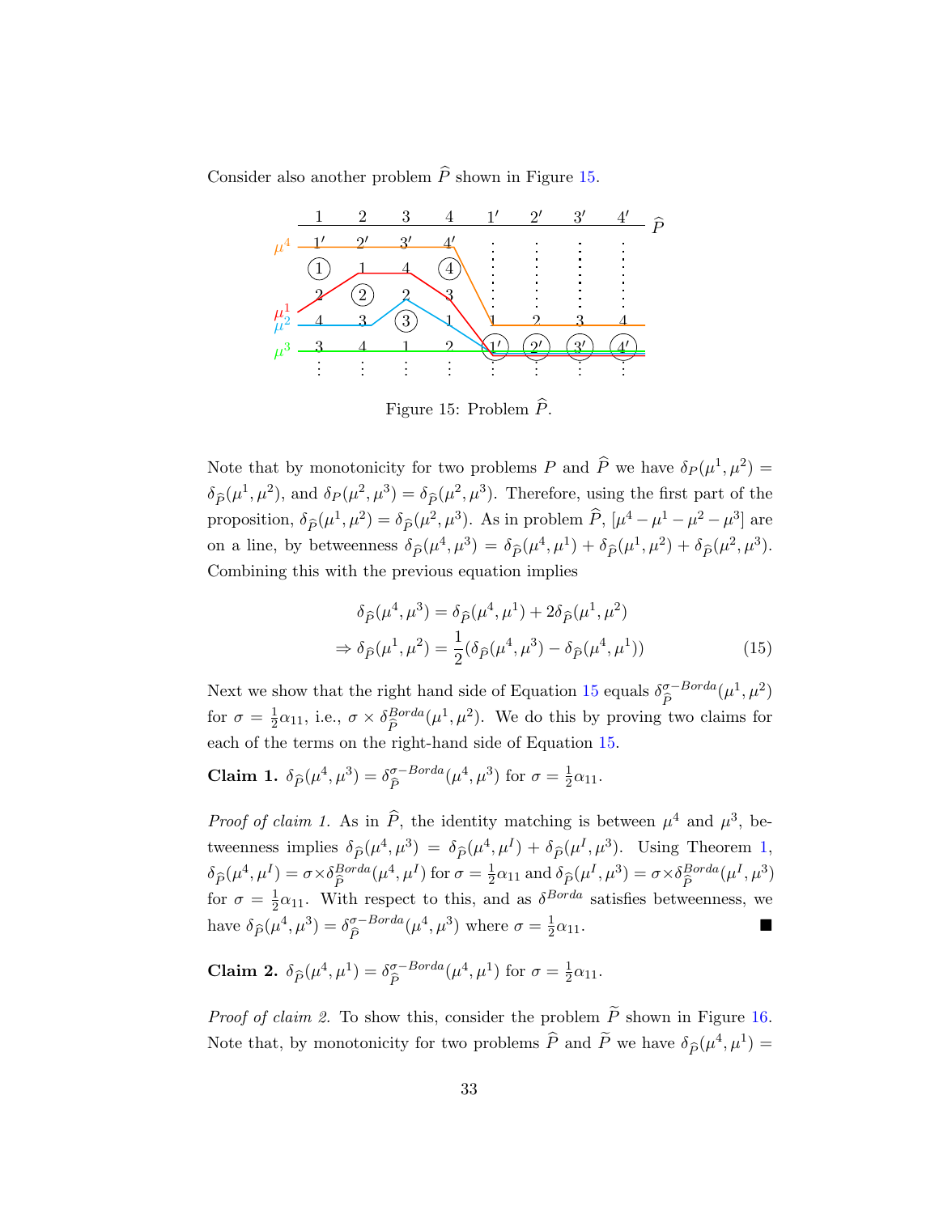Consider also another problem $\widehat{P}$ shown in Figure 15.

Figure 15: Problem $\widehat{P}$.

Note that by monotonicity for two problems $P$ and $\widehat{P}$ we have $\delta_P(\mu^1, \mu^2) = \delta_{\widehat{P}}(\mu^1, \mu^2)$, and $\delta_P(\mu^2, \mu^3) = \delta_{\widehat{P}}(\mu^2, \mu^3)$. Therefore, using the first part of the proposition, $\delta_{\widehat{P}}(\mu^1, \mu^2) = \delta_{\widehat{P}}(\mu^2, \mu^3)$. As in problem $\widehat{P}$, $[\mu^4 - \mu^1 - \mu^2 - \mu^3]$ are on a line, by betweenness $\delta_{\widehat{P}}(\mu^4, \mu^3) = \delta_{\widehat{P}}(\mu^4, \mu^1) + \delta_{\widehat{P}}(\mu^1, \mu^2) + \delta_{\widehat{P}}(\mu^2, \mu^3)$. Combining this with the previous equation implies

$$\delta_{\widehat{P}}(\mu^4, \mu^3) = \delta_{\widehat{P}}(\mu^4, \mu^1) + 2\delta_{\widehat{P}}(\mu^1, \mu^2)$$
$$\Rightarrow \delta_{\widehat{P}}(\mu^1, \mu^2) = \frac{1}{2}(\delta_{\widehat{P}}(\mu^4, \mu^3) - \delta_{\widehat{P}}(\mu^4, \mu^1)) \tag{15}$$

Next we show that the right hand side of Equation 15 equals $\delta_{\widehat{P}}^{\sigma-Borda}(\mu^1, \mu^2)$ for $\sigma = \frac{1}{2}\alpha_{11}$, i.e., $\sigma \times \delta_{\widehat{P}}^{Borda}(\mu^1, \mu^2)$. We do this by proving two claims for each of the terms on the right-hand side of Equation 15.

**Claim 1.** $\delta_{\widehat{P}}(\mu^4, \mu^3) = \delta_{\widehat{P}}^{\sigma-Borda}(\mu^4, \mu^3)$ for $\sigma = \frac{1}{2}\alpha_{11}$.

*Proof of claim 1.* As in $\widehat{P}$, the identity matching is between $\mu^4$ and $\mu^3$, betweenness implies $\delta_{\widehat{P}}(\mu^4, \mu^3) = \delta_{\widehat{P}}(\mu^4, \mu^I) + \delta_{\widehat{P}}(\mu^I, \mu^3)$. Using Theorem 1, $\delta_{\widehat{P}}(\mu^4, \mu^I) = \sigma \times \delta_{\widehat{P}}^{Borda}(\mu^4, \mu^I)$ for $\sigma = \frac{1}{2}\alpha_{11}$ and $\delta_{\widehat{P}}(\mu^I, \mu^3) = \sigma \times \delta_{\widehat{P}}^{Borda}(\mu^I, \mu^3)$ for $\sigma = \frac{1}{2}\alpha_{11}$. With respect to this, and as $\delta^{Borda}$ satisfies betweenness, we have $\delta_{\widehat{P}}(\mu^4, \mu^3) = \delta_{\widehat{P}}^{\sigma-Borda}(\mu^4, \mu^3)$ where $\sigma = \frac{1}{2}\alpha_{11}$. ■

**Claim 2.** $\delta_{\widehat{P}}(\mu^4, \mu^1) = \delta_{\widehat{P}}^{\sigma-Borda}(\mu^4, \mu^1)$ for $\sigma = \frac{1}{2}\alpha_{11}$.

*Proof of claim 2.* To show this, consider the problem $\widetilde{P}$ shown in Figure 16. Note that, by monotonicity for two problems $\widehat{P}$ and $\widetilde{P}$ we have $\delta_{\widehat{P}}(\mu^4, \mu^1) =$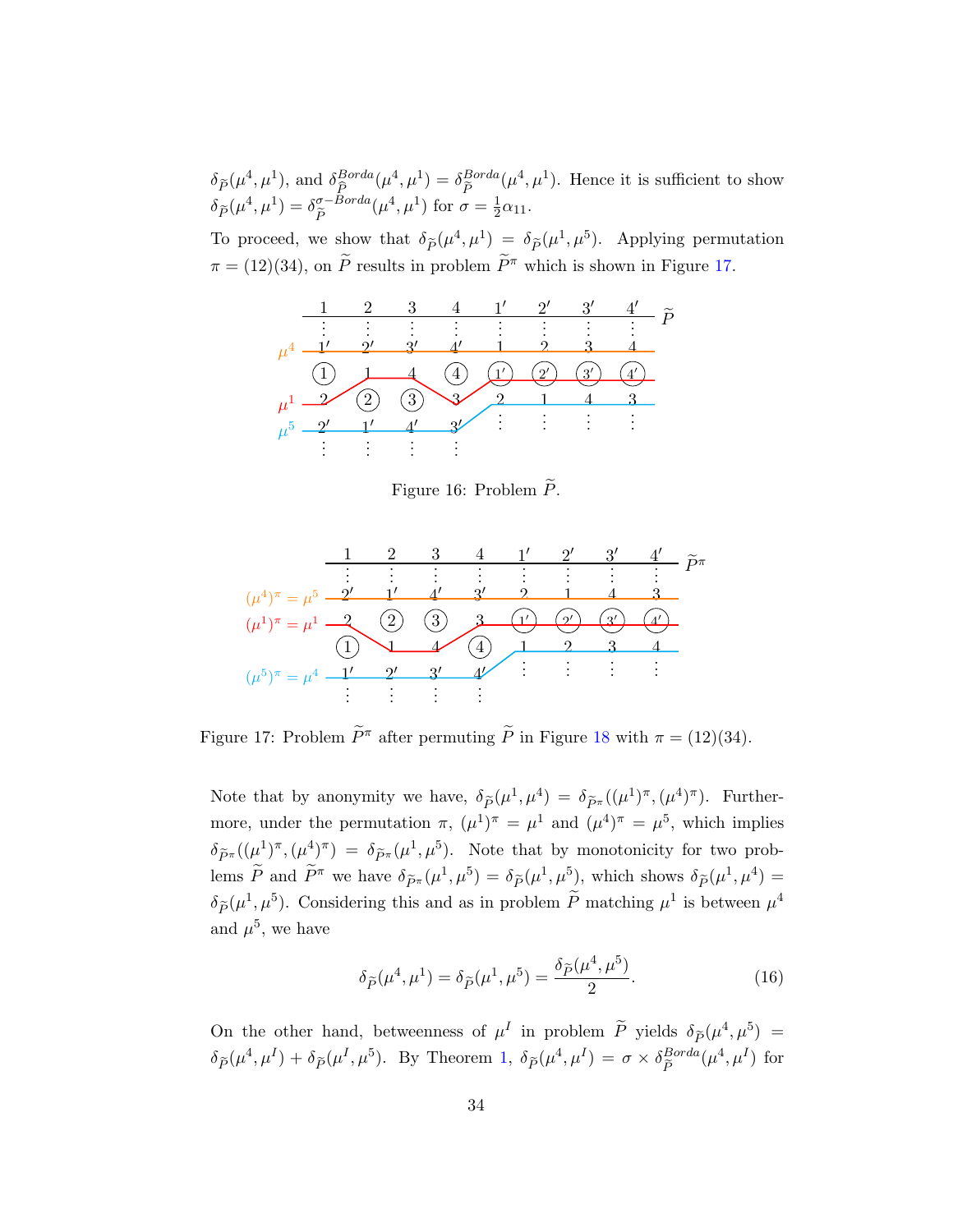$\delta_{\widetilde{P}}(\mu^4, \mu^1)$, and $\delta^{Borda}_{\widetilde{\widetilde{P}}}(\mu^4, \mu^1) = \delta^{Borda}_{\widetilde{P}}(\mu^4, \mu^1)$. Hence it is sufficient to show $\delta_{\widetilde{P}}(\mu^4, \mu^1) = \delta^{\sigma-Borda}_{\widetilde{P}}(\mu^4, \mu^1)$ for $\sigma = \frac{1}{2}\alpha_{11}$.

To proceed, we show that $\delta_{\widetilde{P}}(\mu^4, \mu^1) = \delta_{\widetilde{P}}(\mu^1, \mu^5)$. Applying permutation $\pi = (12)(34)$, on $\widetilde{P}$ results in problem $\widetilde{P}^\pi$ which is shown in Figure 17.

Figure 16: Problem $\widetilde{P}$.

Figure 17: Problem $\widetilde{P}^\pi$ after permuting $\widetilde{P}$ in Figure 18 with $\pi = (12)(34)$.

Note that by anonymity we have, $\delta_{\widetilde{P}}(\mu^1, \mu^4) = \delta_{\widetilde{P}^\pi}((\mu^1)^\pi, (\mu^4)^\pi)$. Furthermore, under the permutation $\pi$, $(\mu^1)^\pi = \mu^1$ and $(\mu^4)^\pi = \mu^5$, which implies $\delta_{\widetilde{P}^\pi}((\mu^1)^\pi, (\mu^4)^\pi) = \delta_{\widetilde{P}^\pi}(\mu^1, \mu^5)$. Note that by monotonicity for two problems $\widetilde{P}$ and $\widetilde{P}^\pi$ we have $\delta_{\widetilde{P}^\pi}(\mu^1, \mu^5) = \delta_{\widetilde{P}}(\mu^1, \mu^5)$, which shows $\delta_{\widetilde{P}}(\mu^1, \mu^4) = \delta_{\widetilde{P}}(\mu^1, \mu^5)$. Considering this and as in problem $\widetilde{P}$ matching $\mu^1$ is between $\mu^4$ and $\mu^5$, we have

$$\delta_{\widetilde{P}}(\mu^4, \mu^1) = \delta_{\widetilde{P}}(\mu^1, \mu^5) = \frac{\delta_{\widetilde{P}}(\mu^4, \mu^5)}{2}. \tag{16}$$

On the other hand, betweenness of $\mu^I$ in problem $\widetilde{P}$ yields $\delta_{\widetilde{P}}(\mu^4, \mu^5) = \delta_{\widetilde{P}}(\mu^4, \mu^I) + \delta_{\widetilde{P}}(\mu^I, \mu^5)$. By Theorem 1, $\delta_{\widetilde{P}}(\mu^4, \mu^I) = \sigma \times \delta^{Borda}_{\widetilde{P}}(\mu^4, \mu^I)$ for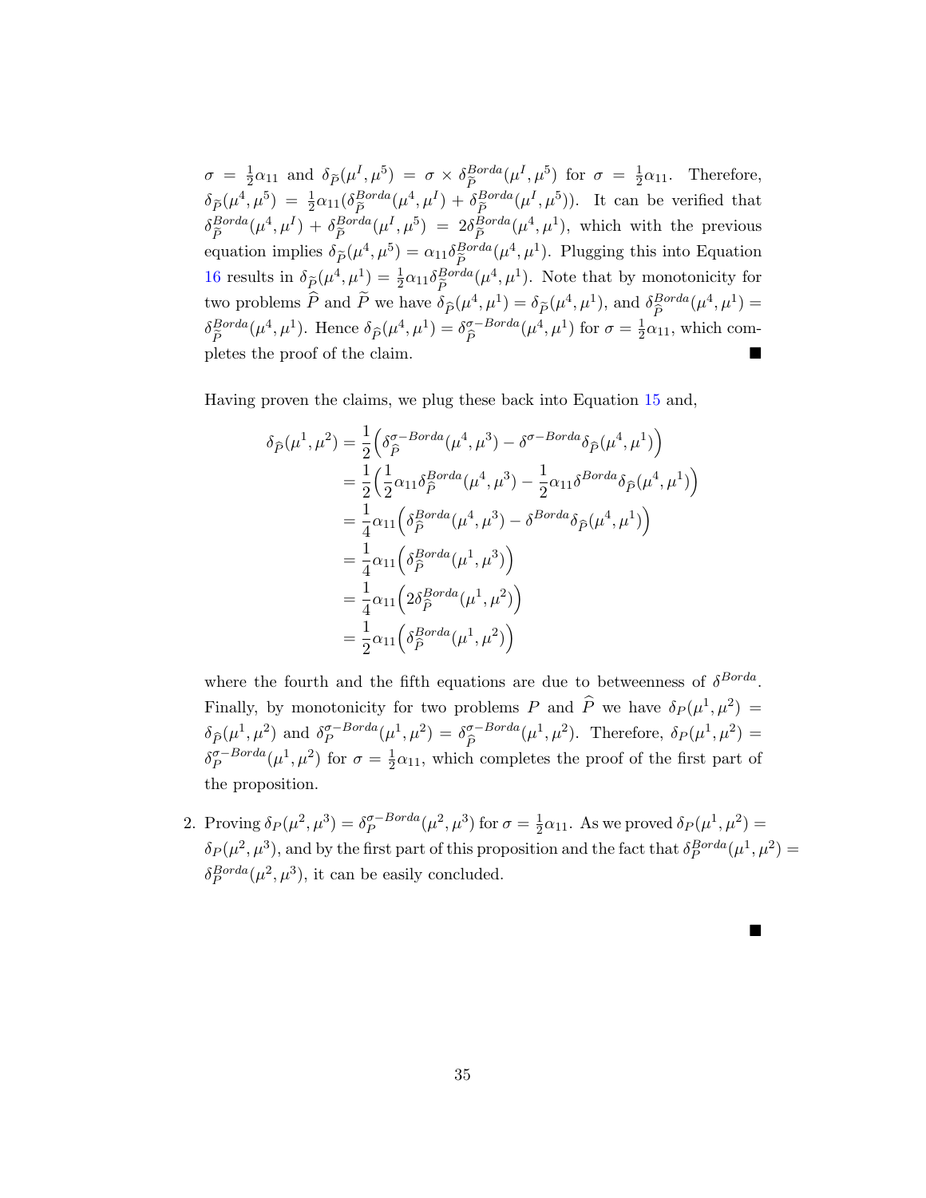$\sigma = \frac{1}{2}\alpha_{11}$ and $\delta_{\widetilde{P}}(\mu^I, \mu^5) = \sigma \times \delta^{Borda}_{\widetilde{P}}(\mu^I, \mu^5)$ for $\sigma = \frac{1}{2}\alpha_{11}$. Therefore, $\delta_{\widetilde{P}}(\mu^4, \mu^5) = \frac{1}{2}\alpha_{11}(\delta^{Borda}_{\widetilde{P}}(\mu^4, \mu^I) + \delta^{Borda}_{\widetilde{P}}(\mu^I, \mu^5))$. It can be verified that $\delta^{Borda}_{\widetilde{P}}(\mu^4, \mu^I) + \delta^{Borda}_{\widetilde{P}}(\mu^I, \mu^5) = 2\delta^{Borda}_{\widetilde{P}}(\mu^4, \mu^1)$, which with the previous equation implies $\delta_{\widetilde{P}}(\mu^4, \mu^5) = \alpha_{11}\delta^{Borda}_{\widetilde{P}}(\mu^4, \mu^1)$. Plugging this into Equation 16 results in $\delta_{\widetilde{P}}(\mu^4, \mu^1) = \frac{1}{2}\alpha_{11}\delta^{Borda}_{\widetilde{P}}(\mu^4, \mu^1)$. Note that by monotonicity for two problems $\widehat{P}$ and $\widetilde{P}$ we have $\delta_{\widehat{P}}(\mu^4, \mu^1) = \delta_{\widetilde{P}}(\mu^4, \mu^1)$, and $\delta^{Borda}_{\widetilde{P}}(\mu^4, \mu^1) = \delta^{Borda}_{\widehat{P}}(\mu^4, \mu^1)$. Hence $\delta_{\widehat{P}}(\mu^4, \mu^1) = \delta^{\sigma-Borda}_{\widehat{P}}(\mu^4, \mu^1)$ for $\sigma = \frac{1}{2}\alpha_{11}$, which completes the proof of the claim. ■

Having proven the claims, we plug these back into Equation 15 and,

$$
\begin{aligned}
\delta_{\widehat{P}}(\mu^1, \mu^2) &= \frac{1}{2}\Big(\delta^{\sigma-Borda}_{\widehat{P}}(\mu^4, \mu^3) - \delta^{\sigma-Borda}\delta_{\widehat{P}}(\mu^4, \mu^1)\Big) \\
&= \frac{1}{2}\Big(\frac{1}{2}\alpha_{11}\delta^{Borda}_{\widehat{P}}(\mu^4, \mu^3) - \frac{1}{2}\alpha_{11}\delta^{Borda}\delta_{\widehat{P}}(\mu^4, \mu^1)\Big) \\
&= \frac{1}{4}\alpha_{11}\Big(\delta^{Borda}_{\widehat{P}}(\mu^4, \mu^3) - \delta^{Borda}\delta_{\widehat{P}}(\mu^4, \mu^1)\Big) \\
&= \frac{1}{4}\alpha_{11}\Big(\delta^{Borda}_{\widehat{P}}(\mu^1, \mu^3)\Big) \\
&= \frac{1}{4}\alpha_{11}\Big(2\delta^{Borda}_{\widehat{P}}(\mu^1, \mu^2)\Big) \\
&= \frac{1}{2}\alpha_{11}\Big(\delta^{Borda}_{\widehat{P}}(\mu^1, \mu^2)\Big)
\end{aligned}
$$

where the fourth and the fifth equations are due to betweenness of $\delta^{Borda}$. Finally, by monotonicity for two problems $P$ and $\widehat{P}$ we have $\delta_P(\mu^1, \mu^2) = \delta_{\widehat{P}}(\mu^1, \mu^2)$ and $\delta^{\sigma-Borda}_P(\mu^1, \mu^2) = \delta^{\sigma-Borda}_{\widehat{P}}(\mu^1, \mu^2)$. Therefore, $\delta_P(\mu^1, \mu^2) = \delta^{\sigma-Borda}_P(\mu^1, \mu^2)$ for $\sigma = \frac{1}{2}\alpha_{11}$, which completes the proof of the first part of the proposition.

2. Proving $\delta_P(\mu^2, \mu^3) = \delta^{\sigma-Borda}_P(\mu^2, \mu^3)$ for $\sigma = \frac{1}{2}\alpha_{11}$. As we proved $\delta_P(\mu^1, \mu^2) = \delta_P(\mu^2, \mu^3)$, and by the first part of this proposition and the fact that $\delta^{Borda}_P(\mu^1, \mu^2) = \delta^{Borda}_P(\mu^2, \mu^3)$, it can be easily concluded.

■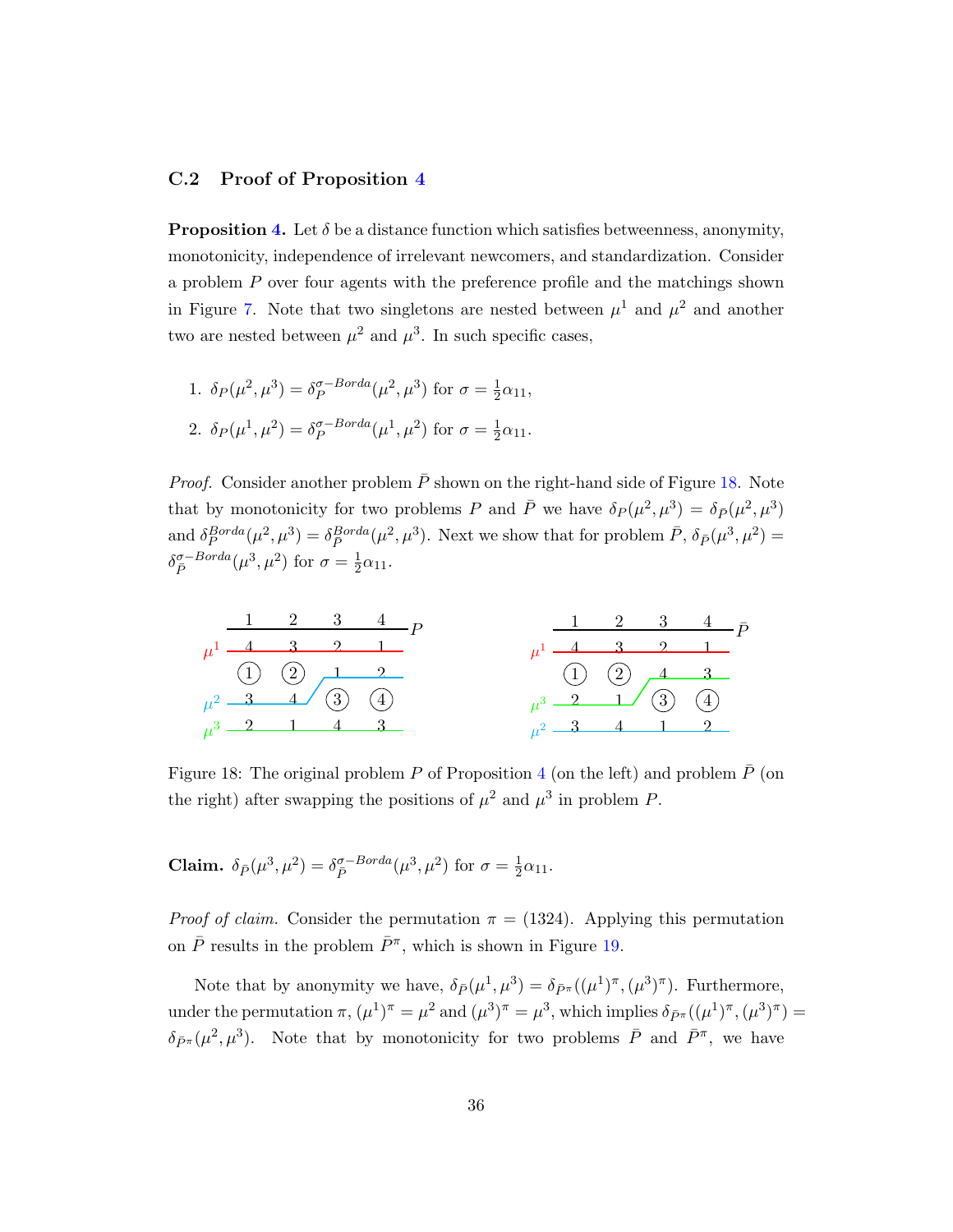### C.2 Proof of Proposition 4

**Proposition 4.** Let $\delta$ be a distance function which satisfies betweenness, anonymity, monotonicity, independence of irrelevant newcomers, and standardization. Consider a problem $P$ over four agents with the preference profile and the matchings shown in Figure 7. Note that two singletons are nested between $\mu^1$ and $\mu^2$ and another two are nested between $\mu^2$ and $\mu^3$. In such specific cases,

1. $\delta_P(\mu^2, \mu^3) = \delta_P^{\sigma-Borda}(\mu^2, \mu^3)$ for $\sigma = \frac{1}{2}\alpha_{11}$,
2. $\delta_P(\mu^1, \mu^2) = \delta_P^{\sigma-Borda}(\mu^1, \mu^2)$ for $\sigma = \frac{1}{2}\alpha_{11}$.

*Proof.* Consider another problem $\bar{P}$ shown on the right-hand side of Figure 18. Note that by monotonicity for two problems $P$ and $\bar{P}$ we have $\delta_P(\mu^2, \mu^3) = \delta_{\bar{P}}(\mu^2, \mu^3)$ and $\delta_P^{Borda}(\mu^2, \mu^3) = \delta_{\bar{P}}^{Borda}(\mu^2, \mu^3)$. Next we show that for problem $\bar{P}$, $\delta_{\bar{P}}(\mu^3, \mu^2) = \delta_{\bar{P}}^{\sigma-Borda}(\mu^3, \mu^2)$ for $\sigma = \frac{1}{2}\alpha_{11}$.

Figure 18: The original problem $P$ of Proposition 4 (on the left) and problem $\bar{P}$ (on the right) after swapping the positions of $\mu^2$ and $\mu^3$ in problem $P$.

**Claim.** $\delta_{\bar{P}}(\mu^3, \mu^2) = \delta_{\bar{P}}^{\sigma-Borda}(\mu^3, \mu^2)$ for $\sigma = \frac{1}{2}\alpha_{11}$.

*Proof of claim.* Consider the permutation $\pi = (1324)$. Applying this permutation on $\bar{P}$ results in the problem $\bar{P}^\pi$, which is shown in Figure 19.

Note that by anonymity we have, $\delta_{\bar{P}}(\mu^1, \mu^3) = \delta_{\bar{P}^\pi}((\mu^1)^\pi, (\mu^3)^\pi)$. Furthermore, under the permutation $\pi$, $(\mu^1)^\pi = \mu^2$ and $(\mu^3)^\pi = \mu^3$, which implies $\delta_{\bar{P}^\pi}((\mu^1)^\pi, (\mu^3)^\pi) = \delta_{\bar{P}^\pi}(\mu^2, \mu^3)$. Note that by monotonicity for two problems $\bar{P}$ and $\bar{P}^\pi$, we have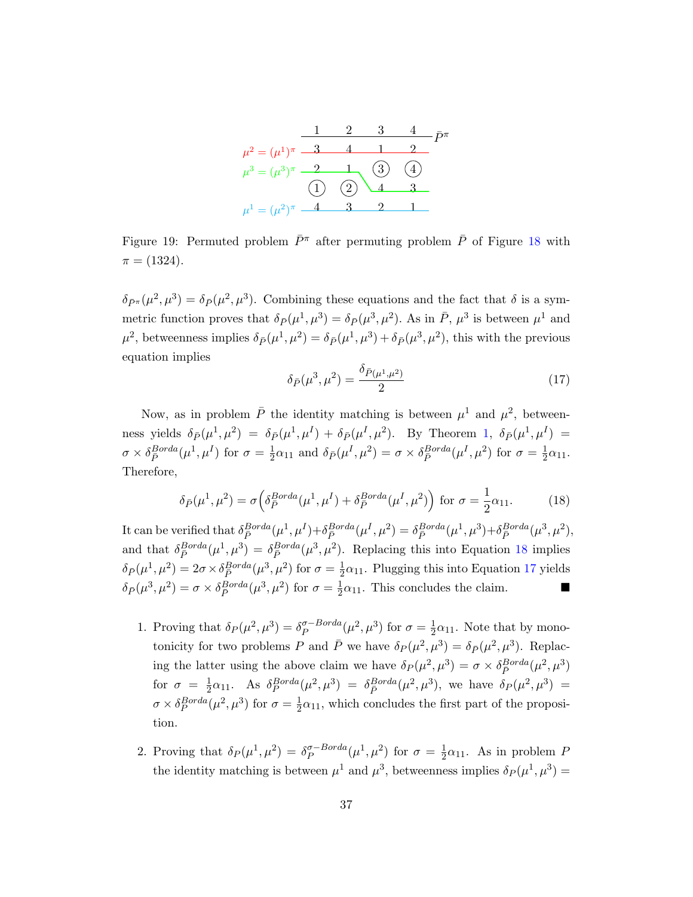Figure 19: Permuted problem $\bar{P}^\pi$ after permuting problem $\bar{P}$ of Figure 18 with $\pi = (1324)$.

$\delta_{\bar{P}^\pi}(\mu^2, \mu^3) = \delta_{\bar{P}}(\mu^2, \mu^3)$. Combining these equations and the fact that $\delta$ is a symmetric function proves that $\delta_{\bar{P}}(\mu^1, \mu^3) = \delta_{\bar{P}}(\mu^3, \mu^2)$. As in $\bar{P}$, $\mu^3$ is between $\mu^1$ and $\mu^2$, betweenness implies $\delta_{\bar{P}}(\mu^1, \mu^2) = \delta_{\bar{P}}(\mu^1, \mu^3) + \delta_{\bar{P}}(\mu^3, \mu^2)$, this with the previous equation implies

$$\delta_{\bar{P}}(\mu^3, \mu^2) = \frac{\delta_{\bar{P}(\mu^1,\mu^2)}}{2} \tag{17}$$

Now, as in problem $\bar{P}$ the identity matching is between $\mu^1$ and $\mu^2$, betweenness yields $\delta_{\bar{P}}(\mu^1, \mu^2) = \delta_{\bar{P}}(\mu^1, \mu^I) + \delta_{\bar{P}}(\mu^I, \mu^2)$. By Theorem 1, $\delta_{\bar{P}}(\mu^1, \mu^I) = \sigma \times \delta_{\bar{P}}^{Borda}(\mu^1, \mu^I)$ for $\sigma = \frac{1}{2}\alpha_{11}$ and $\delta_{\bar{P}}(\mu^I, \mu^2) = \sigma \times \delta_{\bar{P}}^{Borda}(\mu^I, \mu^2)$ for $\sigma = \frac{1}{2}\alpha_{11}$. Therefore,

$$\delta_{\bar{P}}(\mu^1, \mu^2) = \sigma\Big(\delta_{\bar{P}}^{Borda}(\mu^1, \mu^I) + \delta_{\bar{P}}^{Borda}(\mu^I, \mu^2)\Big) \text{ for } \sigma = \frac{1}{2}\alpha_{11}. \tag{18}$$

It can be verified that $\delta_{\bar{P}}^{Borda}(\mu^1, \mu^I) + \delta_{\bar{P}}^{Borda}(\mu^I, \mu^2) = \delta_{\bar{P}}^{Borda}(\mu^1, \mu^3) + \delta_{\bar{P}}^{Borda}(\mu^3, \mu^2)$, and that $\delta_{\bar{P}}^{Borda}(\mu^1, \mu^3) = \delta_{\bar{P}}^{Borda}(\mu^3, \mu^2)$. Replacing this into Equation 18 implies $\delta_{\bar{P}}(\mu^1, \mu^2) = 2\sigma \times \delta_{\bar{P}}^{Borda}(\mu^3, \mu^2)$ for $\sigma = \frac{1}{2}\alpha_{11}$. Plugging this into Equation 17 yields $\delta_{\bar{P}}(\mu^3, \mu^2) = \sigma \times \delta_{\bar{P}}^{Borda}(\mu^3, \mu^2)$ for $\sigma = \frac{1}{2}\alpha_{11}$. This concludes the claim. ∎

1. Proving that $\delta_P(\mu^2, \mu^3) = \delta_P^{\sigma-Borda}(\mu^2, \mu^3)$ for $\sigma = \frac{1}{2}\alpha_{11}$. Note that by monotonicity for two problems $P$ and $\bar{P}$ we have $\delta_P(\mu^2, \mu^3) = \delta_{\bar{P}}(\mu^2, \mu^3)$. Replacing the latter using the above claim we have $\delta_P(\mu^2, \mu^3) = \sigma \times \delta_{\bar{P}}^{Borda}(\mu^2, \mu^3)$ for $\sigma = \frac{1}{2}\alpha_{11}$. As $\delta_P^{Borda}(\mu^2, \mu^3) = \delta_{\bar{P}}^{Borda}(\mu^2, \mu^3)$, we have $\delta_P(\mu^2, \mu^3) = \sigma \times \delta_P^{Borda}(\mu^2, \mu^3)$ for $\sigma = \frac{1}{2}\alpha_{11}$, which concludes the first part of the proposition.

2. Proving that $\delta_P(\mu^1, \mu^2) = \delta_P^{\sigma-Borda}(\mu^1, \mu^2)$ for $\sigma = \frac{1}{2}\alpha_{11}$. As in problem $P$ the identity matching is between $\mu^1$ and $\mu^3$, betweenness implies $\delta_P(\mu^1, \mu^3) =$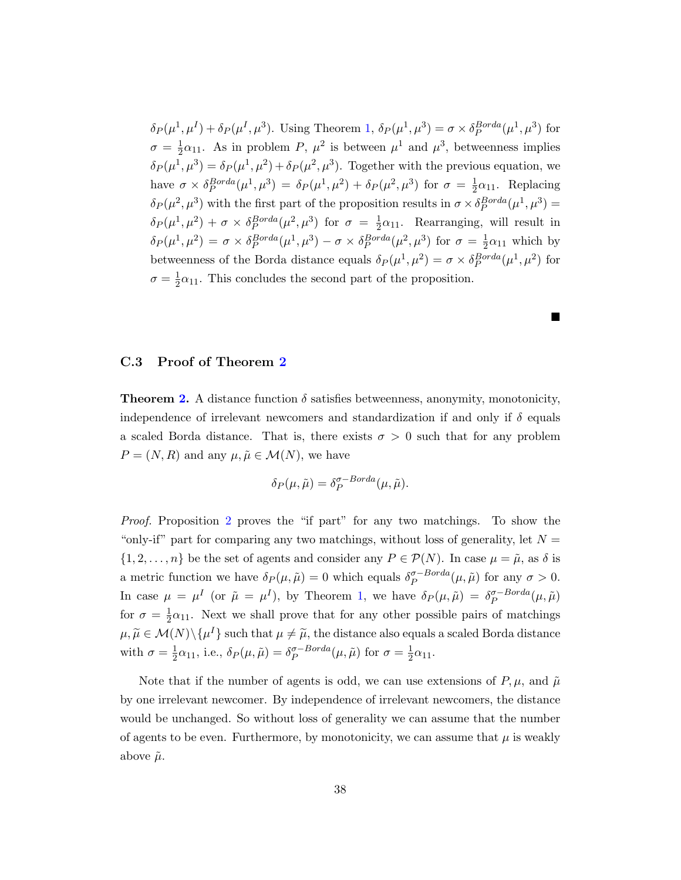$\delta_P(\mu^1, \mu^I) + \delta_P(\mu^I, \mu^3)$. Using Theorem 1, $\delta_P(\mu^1, \mu^3) = \sigma \times \delta_P^{Borda}(\mu^1, \mu^3)$ for $\sigma = \frac{1}{2}\alpha_{11}$. As in problem $P$, $\mu^2$ is between $\mu^1$ and $\mu^3$, betweenness implies $\delta_P(\mu^1, \mu^3) = \delta_P(\mu^1, \mu^2) + \delta_P(\mu^2, \mu^3)$. Together with the previous equation, we have $\sigma \times \delta_P^{Borda}(\mu^1, \mu^3) = \delta_P(\mu^1, \mu^2) + \delta_P(\mu^2, \mu^3)$ for $\sigma = \frac{1}{2}\alpha_{11}$. Replacing $\delta_P(\mu^2, \mu^3)$ with the first part of the proposition results in $\sigma \times \delta_P^{Borda}(\mu^1, \mu^3) = \delta_P(\mu^1, \mu^2) + \sigma \times \delta_P^{Borda}(\mu^2, \mu^3)$ for $\sigma = \frac{1}{2}\alpha_{11}$. Rearranging, will result in $\delta_P(\mu^1, \mu^2) = \sigma \times \delta_P^{Borda}(\mu^1, \mu^3) - \sigma \times \delta_P^{Borda}(\mu^2, \mu^3)$ for $\sigma = \frac{1}{2}\alpha_{11}$ which by betweenness of the Borda distance equals $\delta_P(\mu^1, \mu^2) = \sigma \times \delta_P^{Borda}(\mu^1, \mu^2)$ for $\sigma = \frac{1}{2}\alpha_{11}$. This concludes the second part of the proposition.

■

### C.3 Proof of Theorem 2

**Theorem 2.** A distance function $\delta$ satisfies betweenness, anonymity, monotonicity, independence of irrelevant newcomers and standardization if and only if $\delta$ equals a scaled Borda distance. That is, there exists $\sigma > 0$ such that for any problem $P = (N, R)$ and any $\mu, \tilde{\mu} \in \mathcal{M}(N)$, we have

$$\delta_P(\mu, \tilde{\mu}) = \delta_P^{\sigma-Borda}(\mu, \tilde{\mu}).$$

*Proof.* Proposition 2 proves the "if part" for any two matchings. To show the "only-if" part for comparing any two matchings, without loss of generality, let $N = \{1, 2, \ldots, n\}$ be the set of agents and consider any $P \in \mathcal{P}(N)$. In case $\mu = \tilde{\mu}$, as $\delta$ is a metric function we have $\delta_P(\mu, \tilde{\mu}) = 0$ which equals $\delta_P^{\sigma-Borda}(\mu, \tilde{\mu})$ for any $\sigma > 0$. In case $\mu = \mu^I$ (or $\tilde{\mu} = \mu^I$), by Theorem 1, we have $\delta_P(\mu, \tilde{\mu}) = \delta_P^{\sigma-Borda}(\mu, \tilde{\mu})$ for $\sigma = \frac{1}{2}\alpha_{11}$. Next we shall prove that for any other possible pairs of matchings $\mu, \tilde{\mu} \in \mathcal{M}(N) \backslash \{\mu^I\}$ such that $\mu \neq \tilde{\mu}$, the distance also equals a scaled Borda distance with $\sigma = \frac{1}{2}\alpha_{11}$, i.e., $\delta_P(\mu, \tilde{\mu}) = \delta_P^{\sigma-Borda}(\mu, \tilde{\mu})$ for $\sigma = \frac{1}{2}\alpha_{11}$.

Note that if the number of agents is odd, we can use extensions of $P, \mu$, and $\tilde{\mu}$ by one irrelevant newcomer. By independence of irrelevant newcomers, the distance would be unchanged. So without loss of generality we can assume that the number of agents to be even. Furthermore, by monotonicity, we can assume that $\mu$ is weakly above $\tilde{\mu}$.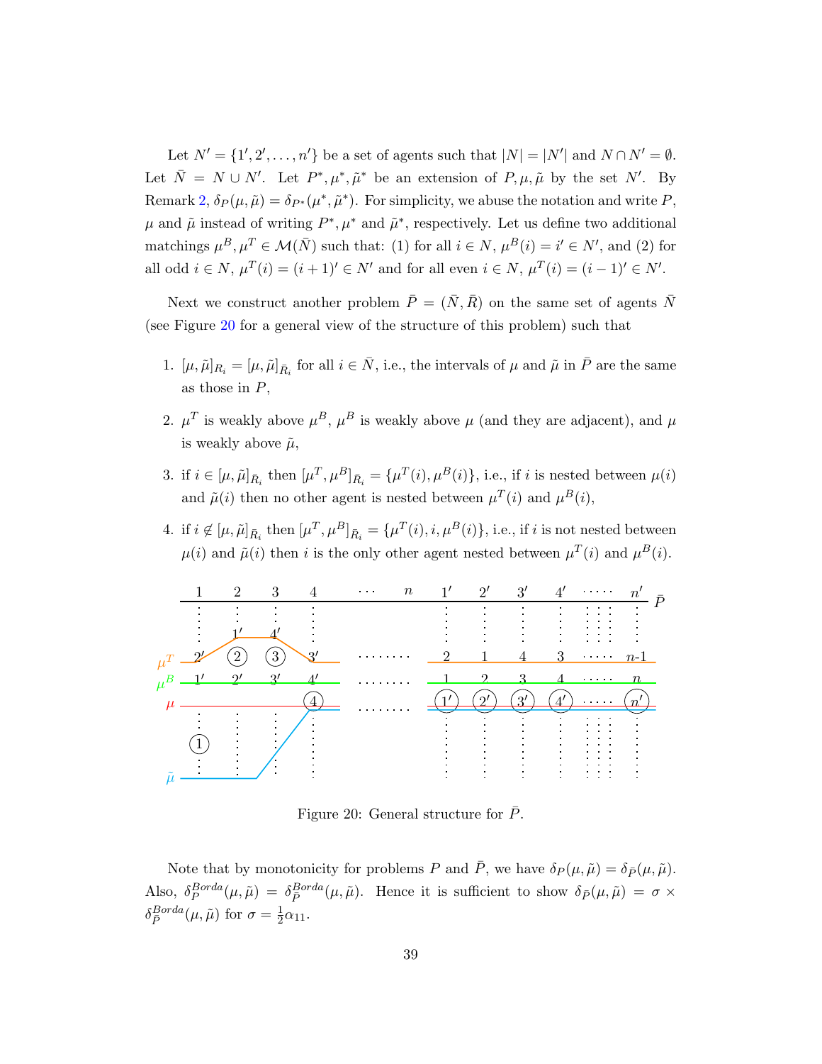Let $N' = \{1', 2', \ldots, n'\}$ be a set of agents such that $|N| = |N'|$ and $N \cap N' = \emptyset$. Let $\bar{N} = N \cup N'$. Let $P^*, \mu^*, \tilde{\mu}^*$ be an extension of $P, \mu, \tilde{\mu}$ by the set $N'$. By Remark 2, $\delta_P(\mu, \tilde{\mu}) = \delta_{P^*}(\mu^*, \tilde{\mu}^*)$. For simplicity, we abuse the notation and write $P$, $\mu$ and $\tilde{\mu}$ instead of writing $P^*, \mu^*$ and $\tilde{\mu}^*$, respectively. Let us define two additional matchings $\mu^B, \mu^T \in \mathcal{M}(\bar{N})$ such that: (1) for all $i \in N$, $\mu^B(i) = i' \in N'$, and (2) for all odd $i \in N$, $\mu^T(i) = (i+1)' \in N'$ and for all even $i \in N$, $\mu^T(i) = (i-1)' \in N'$.

Next we construct another problem $\bar{P} = (\bar{N}, \bar{R})$ on the same set of agents $\bar{N}$ (see Figure 20 for a general view of the structure of this problem) such that

1. $[\mu, \tilde{\mu}]_{R_i} = [\mu, \tilde{\mu}]_{\bar{R}_i}$ for all $i \in \bar{N}$, i.e., the intervals of $\mu$ and $\tilde{\mu}$ in $\bar{P}$ are the same as those in $P$,
2. $\mu^T$ is weakly above $\mu^B$, $\mu^B$ is weakly above $\mu$ (and they are adjacent), and $\mu$ is weakly above $\tilde{\mu}$,
3. if $i \in [\mu, \tilde{\mu}]_{\bar{R}_i}$ then $[\mu^T, \mu^B]_{\bar{R}_i} = \{\mu^T(i), \mu^B(i)\}$, i.e., if $i$ is nested between $\mu(i)$ and $\tilde{\mu}(i)$ then no other agent is nested between $\mu^T(i)$ and $\mu^B(i)$,
4. if $i \notin [\mu, \tilde{\mu}]_{\bar{R}_i}$ then $[\mu^T, \mu^B]_{\bar{R}_i} = \{\mu^T(i), i, \mu^B(i)\}$, i.e., if $i$ is not nested between $\mu(i)$ and $\tilde{\mu}(i)$ then $i$ is the only other agent nested between $\mu^T(i)$ and $\mu^B(i)$.

Figure 20: General structure for $\bar{P}$.

Note that by monotonicity for problems $P$ and $\bar{P}$, we have $\delta_P(\mu, \tilde{\mu}) = \delta_{\bar{P}}(\mu, \tilde{\mu})$. Also, $\delta_P^{Borda}(\mu, \tilde{\mu}) = \delta_{\bar{P}}^{Borda}(\mu, \tilde{\mu})$. Hence it is sufficient to show $\delta_{\bar{P}}(\mu, \tilde{\mu}) = \sigma \times \delta_{\bar{P}}^{Borda}(\mu, \tilde{\mu})$ for $\sigma = \frac{1}{2}\alpha_{11}$.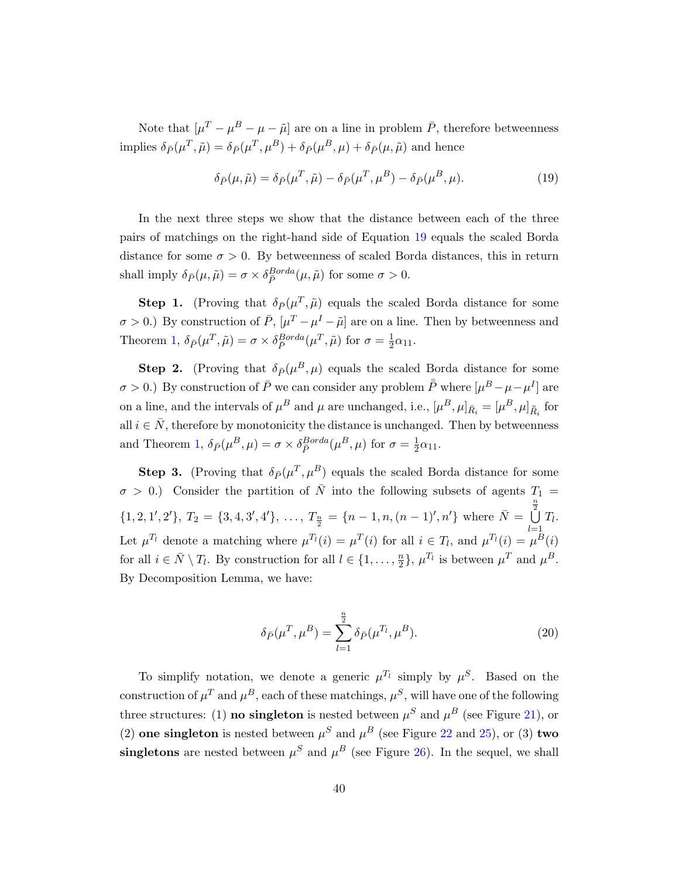Note that $[\mu^T - \mu^B - \mu - \tilde{\mu}]$ are on a line in problem $\bar{P}$, therefore betweenness implies $\delta_{\bar{P}}(\mu^T, \tilde{\mu}) = \delta_{\bar{P}}(\mu^T, \mu^B) + \delta_{\bar{P}}(\mu^B, \mu) + \delta_{\bar{P}}(\mu, \tilde{\mu})$ and hence

$$\delta_{\bar{P}}(\mu, \tilde{\mu}) = \delta_{\bar{P}}(\mu^T, \tilde{\mu}) - \delta_{\bar{P}}(\mu^T, \mu^B) - \delta_{\bar{P}}(\mu^B, \mu). \tag{19}$$

In the next three steps we show that the distance between each of the three pairs of matchings on the right-hand side of Equation 19 equals the scaled Borda distance for some $\sigma > 0$. By betweenness of scaled Borda distances, this in return shall imply $\delta_{\bar{P}}(\mu, \tilde{\mu}) = \sigma \times \delta_{\bar{P}}^{Borda}(\mu, \tilde{\mu})$ for some $\sigma > 0$.

**Step 1.** (Proving that $\delta_{\bar{P}}(\mu^T, \tilde{\mu})$ equals the scaled Borda distance for some $\sigma > 0$.) By construction of $\bar{P}$, $[\mu^T - \mu^I - \tilde{\mu}]$ are on a line. Then by betweenness and Theorem 1, $\delta_{\bar{P}}(\mu^T, \tilde{\mu}) = \sigma \times \delta_{\bar{P}}^{Borda}(\mu^T, \tilde{\mu})$ for $\sigma = \frac{1}{2}\alpha_{11}$.

**Step 2.** (Proving that $\delta_{\bar{P}}(\mu^B, \mu)$ equals the scaled Borda distance for some $\sigma > 0$.) By construction of $\bar{P}$ we can consider any problem $\bar{\bar{P}}$ where $[\mu^B - \mu - \mu^I]$ are on a line, and the intervals of $\mu^B$ and $\mu$ are unchanged, i.e., $[\mu^B, \mu]_{\bar{R}_i} = [\mu^B, \mu]_{\bar{\bar{R}}_i}$ for all $i \in \bar{N}$, therefore by monotonicity the distance is unchanged. Then by betweenness and Theorem 1, $\delta_{\bar{P}}(\mu^B, \mu) = \sigma \times \delta_{\bar{P}}^{Borda}(\mu^B, \mu)$ for $\sigma = \frac{1}{2}\alpha_{11}$.

**Step 3.** (Proving that $\delta_{\bar{P}}(\mu^T, \mu^B)$ equals the scaled Borda distance for some $\sigma > 0$.) Consider the partition of $\bar{N}$ into the following subsets of agents $T_1 = \{1, 2, 1', 2'\}$, $T_2 = \{3, 4, 3', 4'\}$, $\ldots$, $T_{\frac{n}{2}} = \{n-1, n, (n-1)', n'\}$ where $\bar{N} = \bigcup_{l=1}^{\frac{n}{2}} T_l$. Let $\mu^{T_l}$ denote a matching where $\mu^{T_l}(i) = \mu^T(i)$ for all $i \in T_l$, and $\mu^{T_l}(i) = \mu^B(i)$ for all $i \in \bar{N} \setminus T_l$. By construction for all $l \in \{1, \ldots, \frac{n}{2}\}$, $\mu^{T_l}$ is between $\mu^T$ and $\mu^B$. By Decomposition Lemma, we have:

$$\delta_{\bar{P}}(\mu^T, \mu^B) = \sum_{l=1}^{\frac{n}{2}} \delta_{\bar{P}}(\mu^{T_l}, \mu^B). \tag{20}$$

To simplify notation, we denote a generic $\mu^{T_l}$ simply by $\mu^S$. Based on the construction of $\mu^T$ and $\mu^B$, each of these matchings, $\mu^S$, will have one of the following three structures: (1) **no singleton** is nested between $\mu^S$ and $\mu^B$ (see Figure 21), or (2) **one singleton** is nested between $\mu^S$ and $\mu^B$ (see Figure 22 and 25), or (3) **two singletons** are nested between $\mu^S$ and $\mu^B$ (see Figure 26). In the sequel, we shall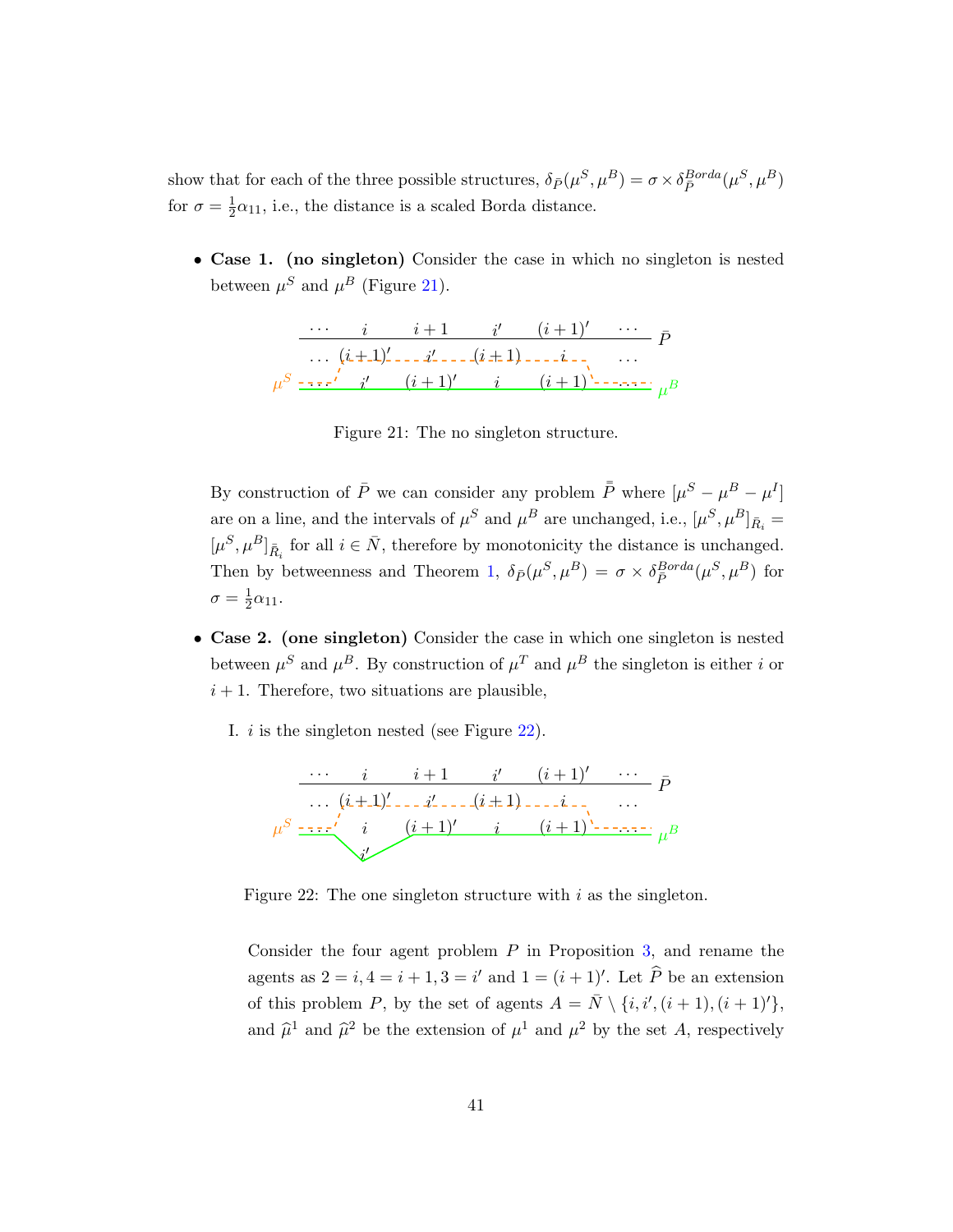show that for each of the three possible structures, $\delta_{\bar{P}}(\mu^S, \mu^B) = \sigma \times \delta_{\bar{P}}^{Borda}(\mu^S, \mu^B)$ for $\sigma = \frac{1}{2}\alpha_{11}$, i.e., the distance is a scaled Borda distance.

- **Case 1. (no singleton)** Consider the case in which no singleton is nested between $\mu^S$ and $\mu^B$ (Figure 21).

Figure 21: The no singleton structure.

By construction of $\bar{P}$ we can consider any problem $\bar{\bar{P}}$ where $[\mu^S - \mu^B - \mu^I]$ are on a line, and the intervals of $\mu^S$ and $\mu^B$ are unchanged, i.e., $[\mu^S, \mu^B]_{\bar{R}_i} = [\mu^S, \mu^B]_{\bar{\bar{R}}_i}$ for all $i \in \bar{N}$, therefore by monotonicity the distance is unchanged. Then by betweenness and Theorem 1, $\delta_{\bar{P}}(\mu^S, \mu^B) = \sigma \times \delta_{\bar{P}}^{Borda}(\mu^S, \mu^B)$ for $\sigma = \frac{1}{2}\alpha_{11}$.

- **Case 2. (one singleton)** Consider the case in which one singleton is nested between $\mu^S$ and $\mu^B$. By construction of $\mu^T$ and $\mu^B$ the singleton is either $i$ or $i + 1$. Therefore, two situations are plausible,

  I. $i$ is the singleton nested (see Figure 22).

  Figure 22: The one singleton structure with $i$ as the singleton.

  Consider the four agent problem $P$ in Proposition 3, and rename the agents as $2 = i, 4 = i + 1, 3 = i'$ and $1 = (i + 1)'$. Let $\widehat{P}$ be an extension of this problem $P$, by the set of agents $A = \bar{N} \setminus \{i, i', (i + 1), (i + 1)'\}$, and $\widehat{\mu}^1$ and $\widehat{\mu}^2$ be the extension of $\mu^1$ and $\mu^2$ by the set $A$, respectively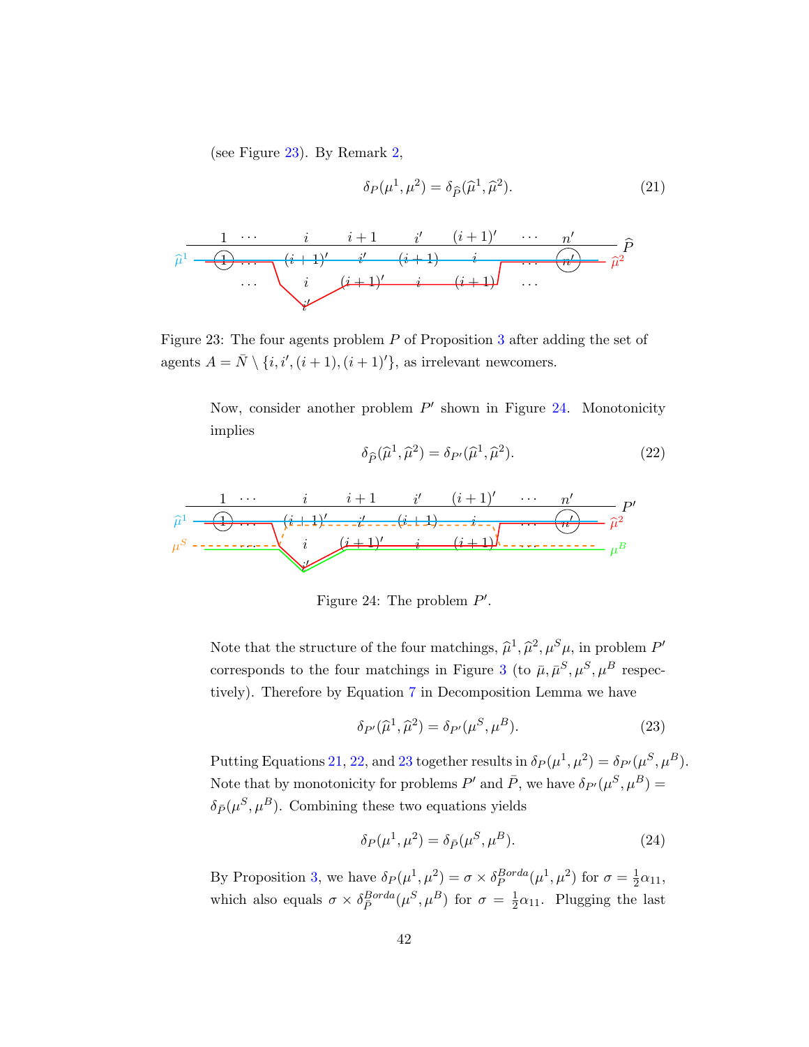(see Figure 23). By Remark 2,

$$\delta_P(\mu^1, \mu^2) = \delta_{\widehat{P}}(\widehat{\mu}^1, \widehat{\mu}^2). \tag{21}$$

Figure 23: The four agents problem $P$ of Proposition 3 after adding the set of agents $A = \bar{N} \setminus \{i, i', (i+1), (i+1)'\}$, as irrelevant newcomers.

Now, consider another problem $P'$ shown in Figure 24. Monotonicity implies

$$\delta_{\widehat{P}}(\widehat{\mu}^1, \widehat{\mu}^2) = \delta_{P'}(\widehat{\mu}^1, \widehat{\mu}^2). \tag{22}$$

Figure 24: The problem $P'$.

Note that the structure of the four matchings, $\widehat{\mu}^1, \widehat{\mu}^2, \mu^S \mu$, in problem $P'$ corresponds to the four matchings in Figure 3 (to $\bar{\mu}, \bar{\mu}^S, \mu^S, \mu^B$ respectively). Therefore by Equation 7 in Decomposition Lemma we have

$$\delta_{P'}(\widehat{\mu}^1, \widehat{\mu}^2) = \delta_{P'}(\mu^S, \mu^B). \tag{23}$$

Putting Equations 21, 22, and 23 together results in $\delta_P(\mu^1, \mu^2) = \delta_{P'}(\mu^S, \mu^B)$. Note that by monotonicity for problems $P'$ and $\bar{P}$, we have $\delta_{P'}(\mu^S, \mu^B) = \delta_{\bar{P}}(\mu^S, \mu^B)$. Combining these two equations yields

$$\delta_P(\mu^1, \mu^2) = \delta_{\bar{P}}(\mu^S, \mu^B). \tag{24}$$

By Proposition 3, we have $\delta_P(\mu^1, \mu^2) = \sigma \times \delta_P^{Borda}(\mu^1, \mu^2)$ for $\sigma = \frac{1}{2}\alpha_{11}$, which also equals $\sigma \times \delta_{\bar{P}}^{Borda}(\mu^S, \mu^B)$ for $\sigma = \frac{1}{2}\alpha_{11}$. Plugging the last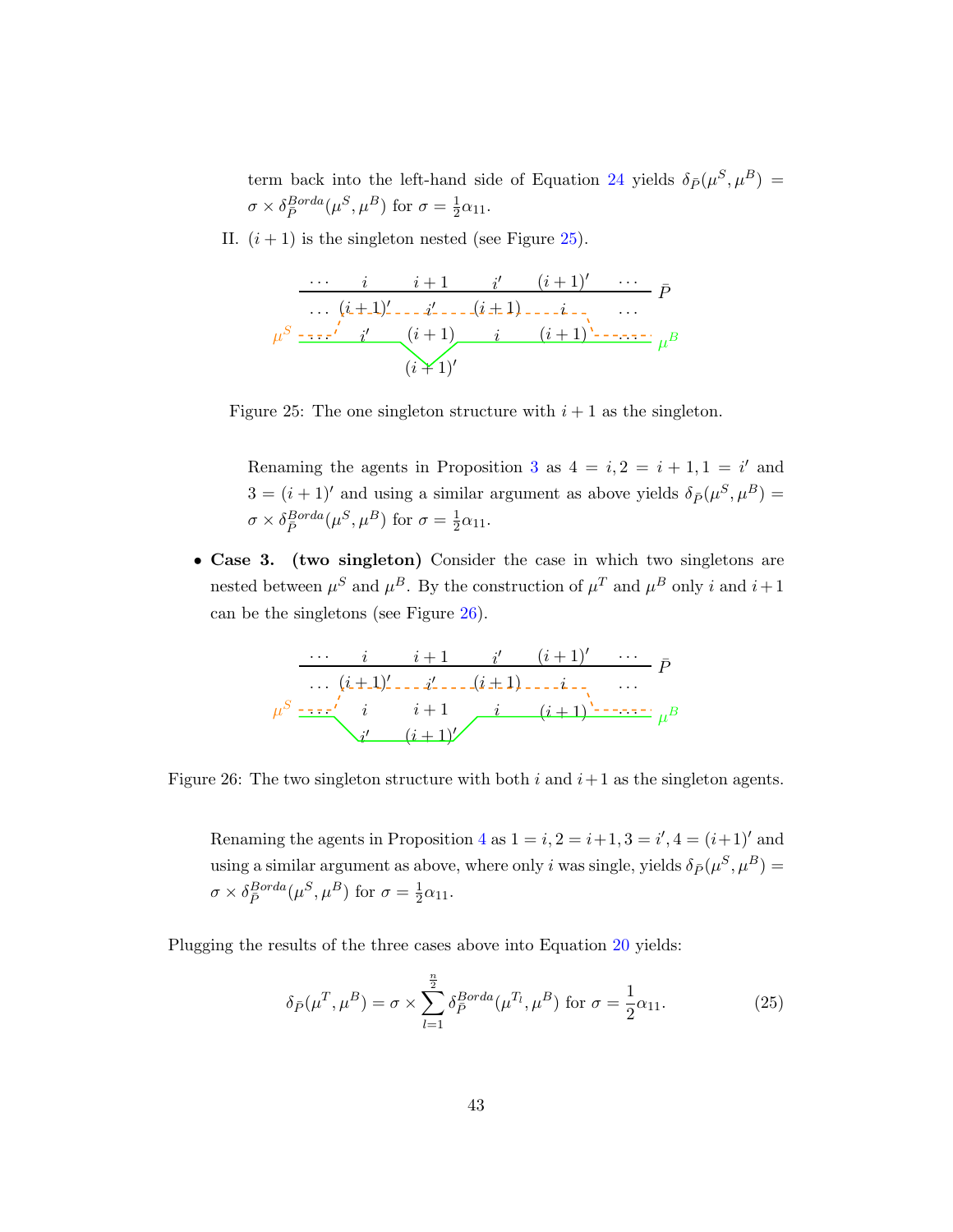term back into the left-hand side of Equation 24 yields $\delta_{\bar{P}}(\mu^S, \mu^B) = \sigma \times \delta_{\bar{P}}^{Borda}(\mu^S, \mu^B)$ for $\sigma = \frac{1}{2}\alpha_{11}$.

II. $(i+1)$ is the singleton nested (see Figure 25).

Figure 25: The one singleton structure with $i+1$ as the singleton.

Renaming the agents in Proposition 3 as $4 = i, 2 = i+1, 1 = i'$ and $3 = (i+1)'$ and using a similar argument as above yields $\delta_{\bar{P}}(\mu^S, \mu^B) = \sigma \times \delta_{\bar{P}}^{Borda}(\mu^S, \mu^B)$ for $\sigma = \frac{1}{2}\alpha_{11}$.

- **Case 3. (two singleton)** Consider the case in which two singletons are nested between $\mu^S$ and $\mu^B$. By the construction of $\mu^T$ and $\mu^B$ only $i$ and $i+1$ can be the singletons (see Figure 26).

Figure 26: The two singleton structure with both $i$ and $i+1$ as the singleton agents.

Renaming the agents in Proposition 4 as $1 = i, 2 = i+1, 3 = i', 4 = (i+1)'$ and using a similar argument as above, where only $i$ was single, yields $\delta_{\bar{P}}(\mu^S, \mu^B) = \sigma \times \delta_{\bar{P}}^{Borda}(\mu^S, \mu^B)$ for $\sigma = \frac{1}{2}\alpha_{11}$.

Plugging the results of the three cases above into Equation 20 yields:

$$\delta_{\bar{P}}(\mu^T, \mu^B) = \sigma \times \sum_{l=1}^{\frac{n}{2}} \delta_{\bar{P}}^{Borda}(\mu^{T_l}, \mu^B) \text{ for } \sigma = \frac{1}{2}\alpha_{11}. \tag{25}$$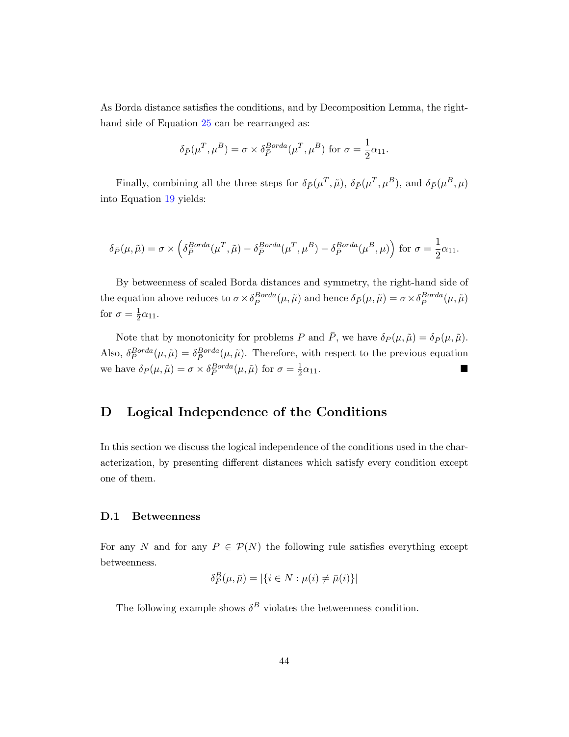As Borda distance satisfies the conditions, and by Decomposition Lemma, the right-hand side of Equation 25 can be rearranged as:

$$\delta_{\bar{P}}(\mu^T, \mu^B) = \sigma \times \delta_{\bar{P}}^{Borda}(\mu^T, \mu^B) \text{ for } \sigma = \frac{1}{2}\alpha_{11}.$$

Finally, combining all the three steps for $\delta_{\bar{P}}(\mu^T, \tilde{\mu})$, $\delta_{\bar{P}}(\mu^T, \mu^B)$, and $\delta_{\bar{P}}(\mu^B, \mu)$ into Equation 19 yields:

$$\delta_{\bar{P}}(\mu, \tilde{\mu}) = \sigma \times \left( \delta_{\bar{P}}^{Borda}(\mu^T, \tilde{\mu}) - \delta_{\bar{P}}^{Borda}(\mu^T, \mu^B) - \delta_{\bar{P}}^{Borda}(\mu^B, \mu) \right) \text{ for } \sigma = \frac{1}{2}\alpha_{11}.$$

By betweenness of scaled Borda distances and symmetry, the right-hand side of the equation above reduces to $\sigma \times \delta_{\bar{P}}^{Borda}(\mu, \tilde{\mu})$ and hence $\delta_{\bar{P}}(\mu, \tilde{\mu}) = \sigma \times \delta_{\bar{P}}^{Borda}(\mu, \tilde{\mu})$ for $\sigma = \frac{1}{2}\alpha_{11}$.

Note that by monotonicity for problems $P$ and $\bar{P}$, we have $\delta_P(\mu, \tilde{\mu}) = \delta_{\bar{P}}(\mu, \tilde{\mu})$. Also, $\delta_P^{Borda}(\mu, \tilde{\mu}) = \delta_{\bar{P}}^{Borda}(\mu, \tilde{\mu})$. Therefore, with respect to the previous equation we have $\delta_P(\mu, \tilde{\mu}) = \sigma \times \delta_P^{Borda}(\mu, \tilde{\mu})$ for $\sigma = \frac{1}{2}\alpha_{11}$. ■

# D Logical Independence of the Conditions

In this section we discuss the logical independence of the conditions used in the characterization, by presenting different distances which satisfy every condition except one of them.

## D.1 Betweenness

For any $N$ and for any $P \in \mathcal{P}(N)$ the following rule satisfies everything except betweenness.

$$\delta_P^B(\mu, \bar{\mu}) = |\{i \in N : \mu(i) \neq \bar{\mu}(i)\}|$$

The following example shows $\delta^B$ violates the betweenness condition.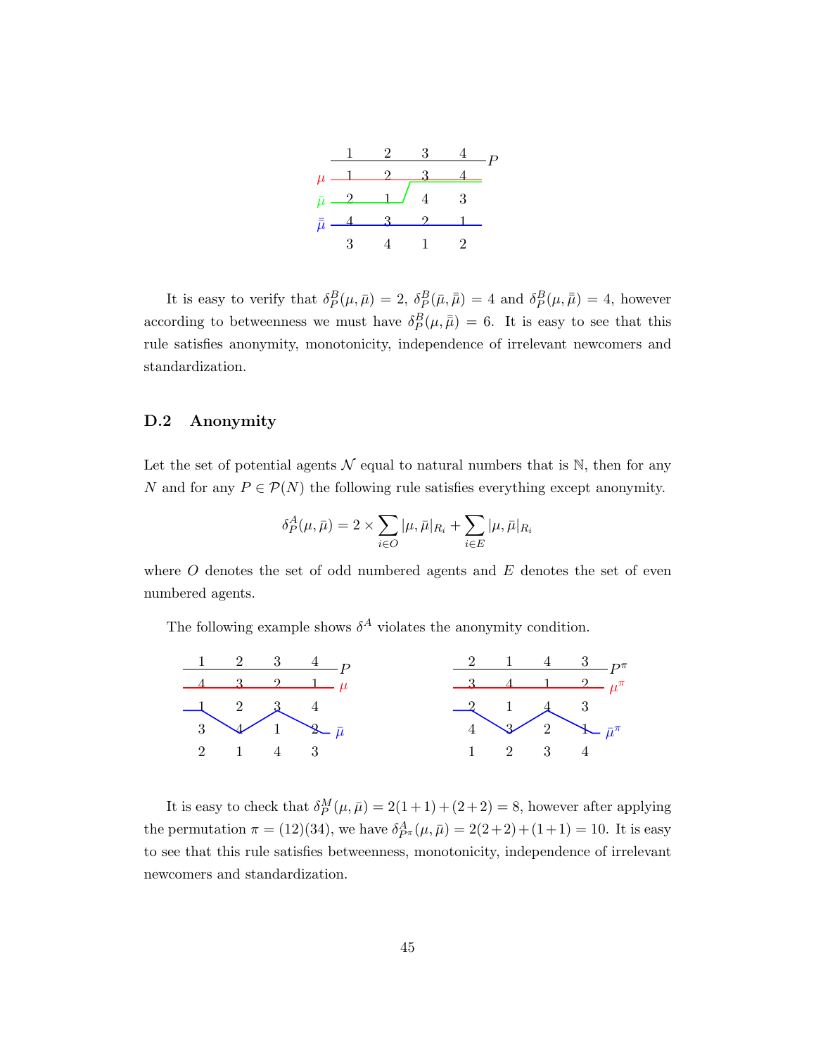| 1 | 2 | 3 | 4 | $P$ |
|---|---|---|---|---|
| 1 | 2 | 3 | 4 | $\mu$ |
| 2 | 1 | 4 | 3 | $\bar{\mu}$ |
| 4 | 3 | 2 | 1 | $\bar{\bar{\mu}}$ |
| 3 | 4 | 1 | 2 | |

It is easy to verify that $\delta_P^B(\mu, \bar{\mu}) = 2$, $\delta_P^B(\bar{\mu}, \bar{\bar{\mu}}) = 4$ and $\delta_P^B(\mu, \bar{\bar{\mu}}) = 4$, however according to betweenness we must have $\delta_P^B(\mu, \bar{\bar{\mu}}) = 6$. It is easy to see that this rule satisfies anonymity, monotonicity, independence of irrelevant newcomers and standardization.

### D.2 Anonymity

Let the set of potential agents $\mathcal{N}$ equal to natural numbers that is $\mathbb{N}$, then for any $N$ and for any $P \in \mathcal{P}(N)$ the following rule satisfies everything except anonymity.

$$\delta_P^A(\mu, \bar{\mu}) = 2 \times \sum_{i \in O} |\mu, \bar{\mu}|_{R_i} + \sum_{i \in E} |\mu, \bar{\mu}|_{R_i}$$

where $O$ denotes the set of odd numbered agents and $E$ denotes the set of even numbered agents.

The following example shows $\delta^A$ violates the anonymity condition.

| 1 | 2 | 3 | 4 | $P$ |
|---|---|---|---|---|
| 4 | 3 | 2 | 1 | $\mu$ |
| 1 | 2 | 3 | 4 | |
| 3 | 4 | 1 | 2 | $\bar{\mu}$ |
| 2 | 1 | 4 | 3 | |

| 2 | 1 | 4 | 3 | $P^\pi$ |
|---|---|---|---|---|
| 3 | 4 | 1 | 2 | $\mu^\pi$ |
| 2 | 1 | 4 | 3 | |
| 4 | 3 | 2 | 1 | $\bar{\mu}^\pi$ |
| 1 | 2 | 3 | 4 | |

It is easy to check that $\delta_P^M(\mu, \bar{\mu}) = 2(1+1) + (2+2) = 8$, however after applying the permutation $\pi = (12)(34)$, we have $\delta_{P^\pi}^A(\mu, \bar{\mu}) = 2(2+2) + (1+1) = 10$. It is easy to see that this rule satisfies betweenness, monotonicity, independence of irrelevant newcomers and standardization.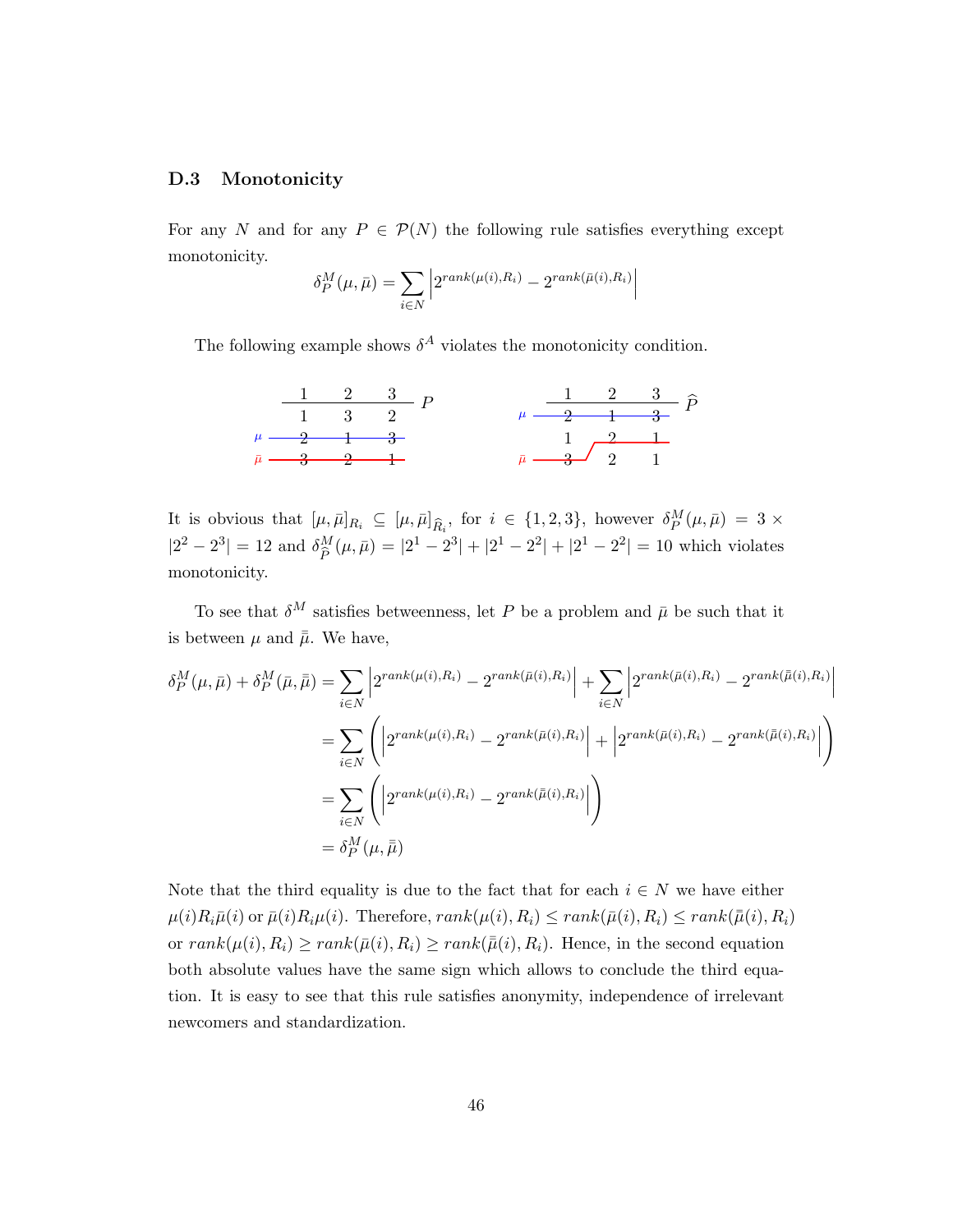### D.3 Monotonicity

For any $N$ and for any $P \in \mathcal{P}(N)$ the following rule satisfies everything except monotonicity.

$$\delta_P^M(\mu, \bar{\mu}) = \sum_{i \in N} \left| 2^{rank(\mu(i), R_i)} - 2^{rank(\bar{\mu}(i), R_i)} \right|$$

The following example shows $\delta^A$ violates the monotonicity condition.

| | 1 | 2 | 3 | $P$ |
|---|---|---|---|---|
| | 1 | 3 | 2 | |
| $\mu$ | 2 | 1 | 3 | |
| $\bar{\mu}$ | 3 | 2 | 1 | |

| | 1 | 2 | 3 | $\widehat{P}$ |
|---|---|---|---|---|
| $\mu$ | 2 | 1 | 3 | |
| | 1 | 2 | 1 | |
| $\bar{\mu}$ | 3 | 2 | 1 | |

It is obvious that $[\mu, \bar{\mu}]_{R_i} \subseteq [\mu, \bar{\mu}]_{\widehat{R}_i}$, for $i \in \{1, 2, 3\}$, however $\delta_P^M(\mu, \bar{\mu}) = 3 \times |2^2 - 2^3| = 12$ and $\delta_{\widehat{P}}^M(\mu, \bar{\mu}) = |2^1 - 2^3| + |2^1 - 2^2| + |2^1 - 2^2| = 10$ which violates monotonicity.

To see that $\delta^M$ satisfies betweenness, let $P$ be a problem and $\bar{\mu}$ be such that it is between $\mu$ and $\bar{\bar{\mu}}$. We have,

$$\begin{aligned}
\delta_P^M(\mu, \bar{\mu}) + \delta_P^M(\bar{\mu}, \bar{\bar{\mu}}) &= \sum_{i \in N} \left| 2^{rank(\mu(i), R_i)} - 2^{rank(\bar{\mu}(i), R_i)} \right| + \sum_{i \in N} \left| 2^{rank(\bar{\mu}(i), R_i)} - 2^{rank(\bar{\bar{\mu}}(i), R_i)} \right| \\
&= \sum_{i \in N} \left( \left| 2^{rank(\mu(i), R_i)} - 2^{rank(\bar{\mu}(i), R_i)} \right| + \left| 2^{rank(\bar{\mu}(i), R_i)} - 2^{rank(\bar{\bar{\mu}}(i), R_i)} \right| \right) \\
&= \sum_{i \in N} \left( \left| 2^{rank(\mu(i), R_i)} - 2^{rank(\bar{\bar{\mu}}(i), R_i)} \right| \right) \\
&= \delta_P^M(\mu, \bar{\bar{\mu}})
\end{aligned}$$

Note that the third equality is due to the fact that for each $i \in N$ we have either $\mu(i) R_i \bar{\mu}(i)$ or $\bar{\mu}(i) R_i \mu(i)$. Therefore, $rank(\mu(i), R_i) \leq rank(\bar{\mu}(i), R_i) \leq rank(\bar{\bar{\mu}}(i), R_i)$ or $rank(\mu(i), R_i) \geq rank(\bar{\mu}(i), R_i) \geq rank(\bar{\bar{\mu}}(i), R_i)$. Hence, in the second equation both absolute values have the same sign which allows to conclude the third equation. It is easy to see that this rule satisfies anonymity, independence of irrelevant newcomers and standardization.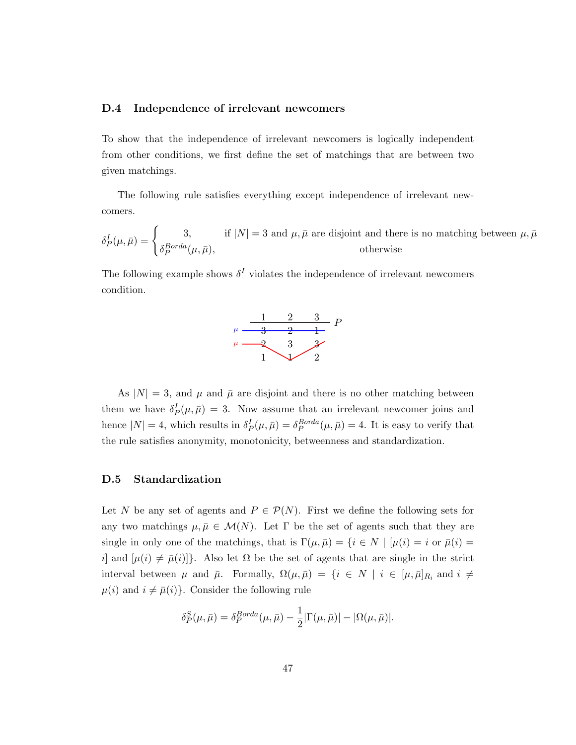### D.4 Independence of irrelevant newcomers

To show that the independence of irrelevant newcomers is logically independent from other conditions, we first define the set of matchings that are between two given matchings.

The following rule satisfies everything except independence of irrelevant newcomers.

$$\delta_P^I(\mu,\bar{\mu}) = \begin{cases} 3, & \text{if } |N| = 3 \text{ and } \mu,\bar{\mu} \text{ are disjoint and there is no matching between } \mu,\bar{\mu} \\ \delta_P^{Borda}(\mu,\bar{\mu}), & \text{otherwise} \end{cases}$$

The following example shows $\delta^I$ violates the independence of irrelevant newcomers condition.

| | 1 | 2 | 3 | $P$ |
|---|---|---|---|---|
| $\mu$ | 3 | 2 | 1 | |
| $\bar{\mu}$ | 2 | 3 | 3 | |
| | 1 | 1 | 2 | |

As $|N| = 3$, and $\mu$ and $\bar{\mu}$ are disjoint and there is no other matching between them we have $\delta_P^I(\mu,\bar{\mu}) = 3$. Now assume that an irrelevant newcomer joins and hence $|N| = 4$, which results in $\delta_P^I(\mu,\bar{\mu}) = \delta_P^{Borda}(\mu,\bar{\mu}) = 4$. It is easy to verify that the rule satisfies anonymity, monotonicity, betweenness and standardization.

### D.5 Standardization

Let $N$ be any set of agents and $P \in \mathcal{P}(N)$. First we define the following sets for any two matchings $\mu,\bar{\mu} \in \mathcal{M}(N)$. Let $\Gamma$ be the set of agents such that they are single in only one of the matchings, that is $\Gamma(\mu,\bar{\mu}) = \{i \in N \mid [\mu(i) = i \text{ or } \bar{\mu}(i) = i] \text{ and } [\mu(i) \neq \bar{\mu}(i)]\}$. Also let $\Omega$ be the set of agents that are single in the strict interval between $\mu$ and $\bar{\mu}$. Formally, $\Omega(\mu,\bar{\mu}) = \{i \in N \mid i \in [\mu,\bar{\mu}]_{R_i} \text{ and } i \neq \mu(i) \text{ and } i \neq \bar{\mu}(i)\}$. Consider the following rule

$$\delta_P^S(\mu,\bar{\mu}) = \delta_P^{Borda}(\mu,\bar{\mu}) - \frac{1}{2}|\Gamma(\mu,\bar{\mu})| - |\Omega(\mu,\bar{\mu})|.$$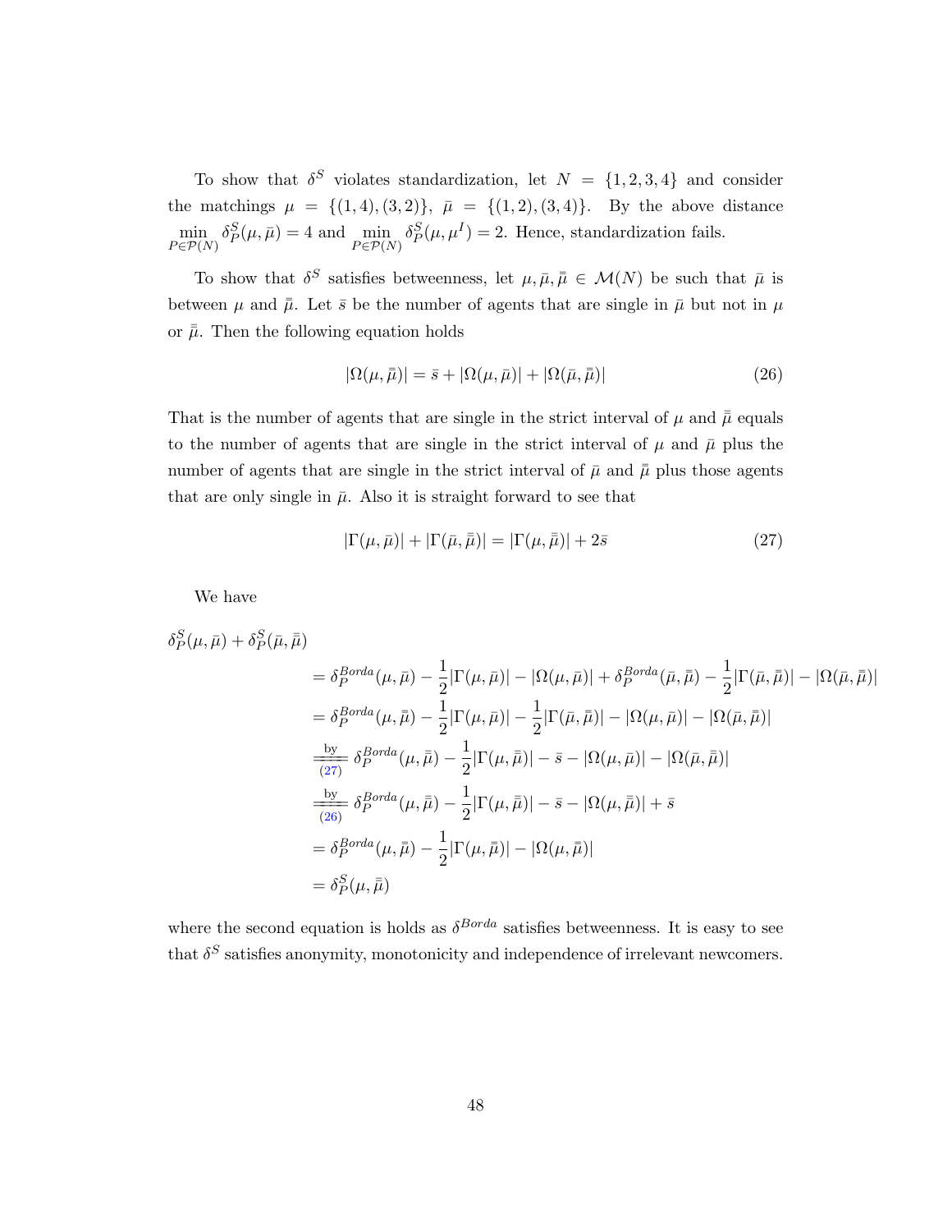To show that $\delta^S$ violates standardization, let $N = \{1,2,3,4\}$ and consider the matchings $\mu = \{(1,4),(3,2)\}$, $\bar{\mu} = \{(1,2),(3,4)\}$. By the above distance $\min_{P\in\mathcal{P}(N)} \delta_P^S(\mu,\bar{\mu}) = 4$ and $\min_{P\in\mathcal{P}(N)} \delta_P^S(\mu,\mu^I) = 2$. Hence, standardization fails.

To show that $\delta^S$ satisfies betweenness, let $\mu, \bar{\mu}, \bar{\bar{\mu}} \in \mathcal{M}(N)$ be such that $\bar{\mu}$ is between $\mu$ and $\bar{\bar{\mu}}$. Let $\bar{s}$ be the number of agents that are single in $\bar{\mu}$ but not in $\mu$ or $\bar{\bar{\mu}}$. Then the following equation holds

$$|\Omega(\mu,\bar{\bar{\mu}})| = \bar{s} + |\Omega(\mu,\bar{\mu})| + |\Omega(\bar{\mu},\bar{\bar{\mu}})| \tag{26}$$

That is the number of agents that are single in the strict interval of $\mu$ and $\bar{\bar{\mu}}$ equals to the number of agents that are single in the strict interval of $\mu$ and $\bar{\mu}$ plus the number of agents that are single in the strict interval of $\bar{\mu}$ and $\bar{\bar{\mu}}$ plus those agents that are only single in $\bar{\mu}$. Also it is straight forward to see that

$$|\Gamma(\mu,\bar{\mu})| + |\Gamma(\bar{\mu},\bar{\bar{\mu}})| = |\Gamma(\mu,\bar{\bar{\mu}})| + 2\bar{s} \tag{27}$$

We have

$$
\begin{aligned}
&\delta_P^S(\mu,\bar{\mu}) + \delta_P^S(\bar{\mu},\bar{\bar{\mu}}) \\
&= \delta_P^{Borda}(\mu,\bar{\mu}) - \frac{1}{2}|\Gamma(\mu,\bar{\mu})| - |\Omega(\mu,\bar{\mu})| + \delta_P^{Borda}(\bar{\mu},\bar{\bar{\mu}}) - \frac{1}{2}|\Gamma(\bar{\mu},\bar{\bar{\mu}})| - |\Omega(\bar{\mu},\bar{\bar{\mu}})| \\
&= \delta_P^{Borda}(\mu,\bar{\bar{\mu}}) - \frac{1}{2}|\Gamma(\mu,\bar{\mu})| - \frac{1}{2}|\Gamma(\bar{\mu},\bar{\bar{\mu}})| - |\Omega(\mu,\bar{\mu})| - |\Omega(\bar{\mu},\bar{\bar{\mu}})| \\
&\overset{\text{by (27)}}{=} \delta_P^{Borda}(\mu,\bar{\bar{\mu}}) - \frac{1}{2}|\Gamma(\mu,\bar{\bar{\mu}})| - \bar{s} - |\Omega(\mu,\bar{\mu})| - |\Omega(\bar{\mu},\bar{\bar{\mu}})| \\
&\overset{\text{by (26)}}{=} \delta_P^{Borda}(\mu,\bar{\bar{\mu}}) - \frac{1}{2}|\Gamma(\mu,\bar{\bar{\mu}})| - \bar{s} - |\Omega(\mu,\bar{\bar{\mu}})| + \bar{s} \\
&= \delta_P^{Borda}(\mu,\bar{\bar{\mu}}) - \frac{1}{2}|\Gamma(\mu,\bar{\bar{\mu}})| - |\Omega(\mu,\bar{\bar{\mu}})| \\
&= \delta_P^S(\mu,\bar{\bar{\mu}})
\end{aligned}
$$

where the second equation is holds as $\delta^{Borda}$ satisfies betweenness. It is easy to see that $\delta^S$ satisfies anonymity, monotonicity and independence of irrelevant newcomers.